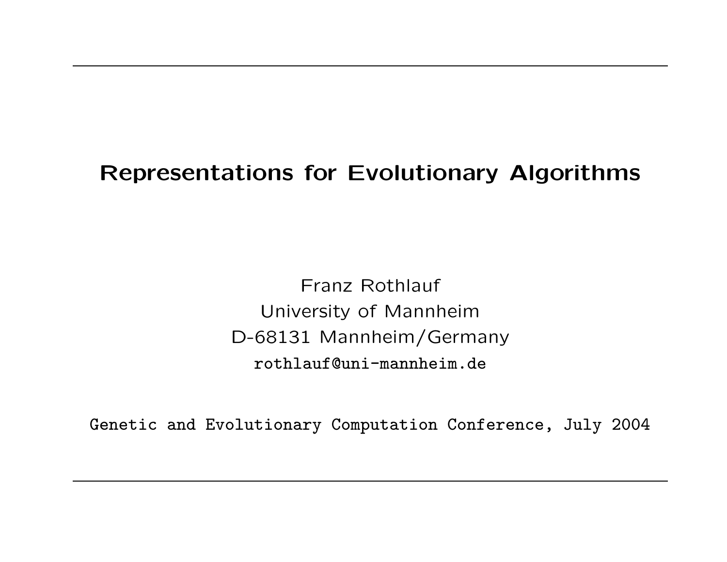# Representations for Evolutionary Algorithms

Franz Rothlauf
University of Mannheim
D-68131 Mannheim/Germany
rothlauf@uni-mannheim.de

Genetic and Evolutionary Computation Conference, July 2004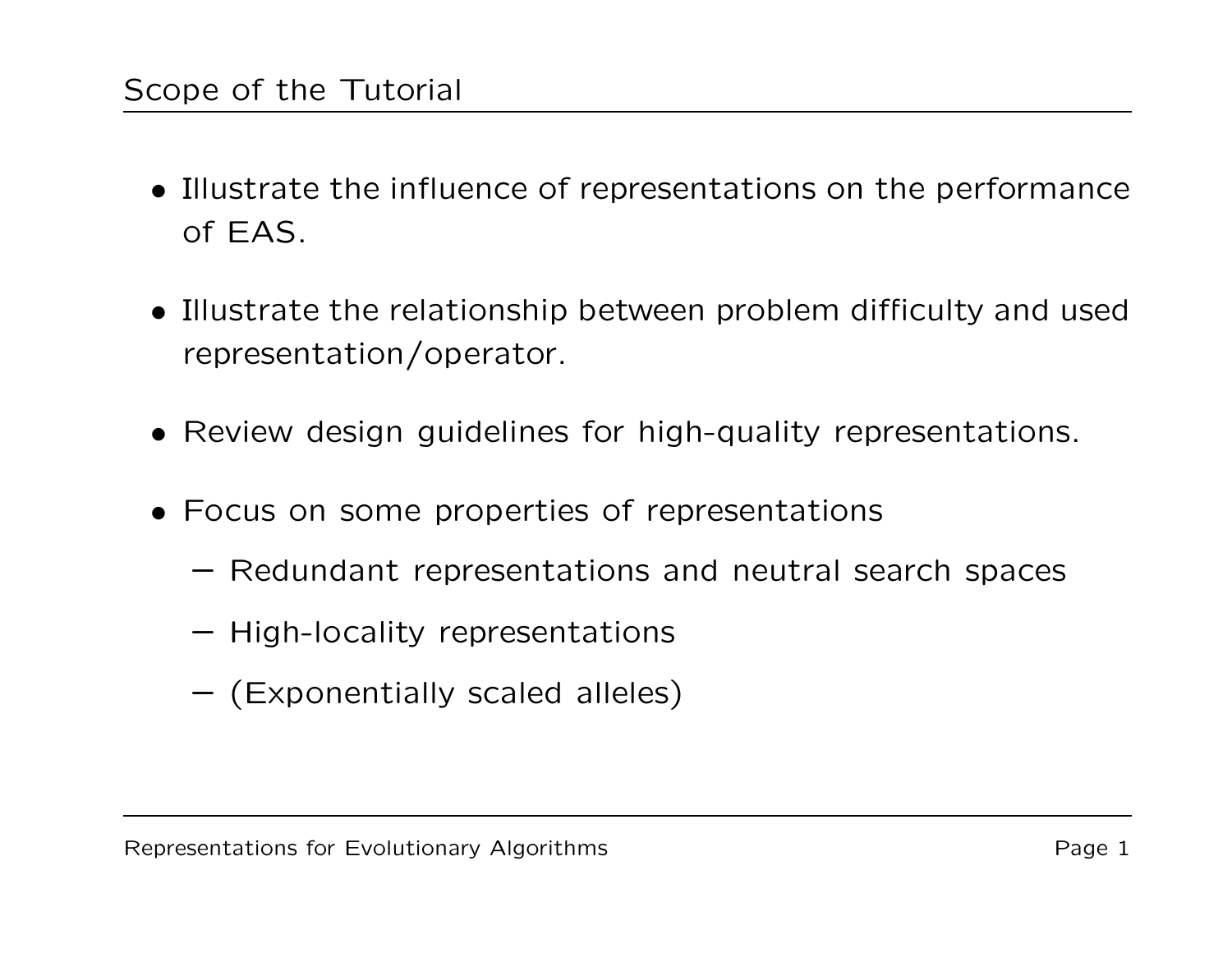## Scope of the Tutorial

- Illustrate the influence of representations on the performance of EAS.
- Illustrate the relationship between problem difficulty and used representation/operator.
- Review design guidelines for high-quality representations.
- Focus on some properties of representations
  - Redundant representations and neutral search spaces
  - High-locality representations
  - (Exponentially scaled alleles)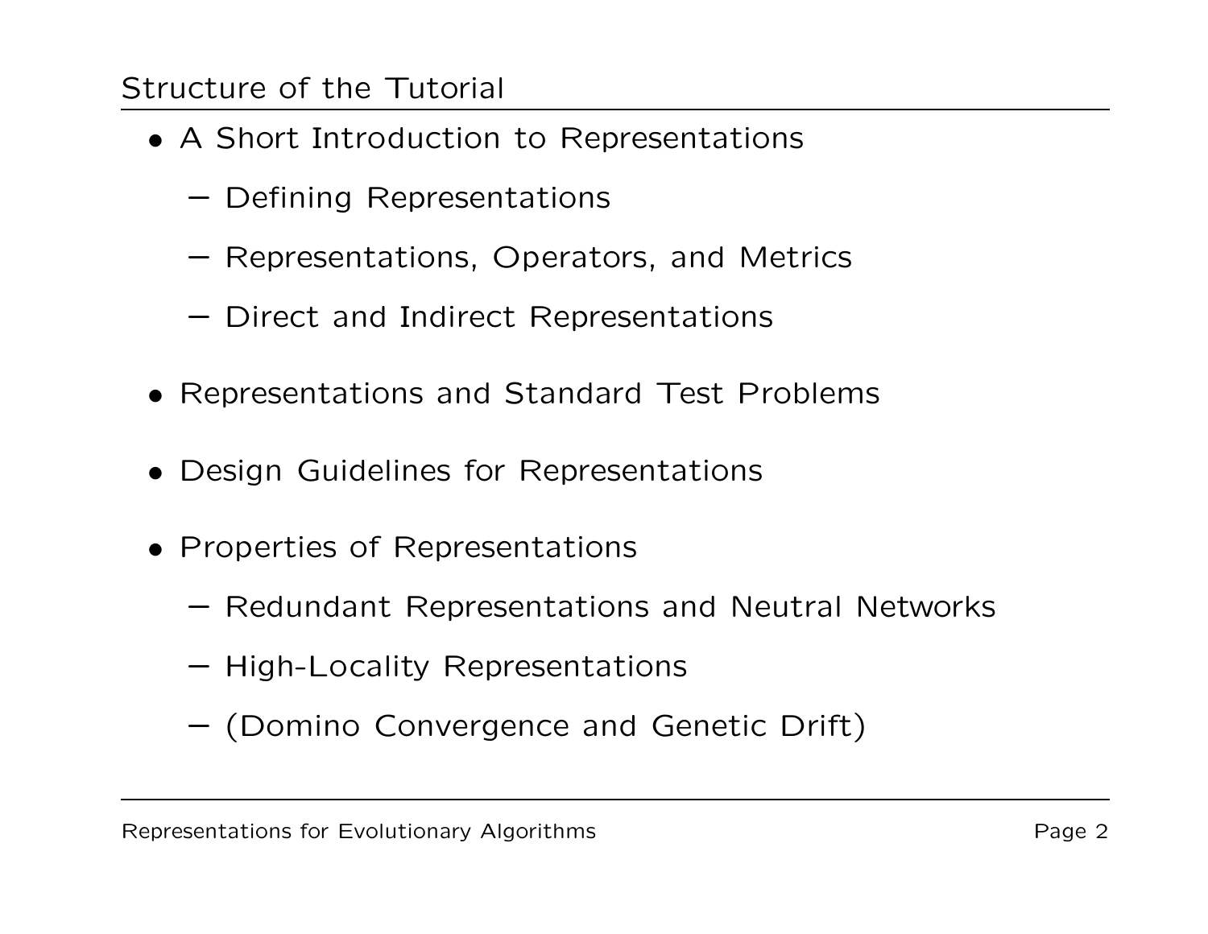## Structure of the Tutorial

- A Short Introduction to Representations
  - Defining Representations
  - Representations, Operators, and Metrics
  - Direct and Indirect Representations
- Representations and Standard Test Problems
- Design Guidelines for Representations
- Properties of Representations
  - Redundant Representations and Neutral Networks
  - High-Locality Representations
  - (Domino Convergence and Genetic Drift)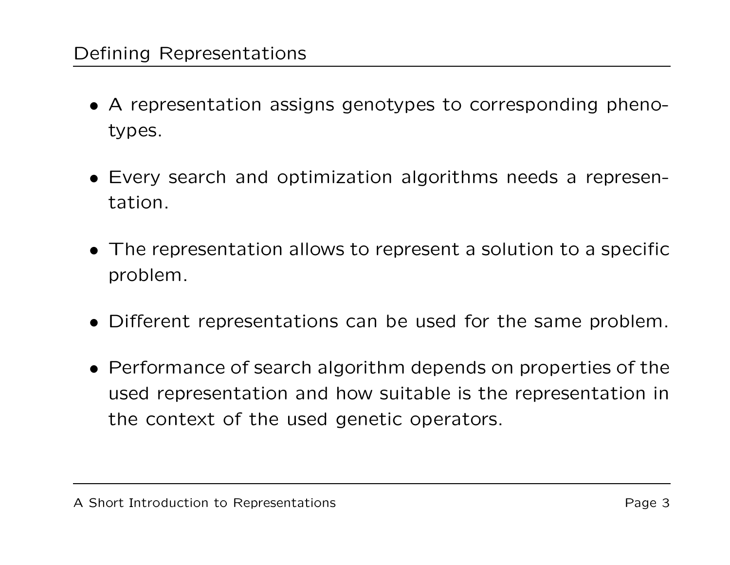## Defining Representations

- A representation assigns genotypes to corresponding phenotypes.
- Every search and optimization algorithms needs a representation.
- The representation allows to represent a solution to a specific problem.
- Different representations can be used for the same problem.
- Performance of search algorithm depends on properties of the used representation and how suitable is the representation in the context of the used genetic operators.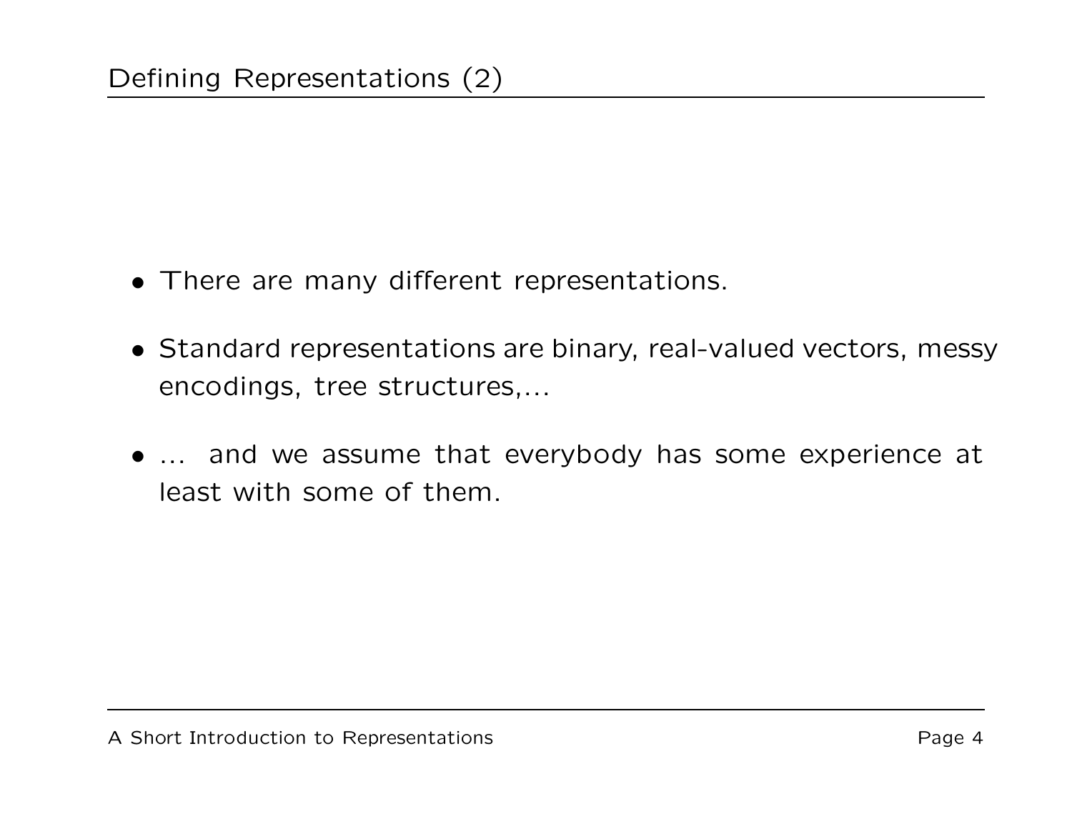## Defining Representations (2)

- There are many different representations.
- Standard representations are binary, real-valued vectors, messy encodings, tree structures,...
- ... and we assume that everybody has some experience at least with some of them.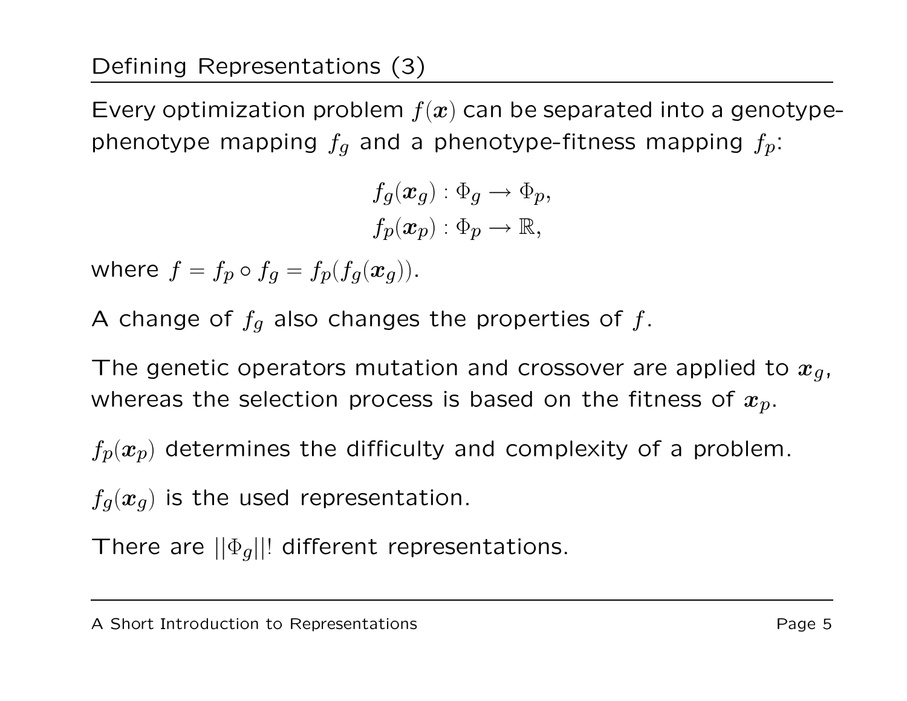## Defining Representations (3)

Every optimization problem $f(\boldsymbol{x})$ can be separated into a genotype-phenotype mapping $f_g$ and a phenotype-fitness mapping $f_p$:

$$
\begin{aligned}
f_g(\boldsymbol{x}_g) &: \Phi_g \rightarrow \Phi_p, \\
f_p(\boldsymbol{x}_p) &: \Phi_p \rightarrow \mathbb{R},
\end{aligned}
$$

where $f = f_p \circ f_g = f_p(f_g(\boldsymbol{x}_g))$.

A change of $f_g$ also changes the properties of $f$.

The genetic operators mutation and crossover are applied to $\boldsymbol{x}_g$, whereas the selection process is based on the fitness of $\boldsymbol{x}_p$.

$f_p(\boldsymbol{x}_p)$ determines the difficulty and complexity of a problem.

$f_g(\boldsymbol{x}_g)$ is the used representation.

There are $||\Phi_g||!$ different representations.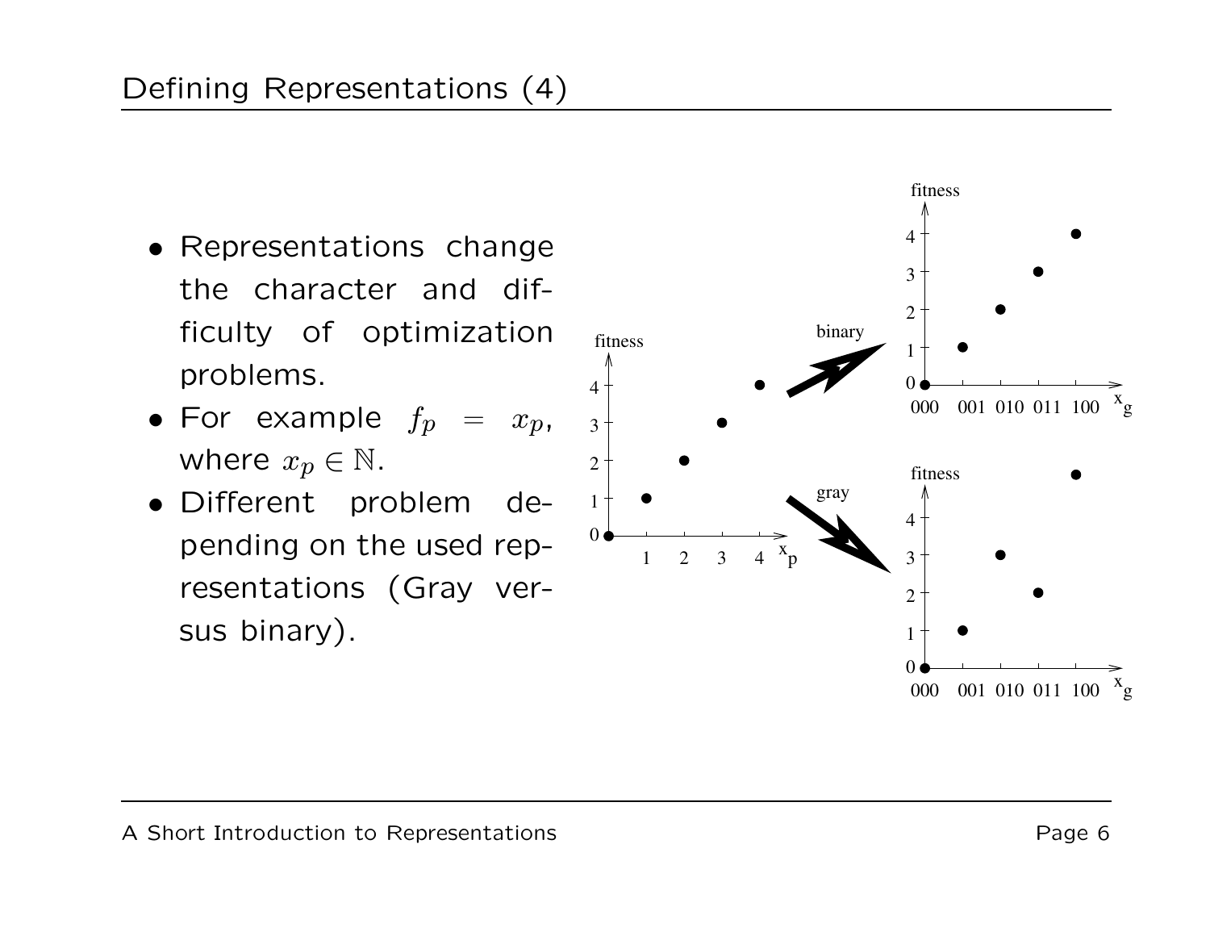# Defining Representations (4)

- Representations change the character and difficulty of optimization problems.
- For example $f_p = x_p$, where $x_p \in \mathbb{N}$.
- Different problem depending on the used representations (Gray versus binary).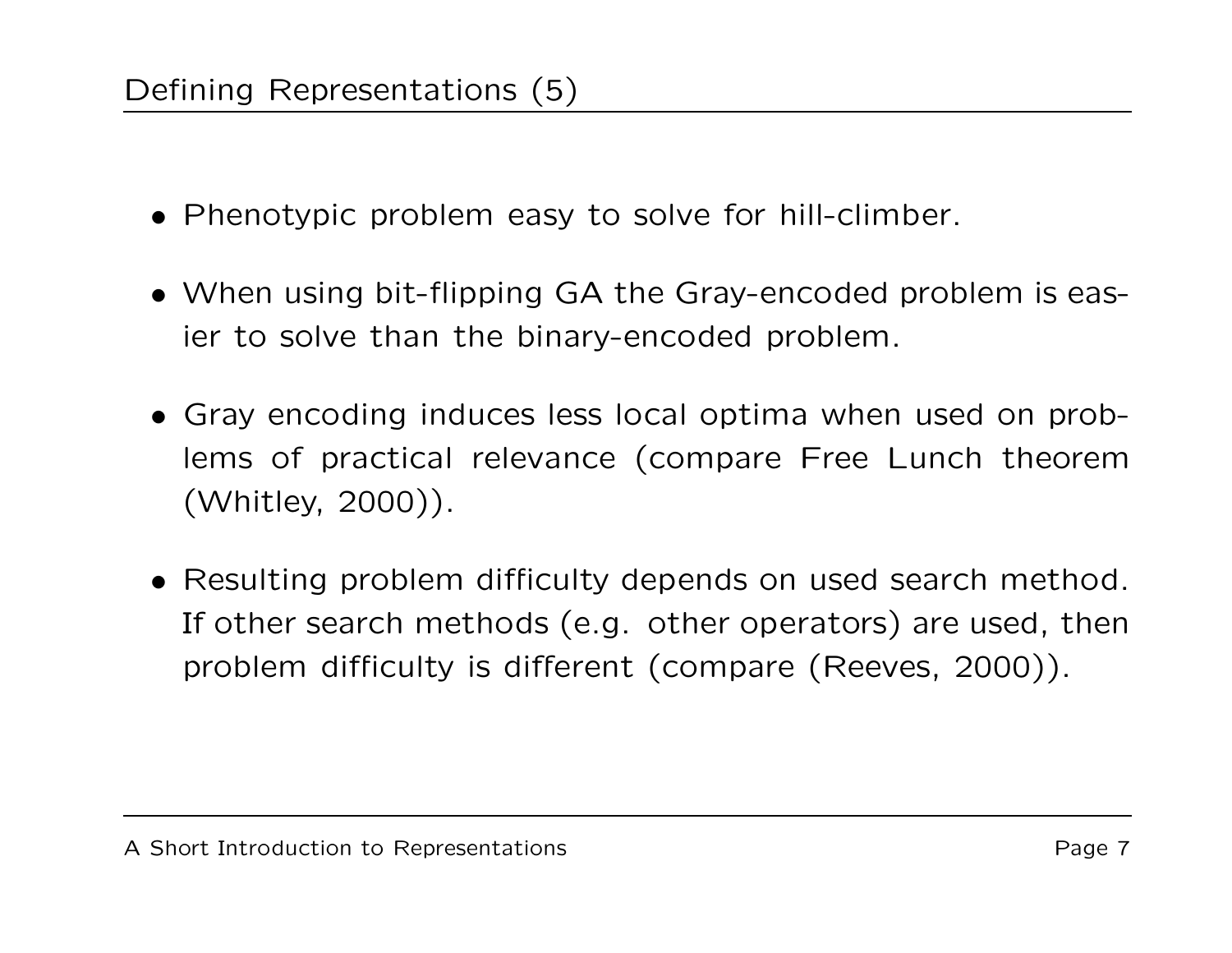## Defining Representations (5)

- Phenotypic problem easy to solve for hill-climber.
- When using bit-flipping GA the Gray-encoded problem is easier to solve than the binary-encoded problem.
- Gray encoding induces less local optima when used on problems of practical relevance (compare Free Lunch theorem (Whitley, 2000)).
- Resulting problem difficulty depends on used search method. If other search methods (e.g. other operators) are used, then problem difficulty is different (compare (Reeves, 2000)).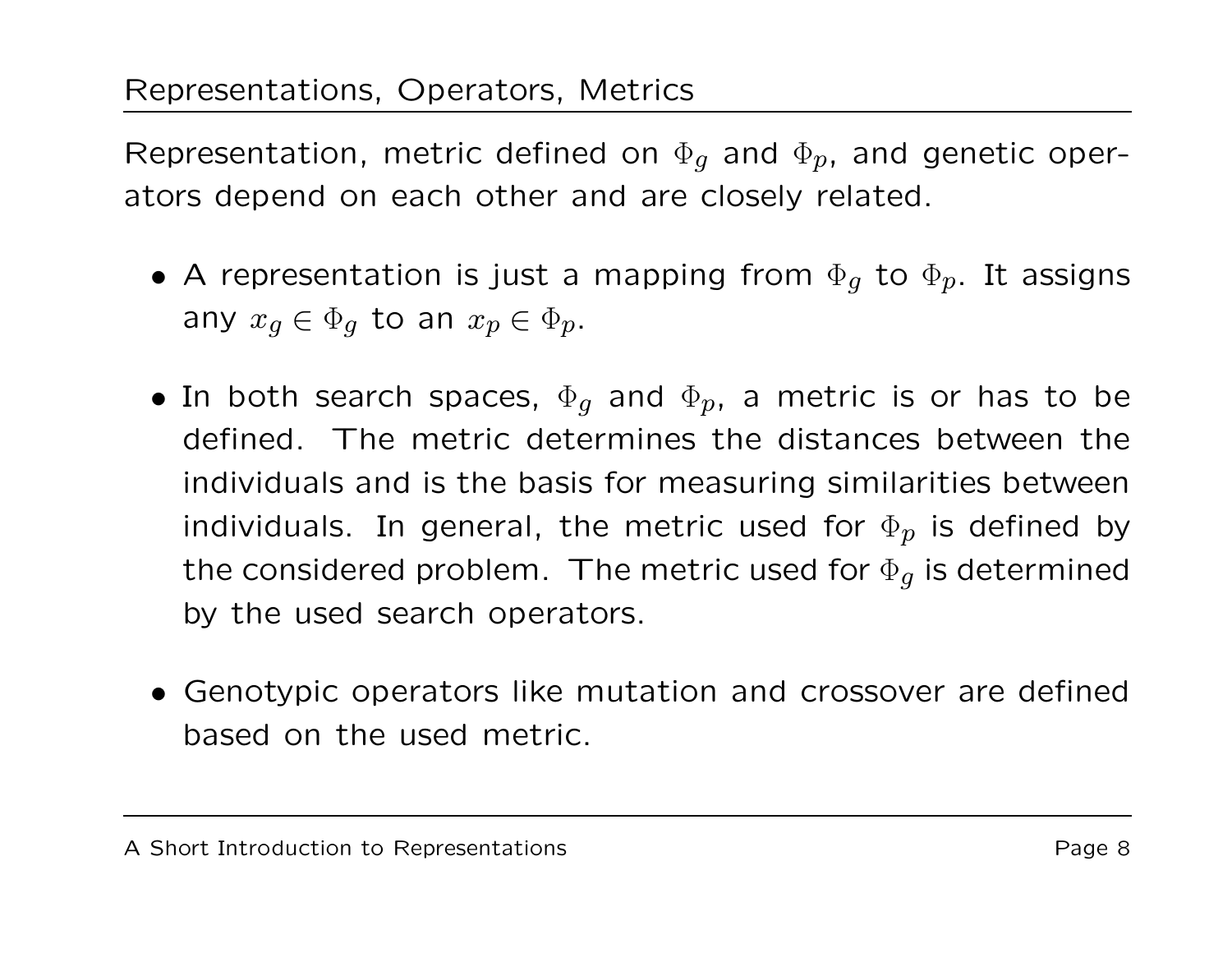## Representations, Operators, Metrics

Representation, metric defined on $\Phi_g$ and $\Phi_p$, and genetic operators depend on each other and are closely related.

- A representation is just a mapping from $\Phi_g$ to $\Phi_p$. It assigns any $x_g \in \Phi_g$ to an $x_p \in \Phi_p$.

- In both search spaces, $\Phi_g$ and $\Phi_p$, a metric is or has to be defined. The metric determines the distances between the individuals and is the basis for measuring similarities between individuals. In general, the metric used for $\Phi_p$ is defined by the considered problem. The metric used for $\Phi_g$ is determined by the used search operators.

- Genotypic operators like mutation and crossover are defined based on the used metric.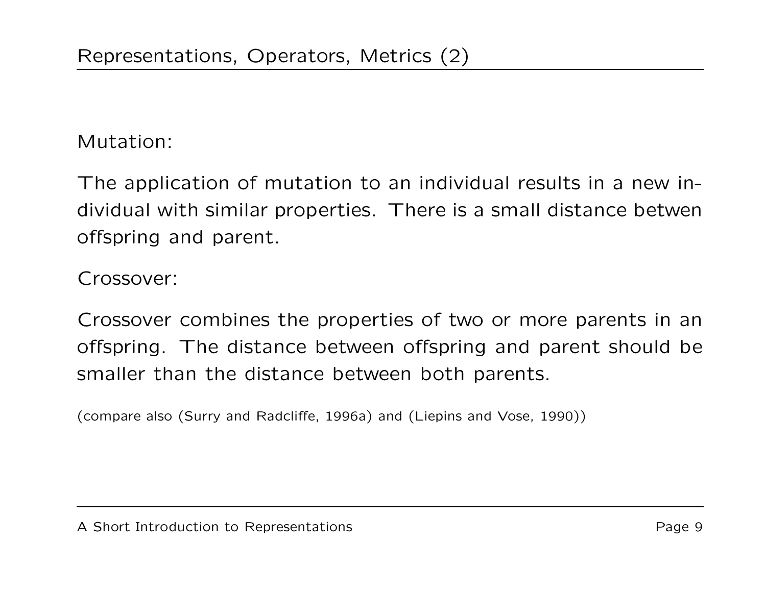## Representations, Operators, Metrics (2)

Mutation:

The application of mutation to an individual results in a new individual with similar properties. There is a small distance betwen offspring and parent.

Crossover:

Crossover combines the properties of two or more parents in an offspring. The distance between offspring and parent should be smaller than the distance between both parents.

(compare also (Surry and Radcliffe, 1996a) and (Liepins and Vose, 1990))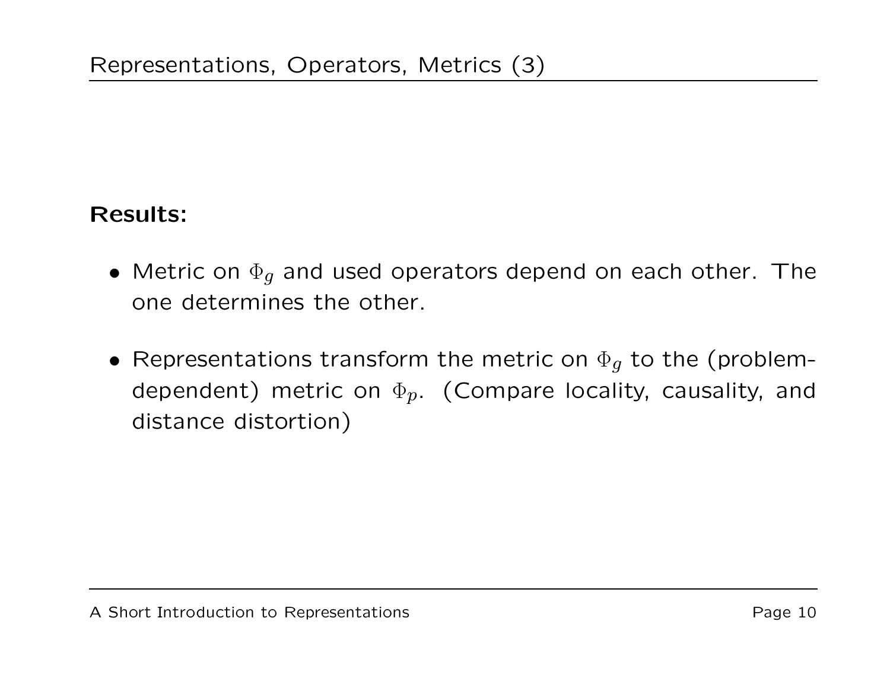## Representations, Operators, Metrics (3)

**Results:**

- Metric on $\Phi_g$ and used operators depend on each other. The one determines the other.
- Representations transform the metric on $\Phi_g$ to the (problem-dependent) metric on $\Phi_p$. (Compare locality, causality, and distance distortion)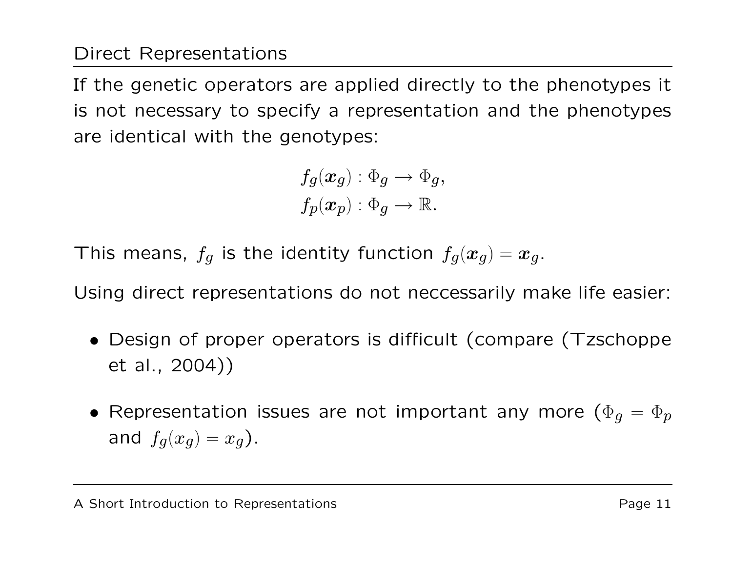# Direct Representations

If the genetic operators are applied directly to the phenotypes it is not necessary to specify a representation and the phenotypes are identical with the genotypes:

$$f_g(\boldsymbol{x}_g) : \Phi_g \to \Phi_g,$$
$$f_p(\boldsymbol{x}_p) : \Phi_g \to \mathbb{R}.$$

This means, $f_g$ is the identity function $f_g(\boldsymbol{x}_g) = \boldsymbol{x}_g$.

Using direct representations do not neccessarily make life easier:

- Design of proper operators is difficult (compare (Tzschoppe et al., 2004))
- Representation issues are not important any more ($\Phi_g = \Phi_p$ and $f_g(x_g) = x_g$).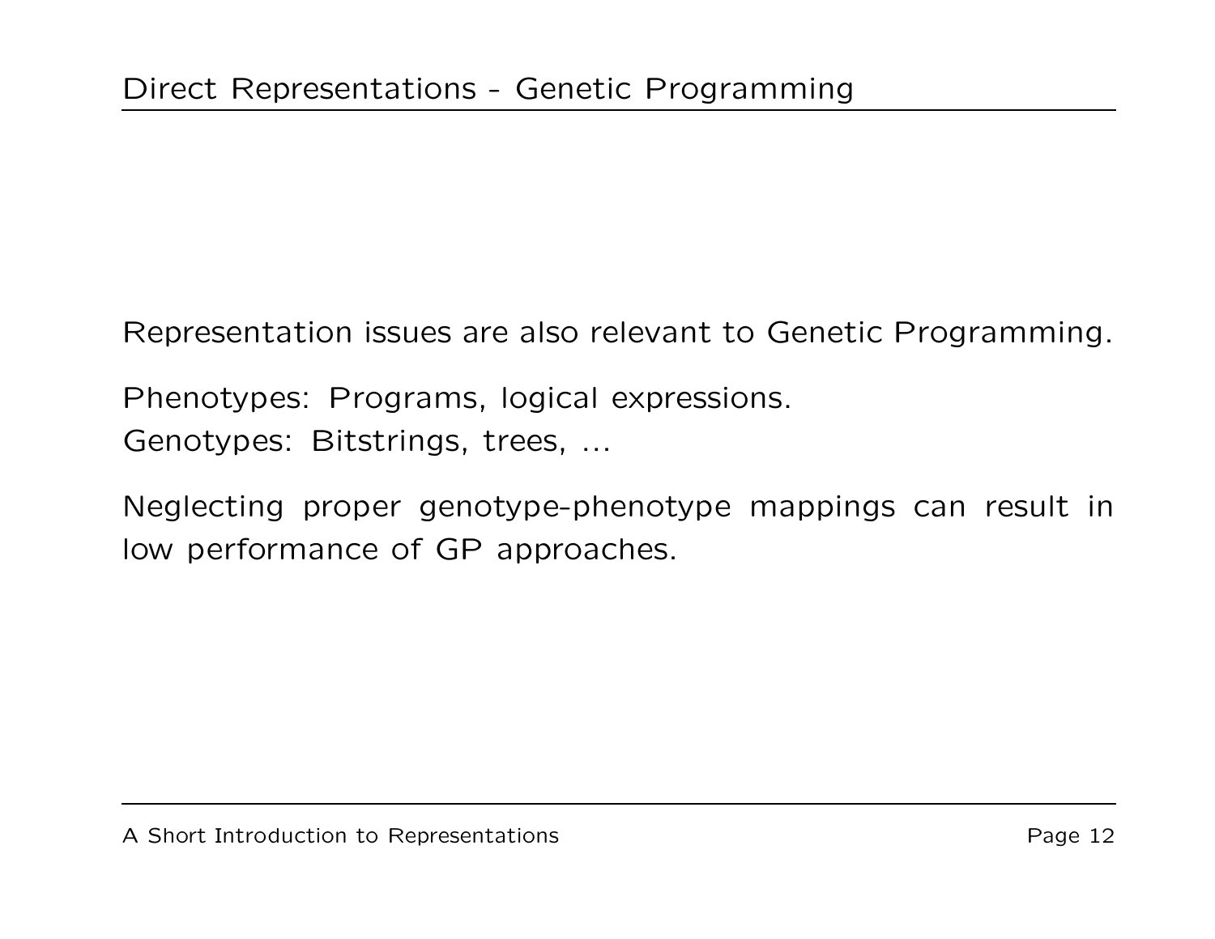# Direct Representations - Genetic Programming

Representation issues are also relevant to Genetic Programming.

Phenotypes: Programs, logical expressions.
Genotypes: Bitstrings, trees, ...

Neglecting proper genotype-phenotype mappings can result in low performance of GP approaches.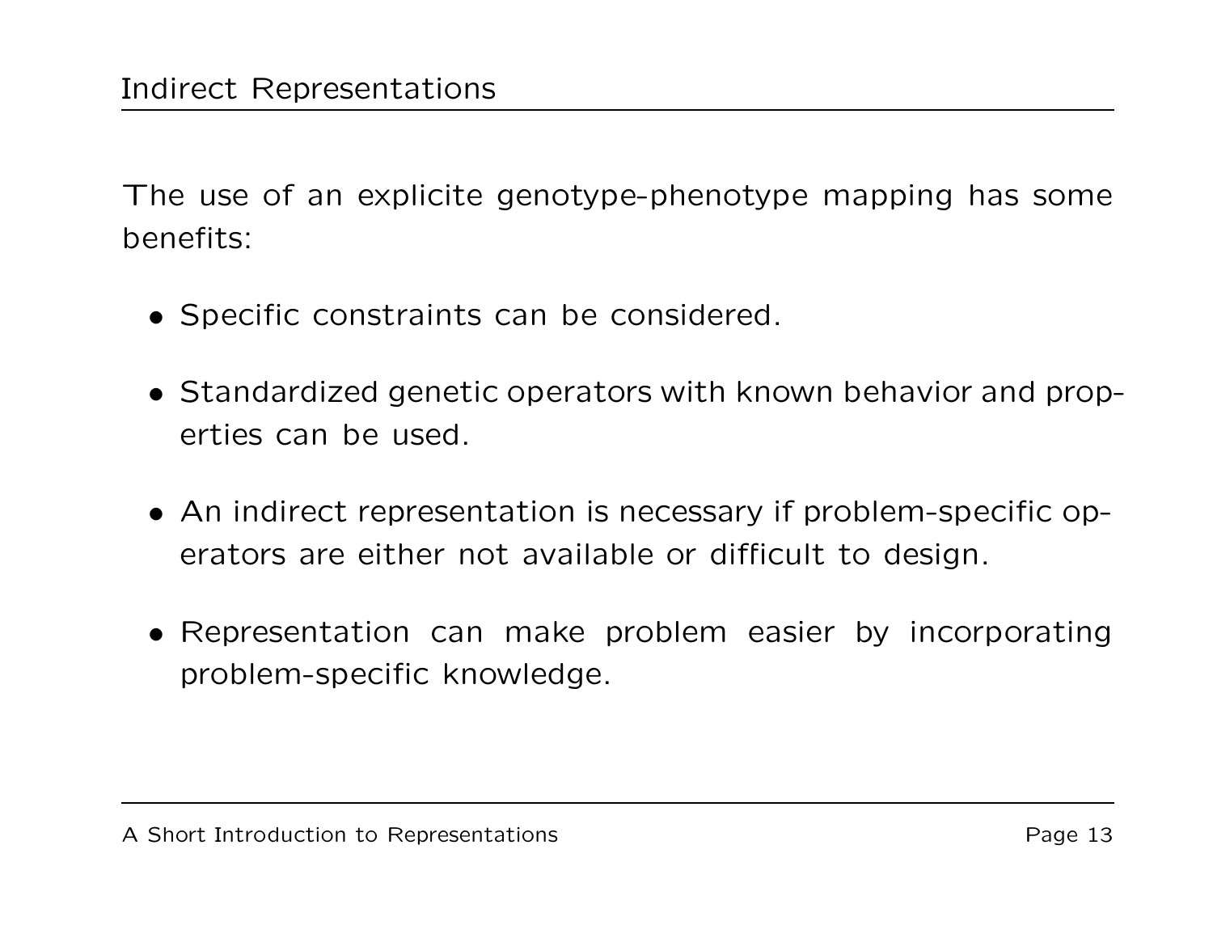## Indirect Representations

The use of an explicite genotype-phenotype mapping has some benefits:

- Specific constraints can be considered.
- Standardized genetic operators with known behavior and properties can be used.
- An indirect representation is necessary if problem-specific operators are either not available or difficult to design.
- Representation can make problem easier by incorporating problem-specific knowledge.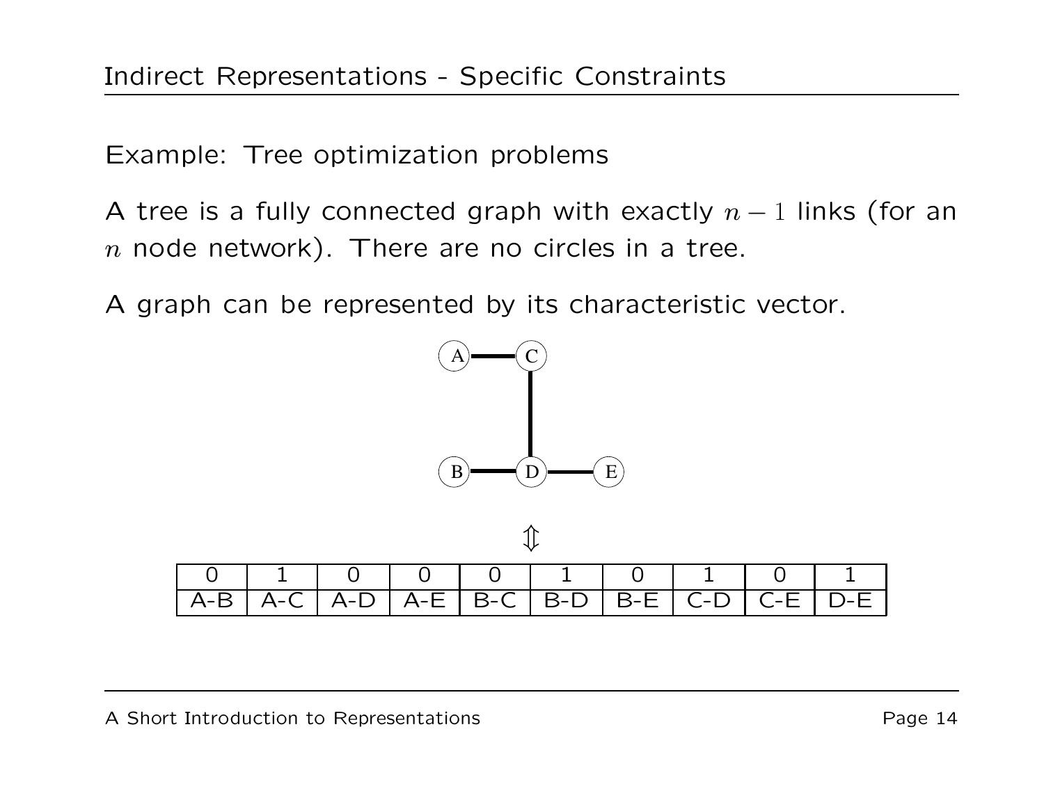# Indirect Representations - Specific Constraints

Example: Tree optimization problems

A tree is a fully connected graph with exactly $n-1$ links (for an $n$ node network). There are no circles in a tree.

A graph can be represented by its characteristic vector.

$$\Updownarrow$$

| 0 | 1 | 0 | 0 | 0 | 1 | 0 | 1 | 0 | 1 |
|---|---|---|---|---|---|---|---|---|---|
| A-B | A-C | A-D | A-E | B-C | B-D | B-E | C-D | C-E | D-E |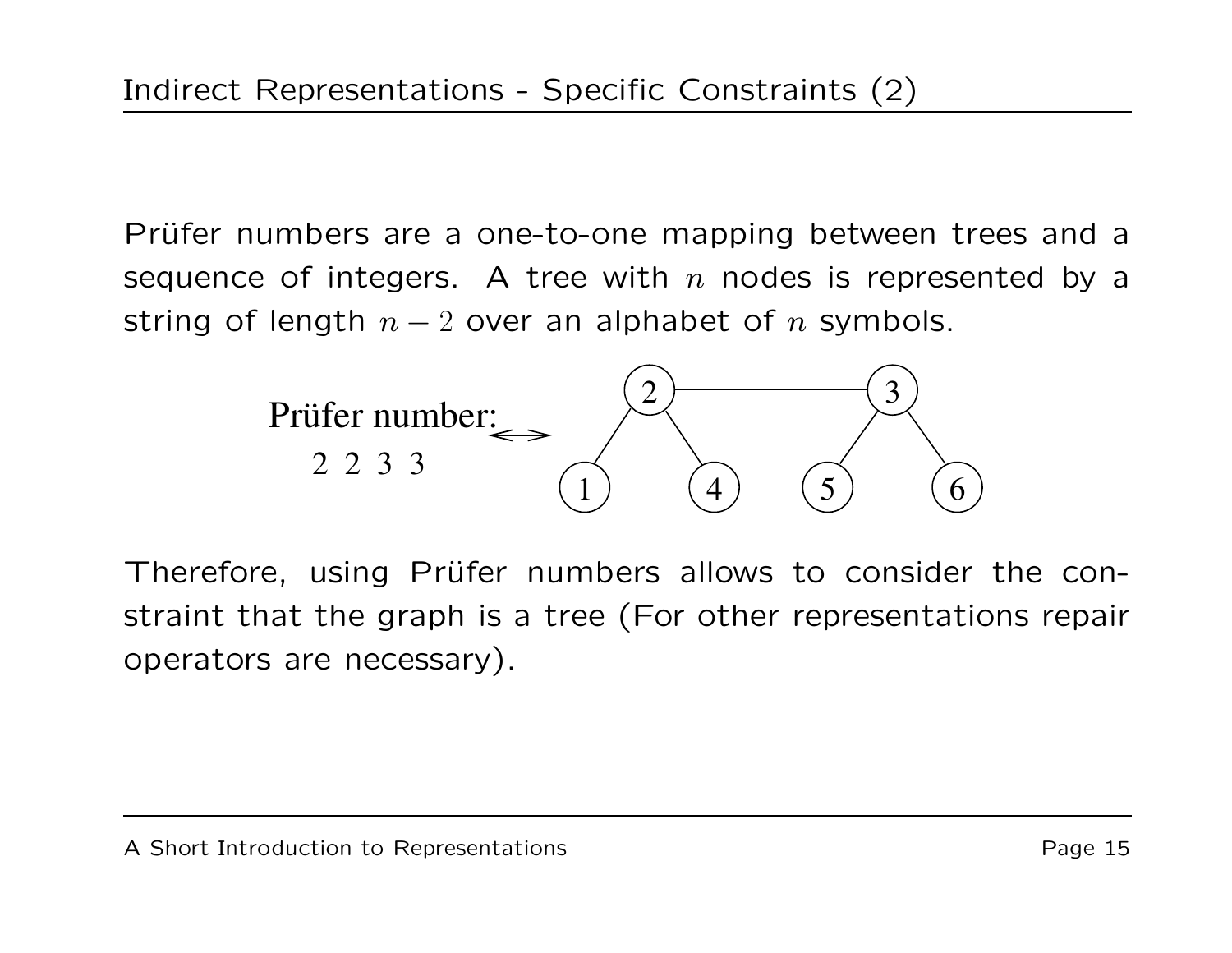# Indirect Representations - Specific Constraints (2)

Prüfer numbers are a one-to-one mapping between trees and a sequence of integers. A tree with $n$ nodes is represented by a string of length $n-2$ over an alphabet of $n$ symbols.

Prüfer number: ⟷
2 2 3 3

Therefore, using Prüfer numbers allows to consider the constraint that the graph is a tree (For other representations repair operators are necessary).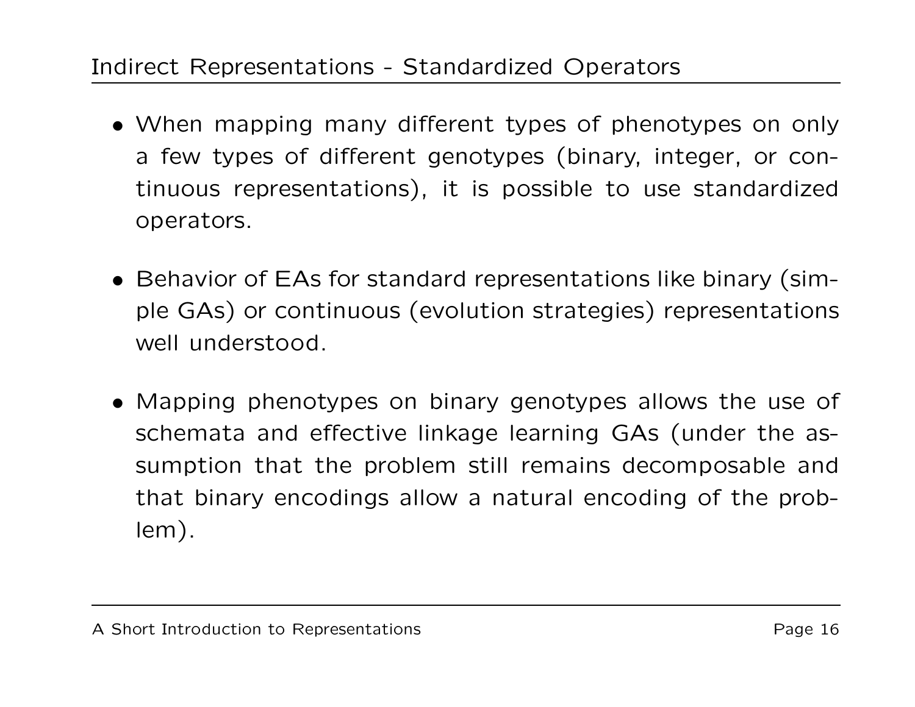## Indirect Representations - Standardized Operators

- When mapping many different types of phenotypes on only a few types of different genotypes (binary, integer, or continuous representations), it is possible to use standardized operators.
- Behavior of EAs for standard representations like binary (simple GAs) or continuous (evolution strategies) representations well understood.
- Mapping phenotypes on binary genotypes allows the use of schemata and effective linkage learning GAs (under the assumption that the problem still remains decomposable and that binary encodings allow a natural encoding of the problem).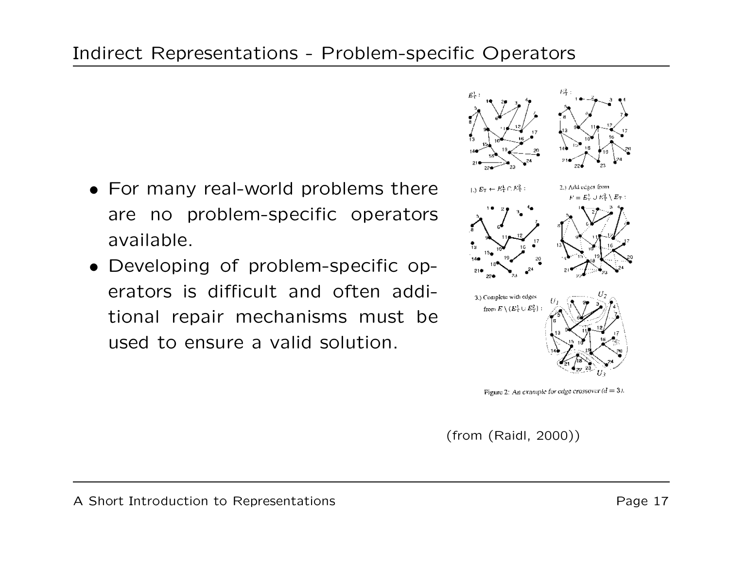# Indirect Representations - Problem-specific Operators

- For many real-world problems there are no problem-specific operators available.
- Developing of problem-specific operators is difficult and often additional repair mechanisms must be used to ensure a valid solution.

Figure 2: An example for edge crossover ($d = 3$).

(from (Raidl, 2000))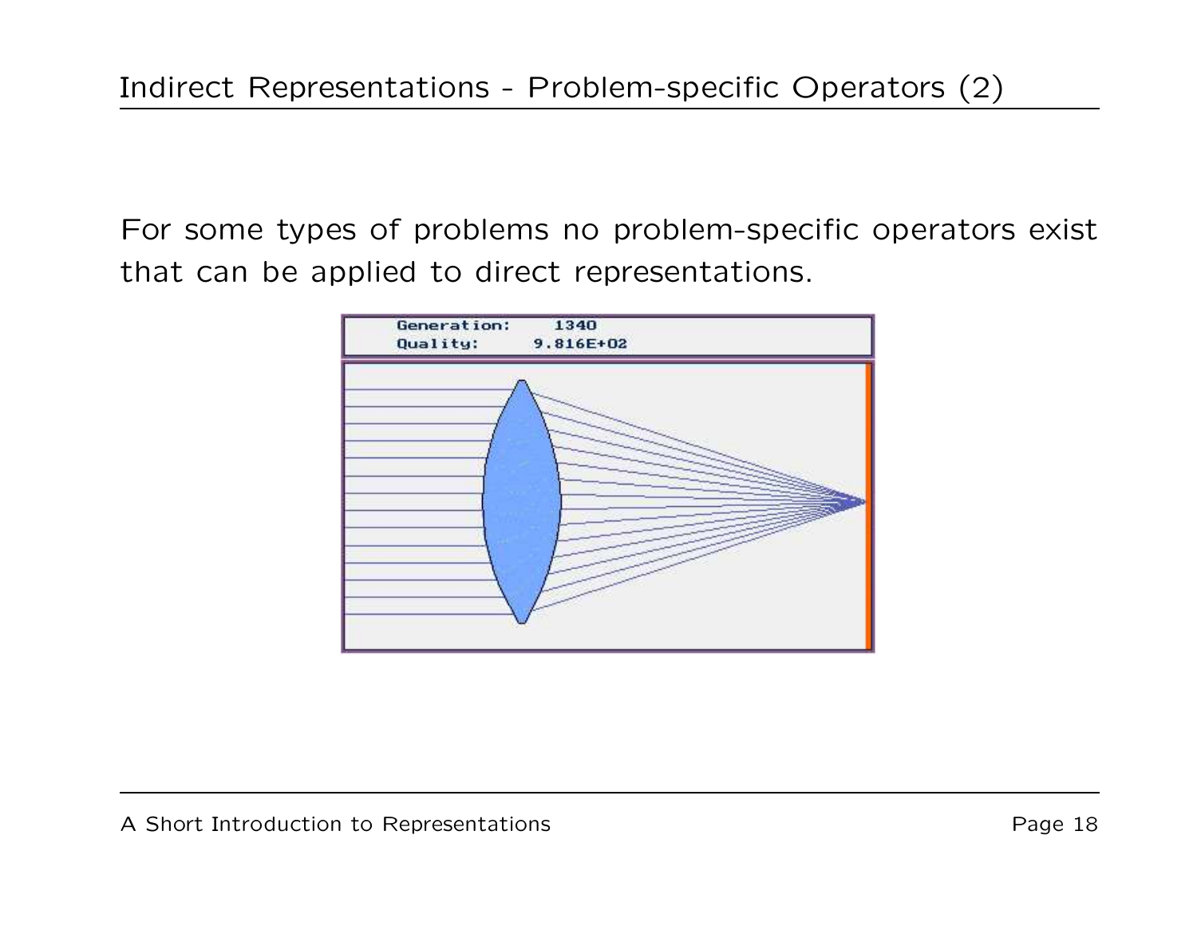# Indirect Representations - Problem-specific Operators (2)

For some types of problems no problem-specific operators exist that can be applied to direct representations.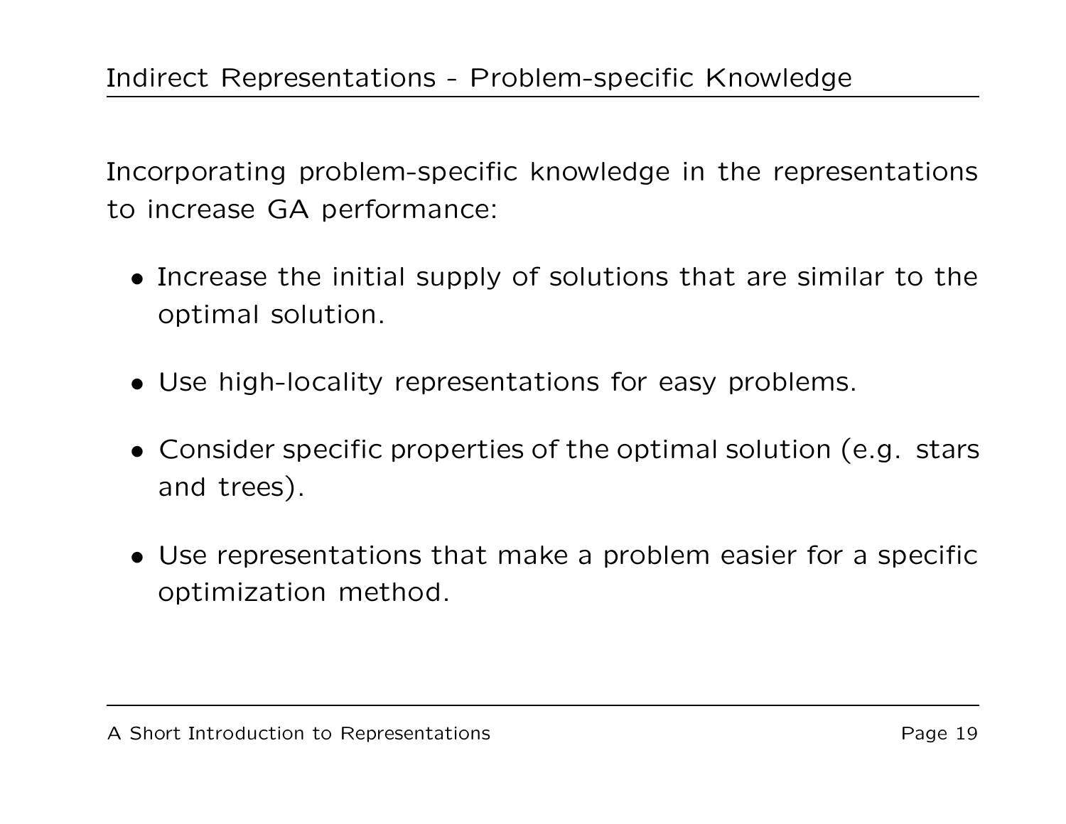## Indirect Representations - Problem-specific Knowledge

Incorporating problem-specific knowledge in the representations to increase GA performance:

- Increase the initial supply of solutions that are similar to the optimal solution.
- Use high-locality representations for easy problems.
- Consider specific properties of the optimal solution (e.g. stars and trees).
- Use representations that make a problem easier for a specific optimization method.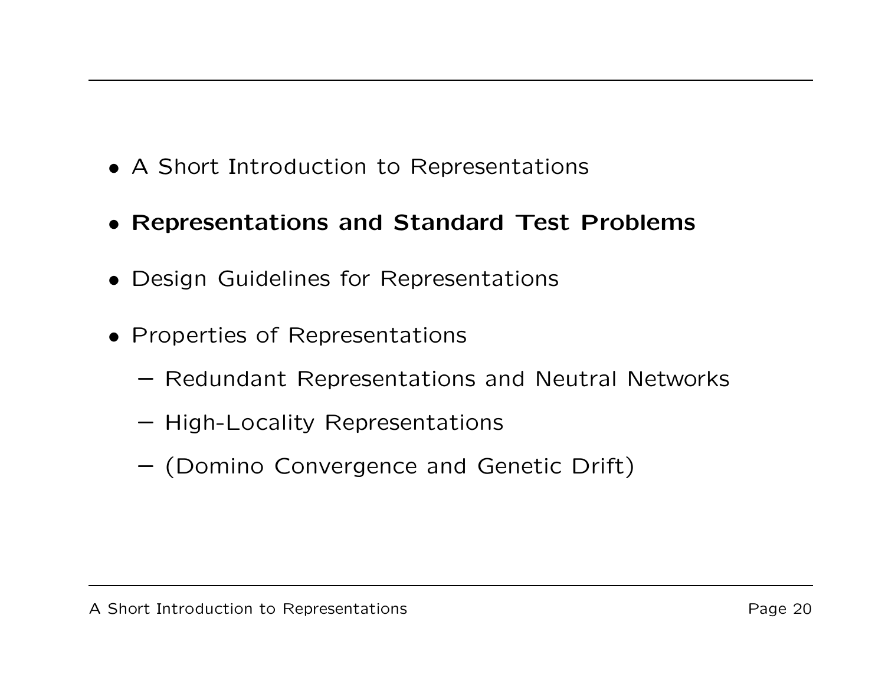- A Short Introduction to Representations
- **Representations and Standard Test Problems**
- Design Guidelines for Representations
- Properties of Representations
  - Redundant Representations and Neutral Networks
  - High-Locality Representations
  - (Domino Convergence and Genetic Drift)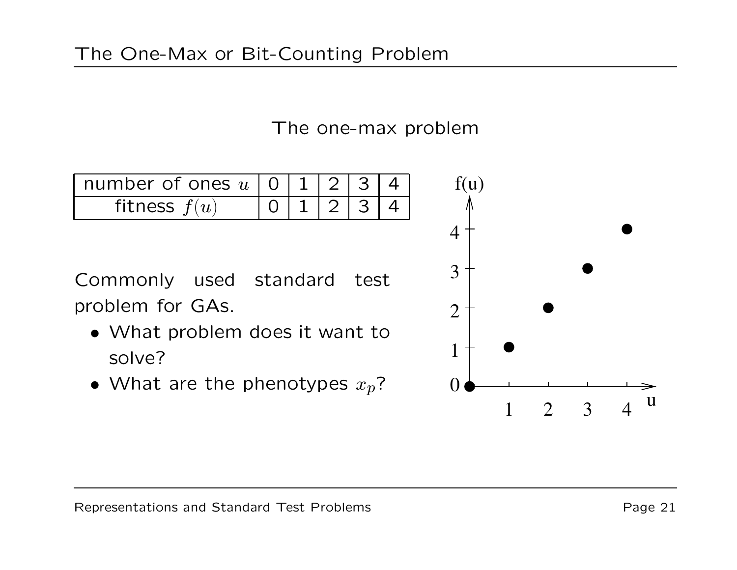# The One-Max or Bit-Counting Problem

## The one-max problem

| number of ones $u$ | 0 | 1 | 2 | 3 | 4 |
|---|---|---|---|---|---|
| fitness $f(u)$ | 0 | 1 | 2 | 3 | 4 |

Commonly used standard test problem for GAs.

- What problem does it want to solve?
- What are the phenotypes $x_p$?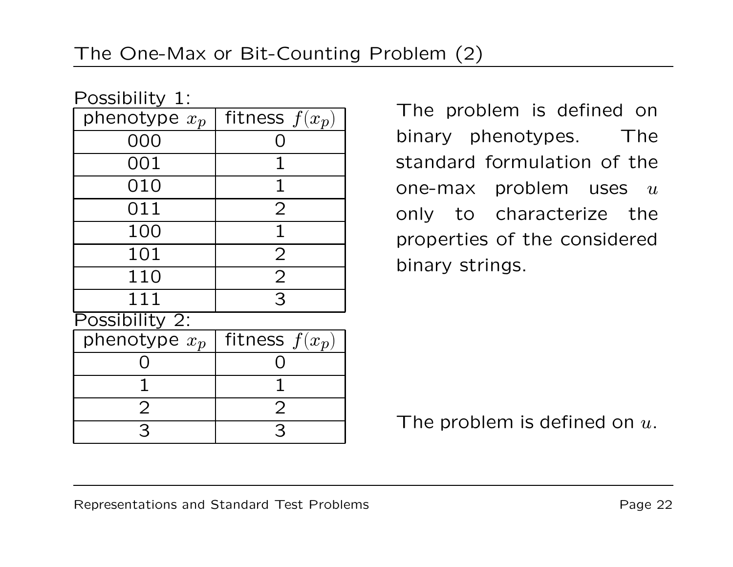# The One-Max or Bit-Counting Problem (2)

Possibility 1:

| phenotype $x_p$ | fitness $f(x_p)$ |
|---|---|
| 000 | 0 |
| 001 | 1 |
| 010 | 1 |
| 011 | 2 |
| 100 | 1 |
| 101 | 2 |
| 110 | 2 |
| 111 | 3 |

The problem is defined on binary phenotypes. The standard formulation of the one-max problem uses $u$ only to characterize the properties of the considered binary strings.

Possibility 2:

| phenotype $x_p$ | fitness $f(x_p)$ |
|---|---|
| 0 | 0 |
| 1 | 1 |
| 2 | 2 |
| 3 | 3 |

The problem is defined on $u$.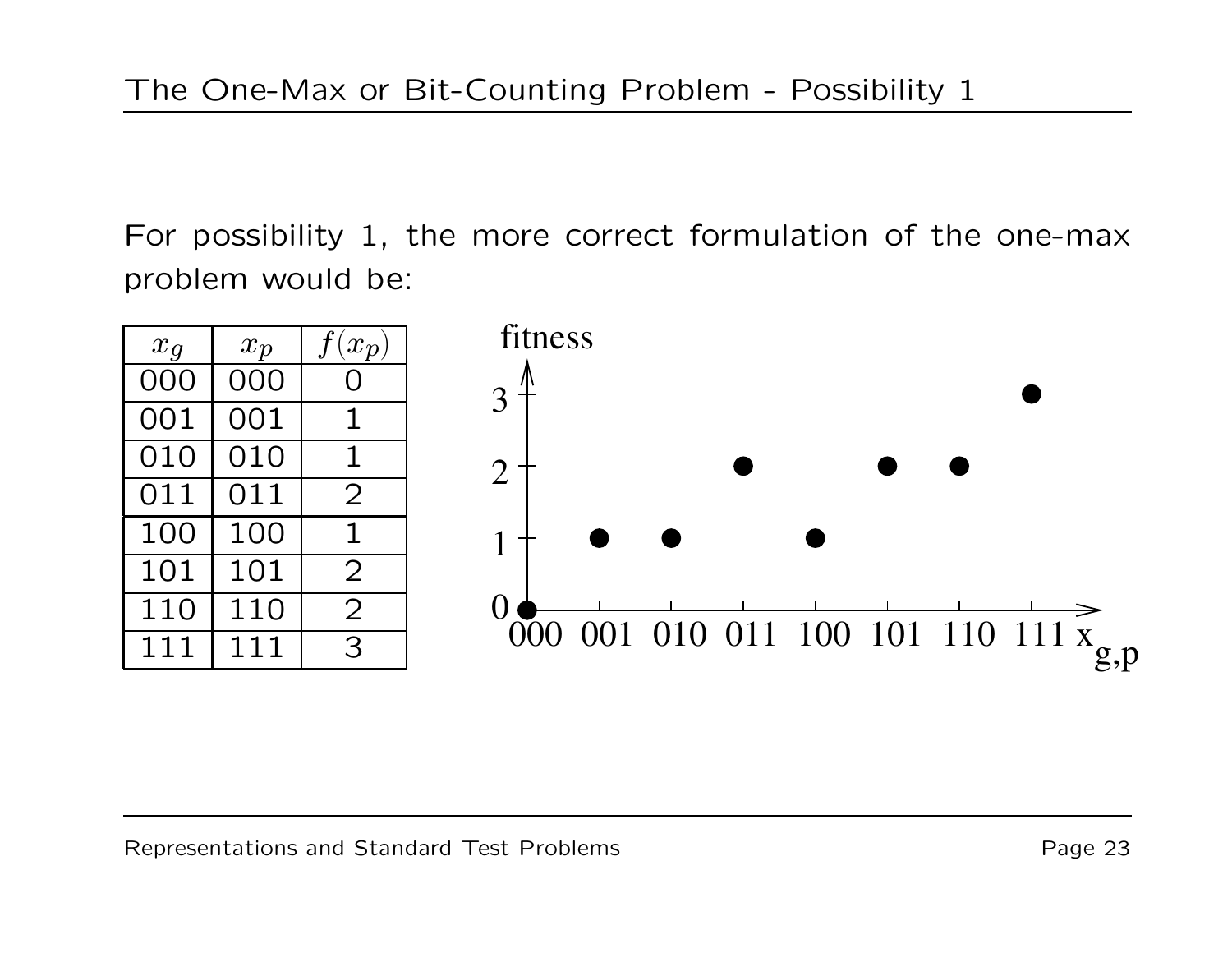## The One-Max or Bit-Counting Problem - Possibility 1

For possibility 1, the more correct formulation of the one-max problem would be:

| $x_g$ | $x_p$ | $f(x_p)$ |
|---|---|---|
| 000 | 000 | 0 |
| 001 | 001 | 1 |
| 010 | 010 | 1 |
| 011 | 011 | 2 |
| 100 | 100 | 1 |
| 101 | 101 | 2 |
| 110 | 110 | 2 |
| 111 | 111 | 3 |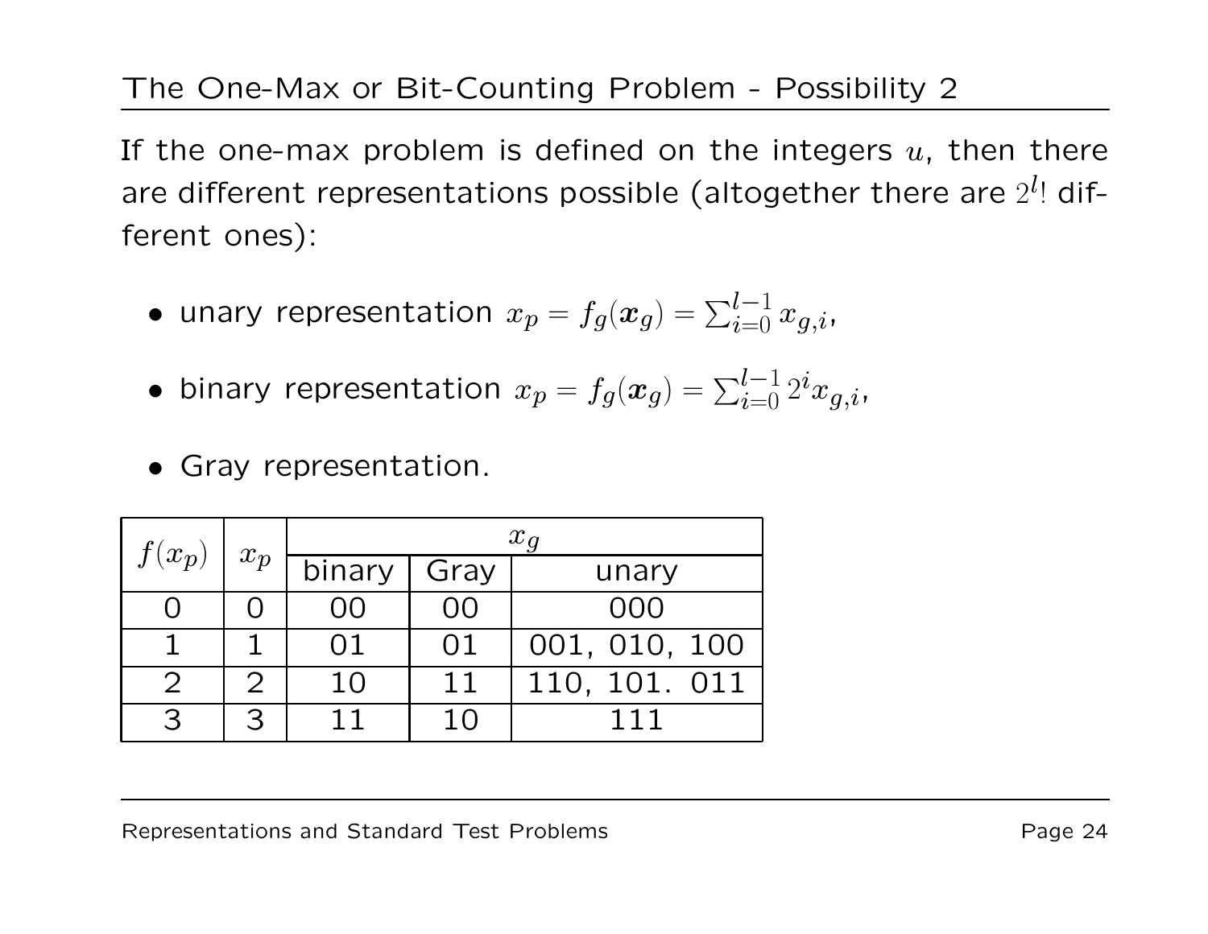## The One-Max or Bit-Counting Problem - Possibility 2

If the one-max problem is defined on the integers $u$, then there are different representations possible (altogether there are $2^l!$ different ones):

- unary representation $x_p = f_g(\boldsymbol{x}_g) = \sum_{i=0}^{l-1} x_{g,i}$,
- binary representation $x_p = f_g(\boldsymbol{x}_g) = \sum_{i=0}^{l-1} 2^i x_{g,i}$,
- Gray representation.

| $f(x_p)$ | $x_p$ | $x_g$ | | |
|---|---|---|---|---|
| | | binary | Gray | unary |
| 0 | 0 | 00 | 00 | 000 |
| 1 | 1 | 01 | 01 | 001, 010, 100 |
| 2 | 2 | 10 | 11 | 110, 101. 011 |
| 3 | 3 | 11 | 10 | 111 |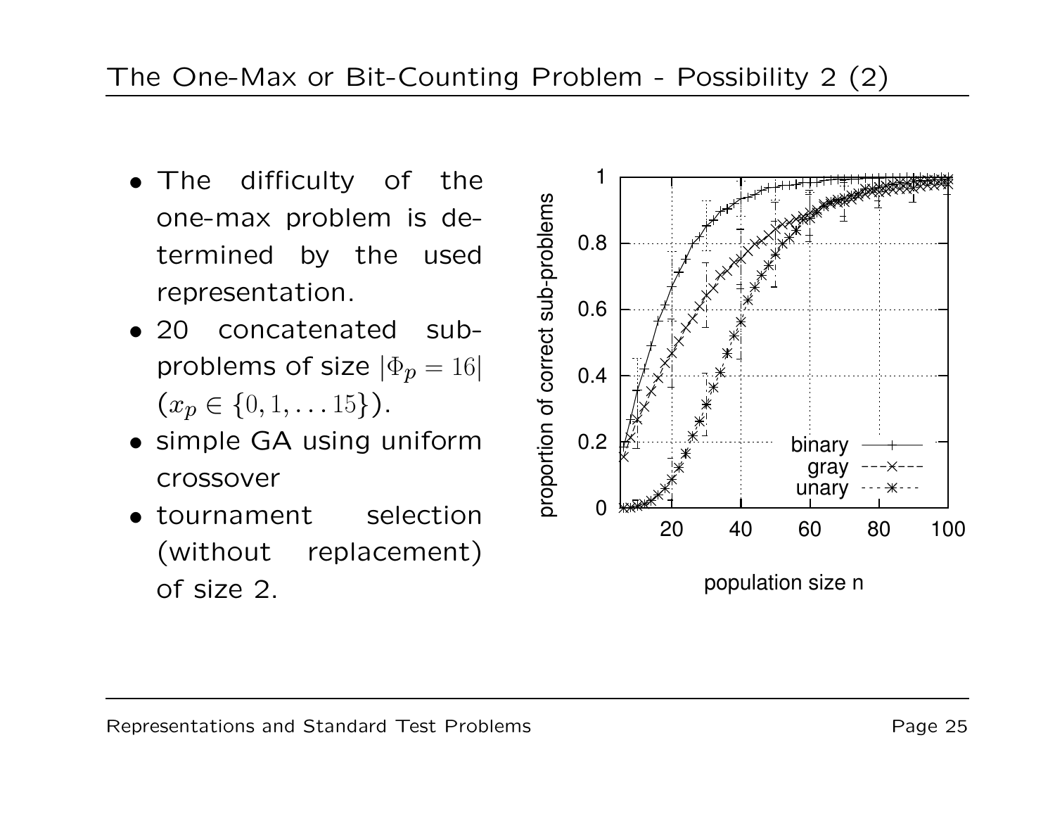## The One-Max or Bit-Counting Problem - Possibility 2 (2)

- The difficulty of the one-max problem is determined by the used representation.
- 20 concatenated sub-problems of size $|\Phi_p = 16|$ ($x_p \in \{0, 1, \ldots 15\}$).
- simple GA using uniform crossover
- tournament selection (without replacement) of size 2.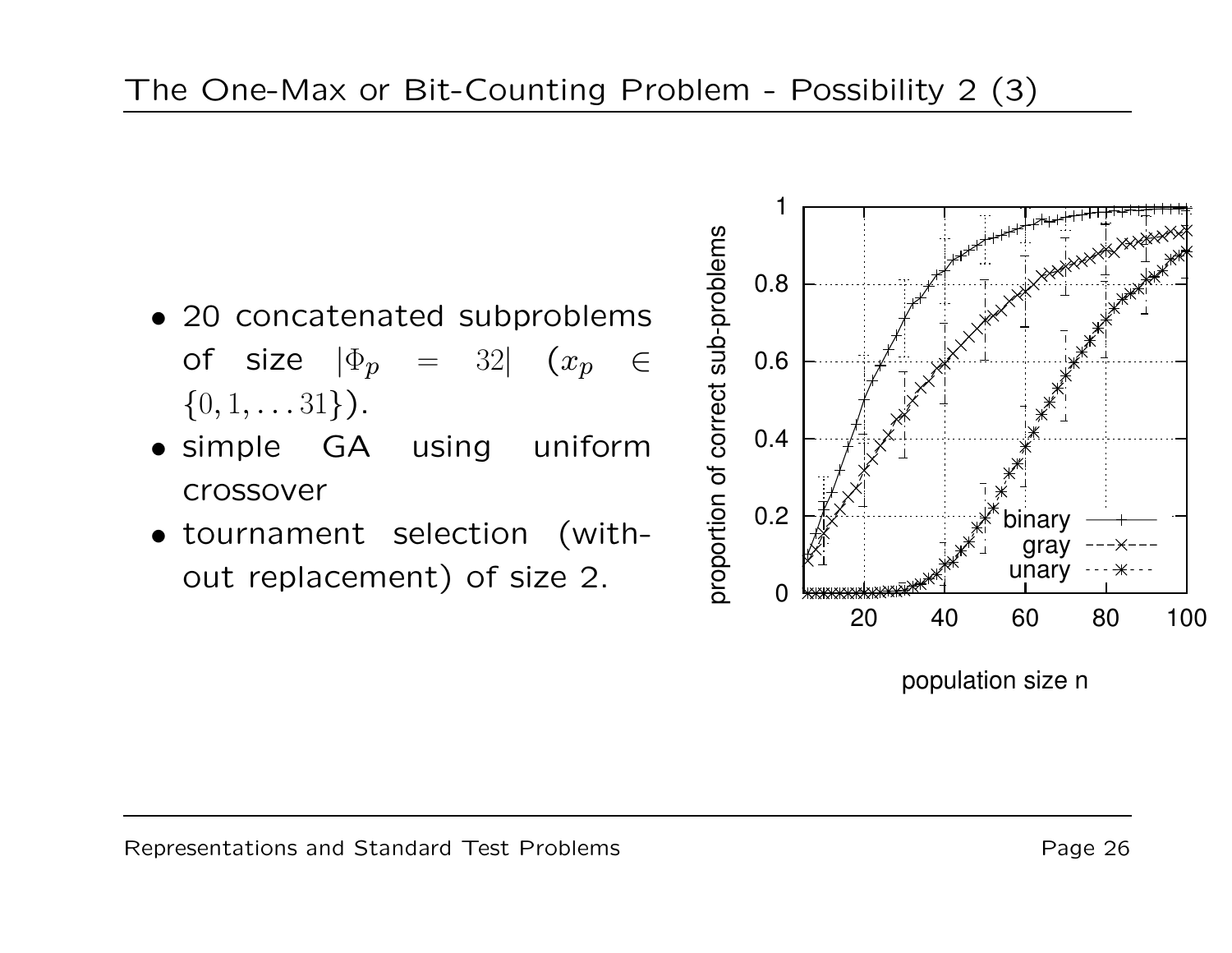# The One-Max or Bit-Counting Problem - Possibility 2 (3)

- 20 concatenated subproblems of size $|\Phi_p = 32|$ ($x_p \in \{0, 1, \ldots 31\}$).
- simple GA using uniform crossover
- tournament selection (without replacement) of size 2.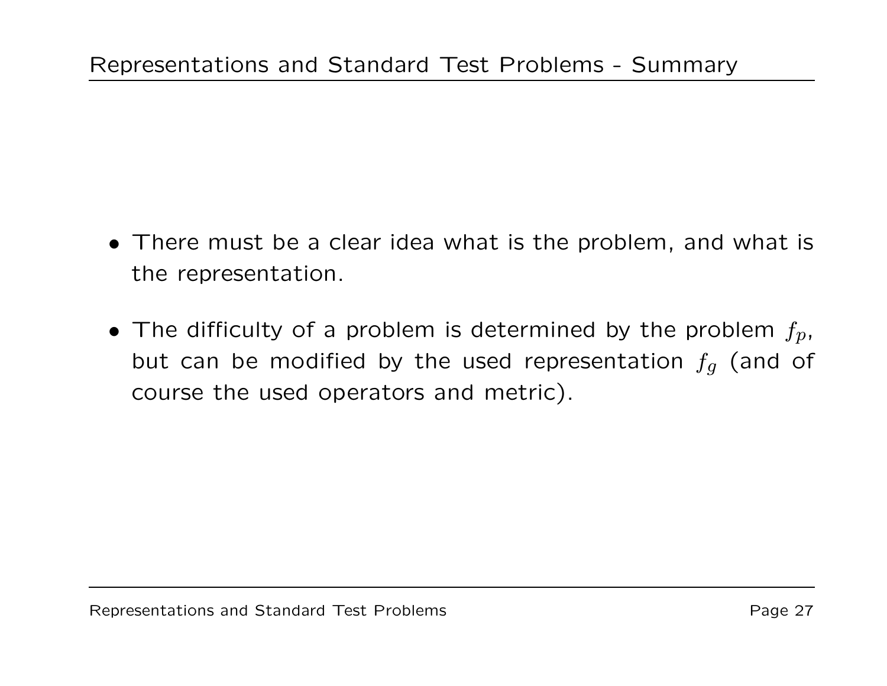## Representations and Standard Test Problems - Summary

- There must be a clear idea what is the problem, and what is the representation.
- The difficulty of a problem is determined by the problem $f_p$, but can be modified by the used representation $f_g$ (and of course the used operators and metric).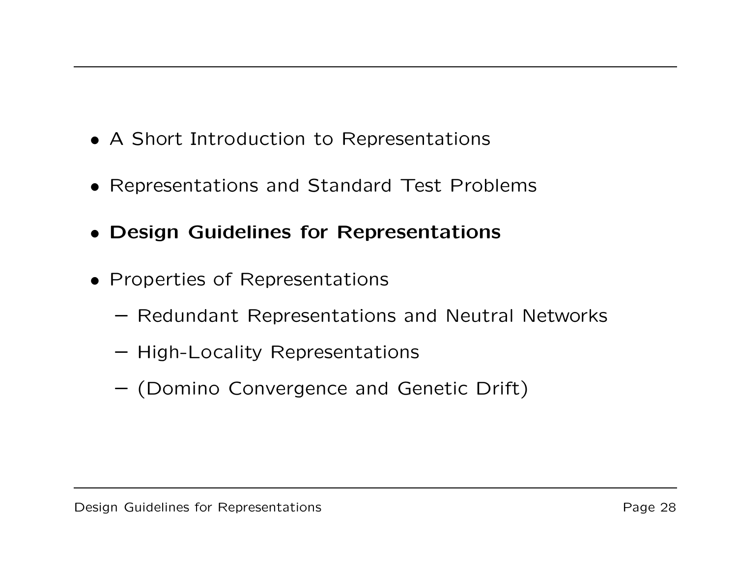- A Short Introduction to Representations
- Representations and Standard Test Problems
- **Design Guidelines for Representations**
- Properties of Representations
  - Redundant Representations and Neutral Networks
  - High-Locality Representations
  - (Domino Convergence and Genetic Drift)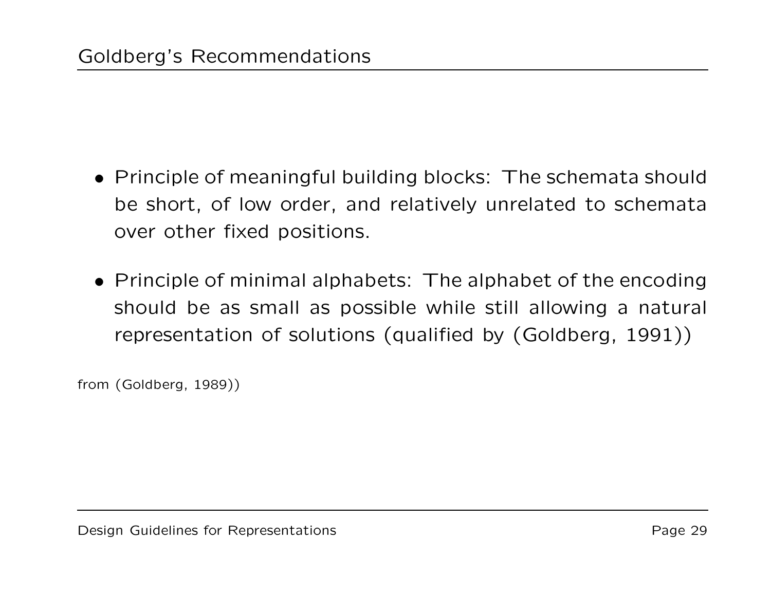# Goldberg's Recommendations

- Principle of meaningful building blocks: The schemata should be short, of low order, and relatively unrelated to schemata over other fixed positions.

- Principle of minimal alphabets: The alphabet of the encoding should be as small as possible while still allowing a natural representation of solutions (qualified by (Goldberg, 1991))

from (Goldberg, 1989))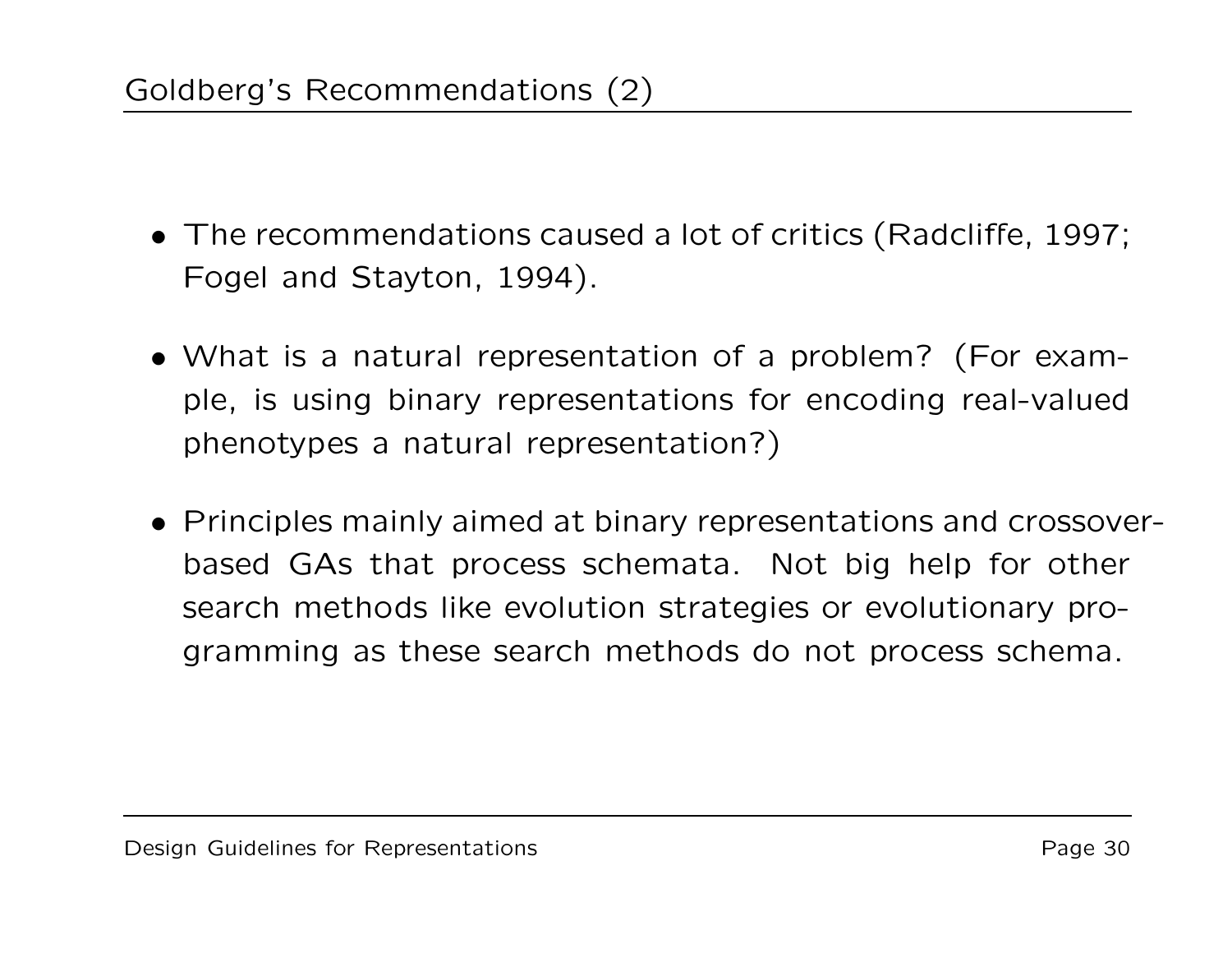## Goldberg's Recommendations (2)

- The recommendations caused a lot of critics (Radcliffe, 1997; Fogel and Stayton, 1994).
- What is a natural representation of a problem? (For example, is using binary representations for encoding real-valued phenotypes a natural representation?)
- Principles mainly aimed at binary representations and crossover-based GAs that process schemata. Not big help for other search methods like evolution strategies or evolutionary programming as these search methods do not process schema.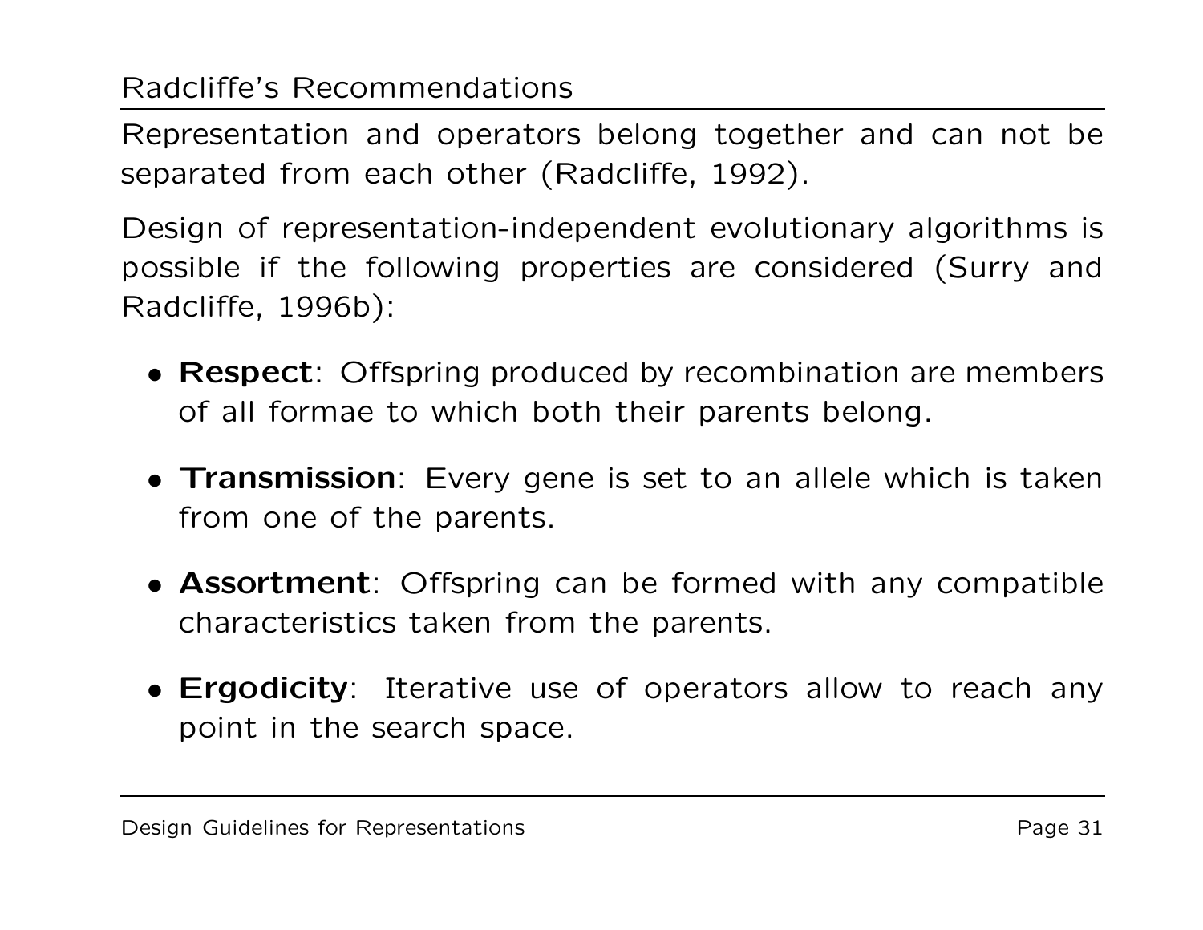## Radcliffe's Recommendations

Representation and operators belong together and can not be separated from each other (Radcliffe, 1992).

Design of representation-independent evolutionary algorithms is possible if the following properties are considered (Surry and Radcliffe, 1996b):

- **Respect**: Offspring produced by recombination are members of all formae to which both their parents belong.
- **Transmission**: Every gene is set to an allele which is taken from one of the parents.
- **Assortment**: Offspring can be formed with any compatible characteristics taken from the parents.
- **Ergodicity**: Iterative use of operators allow to reach any point in the search space.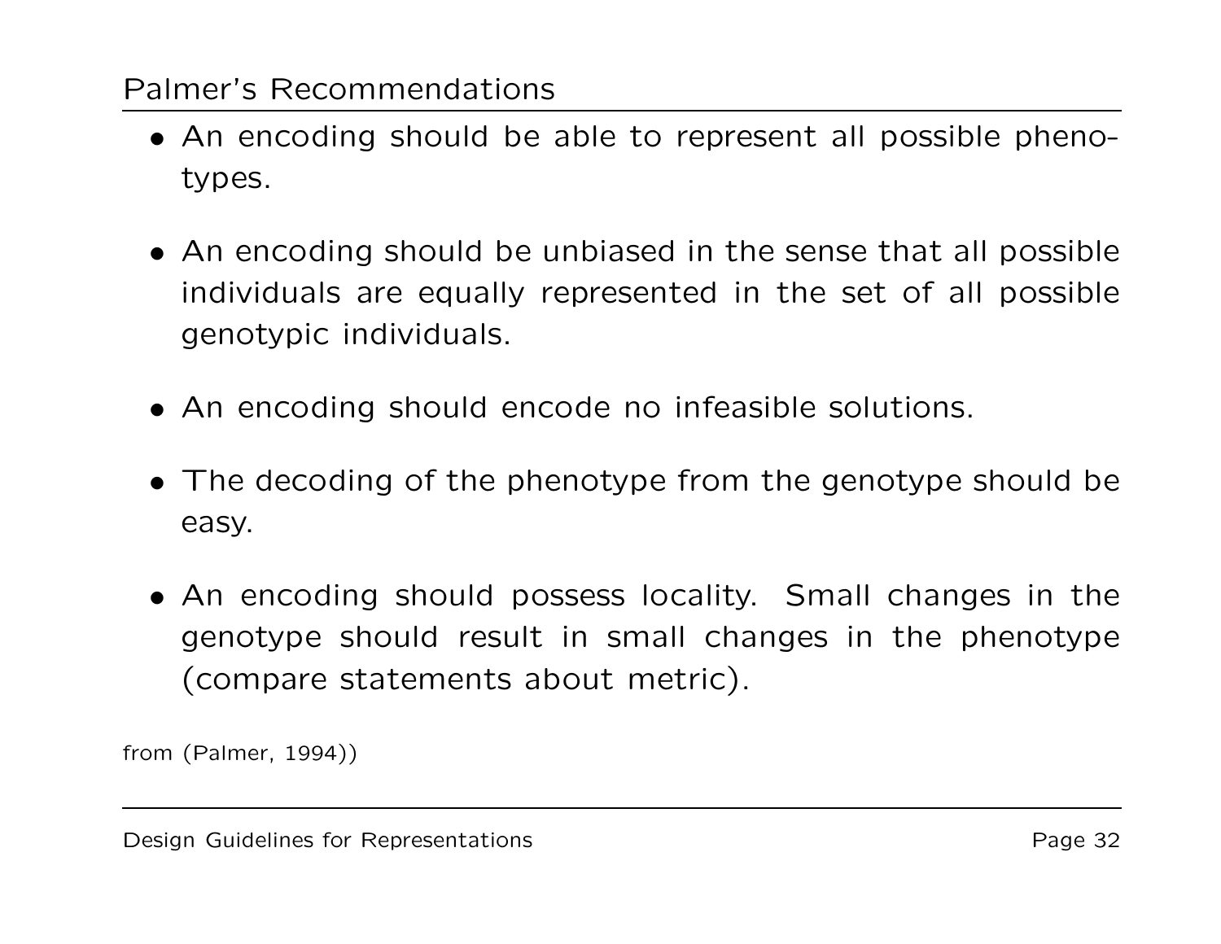## Palmer's Recommendations

- An encoding should be able to represent all possible phenotypes.
- An encoding should be unbiased in the sense that all possible individuals are equally represented in the set of all possible genotypic individuals.
- An encoding should encode no infeasible solutions.
- The decoding of the phenotype from the genotype should be easy.
- An encoding should possess locality. Small changes in the genotype should result in small changes in the phenotype (compare statements about metric).

from (Palmer, 1994))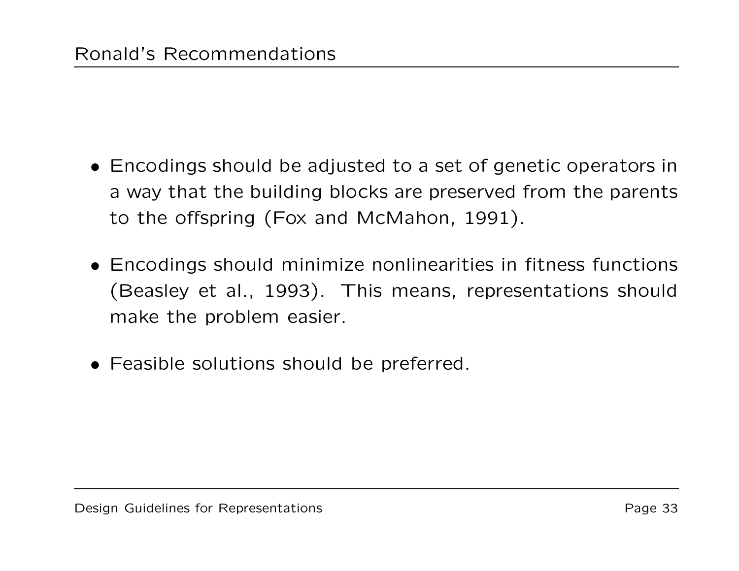## Ronald's Recommendations

- Encodings should be adjusted to a set of genetic operators in a way that the building blocks are preserved from the parents to the offspring (Fox and McMahon, 1991).
- Encodings should minimize nonlinearities in fitness functions (Beasley et al., 1993). This means, representations should make the problem easier.
- Feasible solutions should be preferred.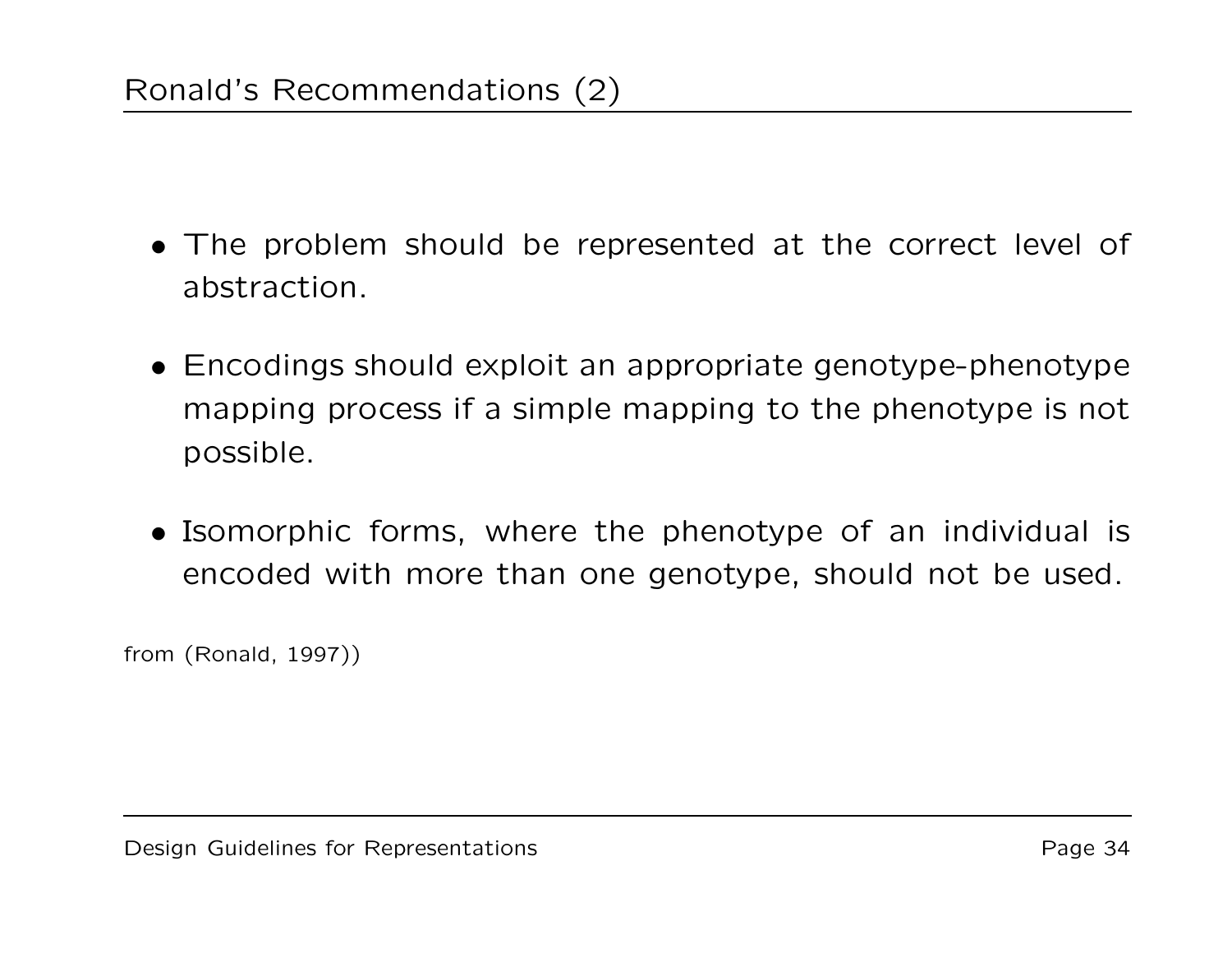## Ronald's Recommendations (2)

- The problem should be represented at the correct level of abstraction.
- Encodings should exploit an appropriate genotype-phenotype mapping process if a simple mapping to the phenotype is not possible.
- Isomorphic forms, where the phenotype of an individual is encoded with more than one genotype, should not be used.

from (Ronald, 1997))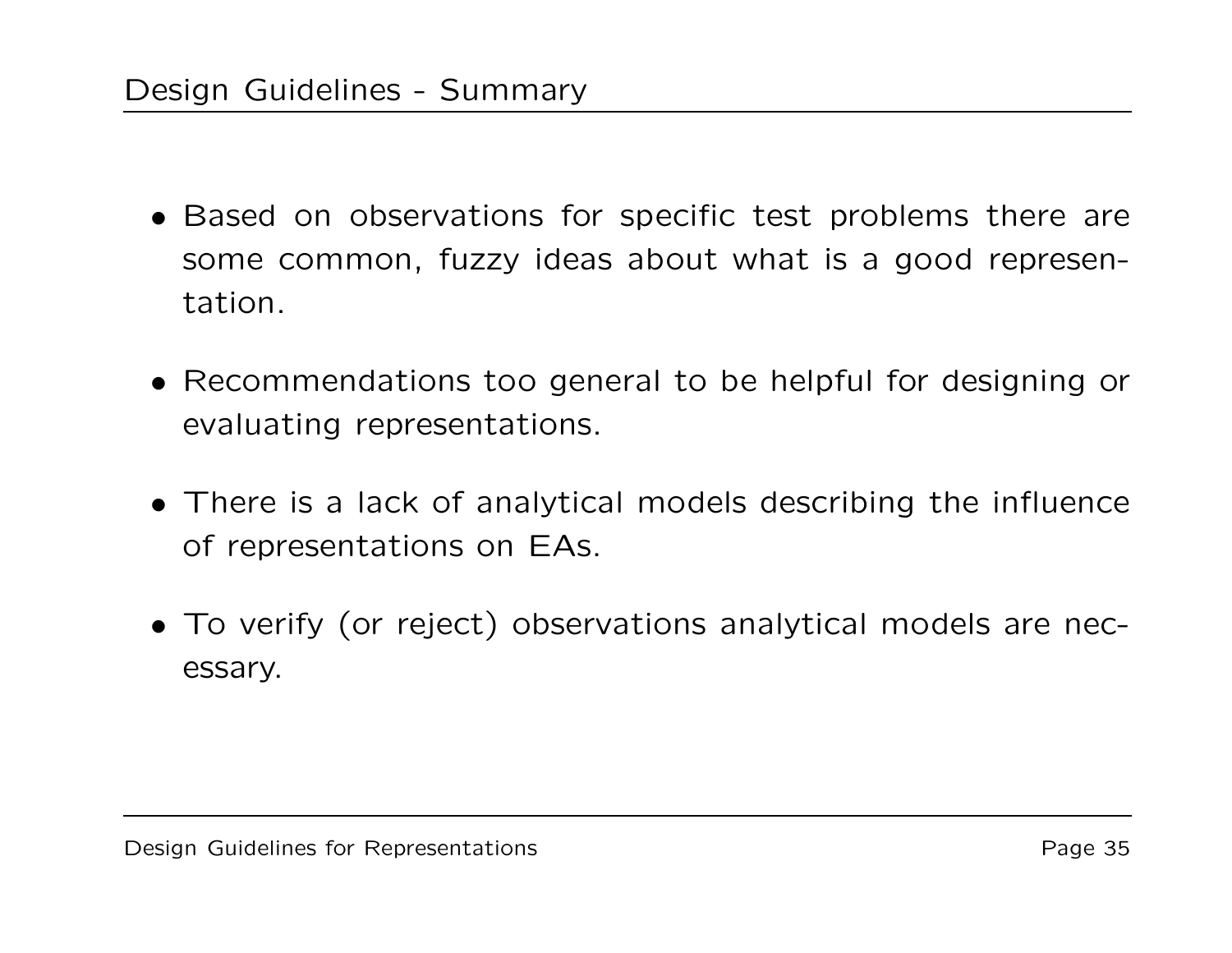## Design Guidelines - Summary

- Based on observations for specific test problems there are some common, fuzzy ideas about what is a good representation.
- Recommendations too general to be helpful for designing or evaluating representations.
- There is a lack of analytical models describing the influence of representations on EAs.
- To verify (or reject) observations analytical models are necessary.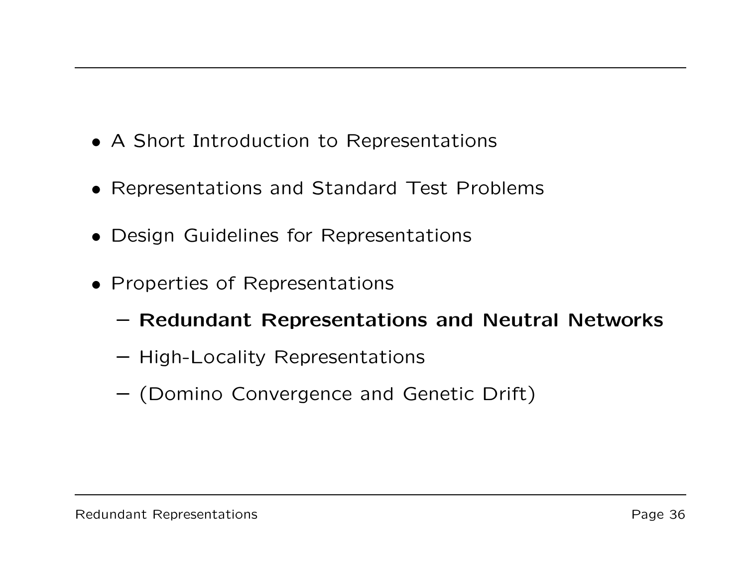- A Short Introduction to Representations
- Representations and Standard Test Problems
- Design Guidelines for Representations
- Properties of Representations
  - **Redundant Representations and Neutral Networks**
  - High-Locality Representations
  - (Domino Convergence and Genetic Drift)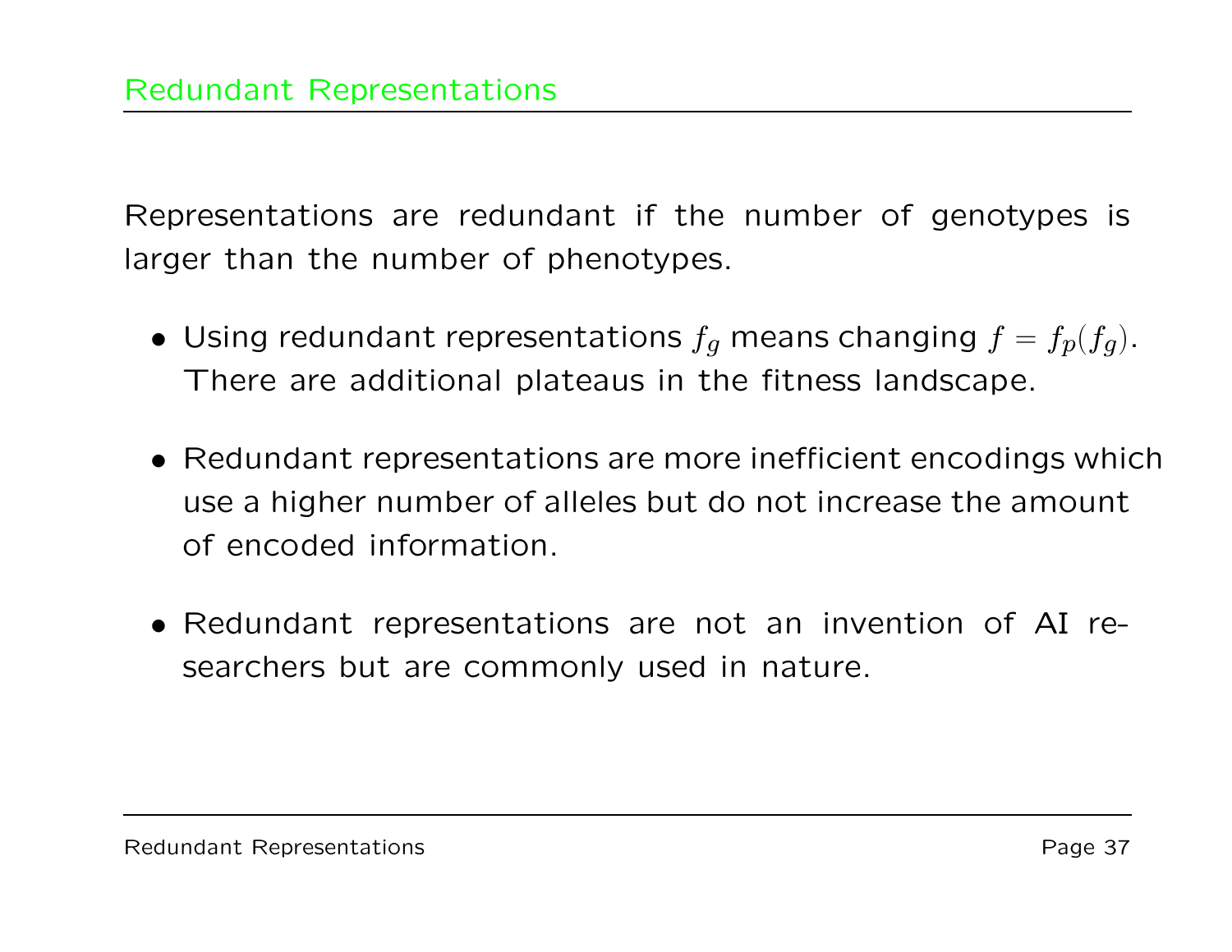## Redundant Representations

Representations are redundant if the number of genotypes is larger than the number of phenotypes.

- Using redundant representations $f_g$ means changing $f = f_p(f_g)$. There are additional plateaus in the fitness landscape.
- Redundant representations are more inefficient encodings which use a higher number of alleles but do not increase the amount of encoded information.
- Redundant representations are not an invention of AI researchers but are commonly used in nature.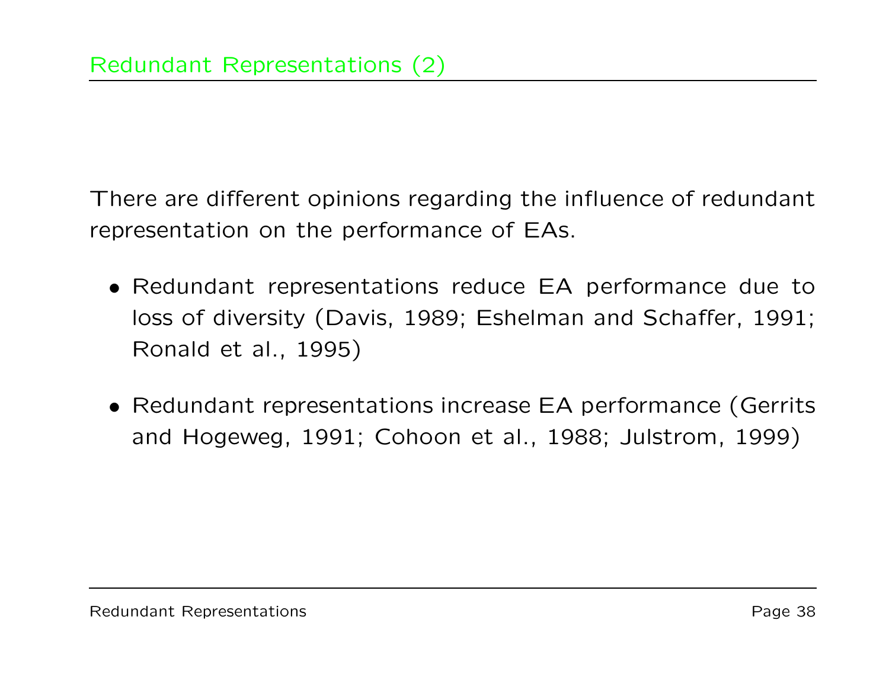## Redundant Representations (2)

There are different opinions regarding the influence of redundant representation on the performance of EAs.

- Redundant representations reduce EA performance due to loss of diversity (Davis, 1989; Eshelman and Schaffer, 1991; Ronald et al., 1995)
- Redundant representations increase EA performance (Gerrits and Hogeweg, 1991; Cohoon et al., 1988; Julstrom, 1999)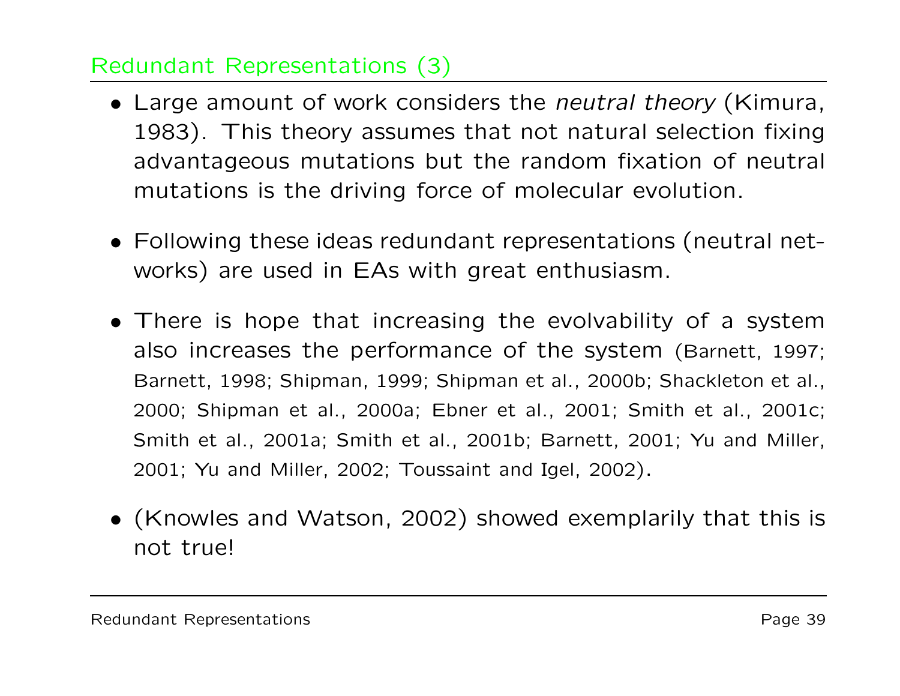## Redundant Representations (3)

- Large amount of work considers the *neutral theory* (Kimura, 1983). This theory assumes that not natural selection fixing advantageous mutations but the random fixation of neutral mutations is the driving force of molecular evolution.
- Following these ideas redundant representations (neutral networks) are used in EAs with great enthusiasm.
- There is hope that increasing the evolvability of a system also increases the performance of the system (Barnett, 1997; Barnett, 1998; Shipman, 1999; Shipman et al., 2000b; Shackleton et al., 2000; Shipman et al., 2000a; Ebner et al., 2001; Smith et al., 2001c; Smith et al., 2001a; Smith et al., 2001b; Barnett, 2001; Yu and Miller, 2001; Yu and Miller, 2002; Toussaint and Igel, 2002).
- (Knowles and Watson, 2002) showed exemplarily that this is not true!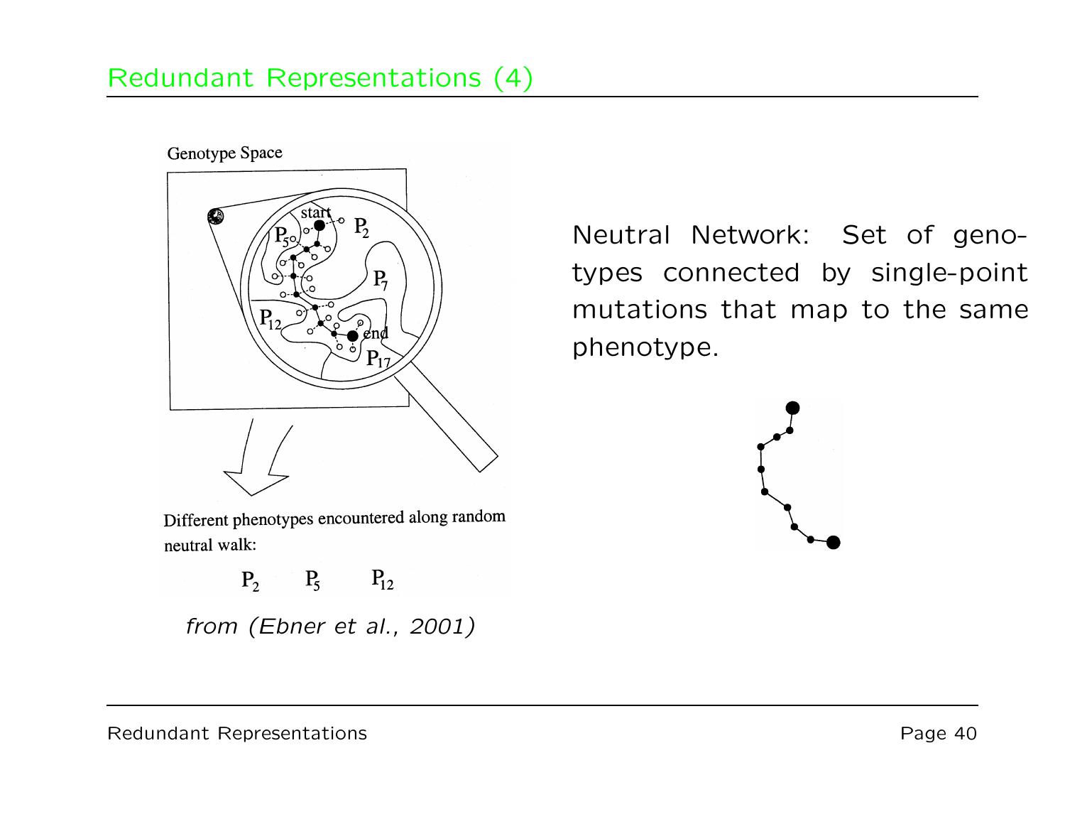# Redundant Representations (4)

Genotype Space

Different phenotypes encountered along random neutral walk:

$P_2$ $P_5$ $P_{12}$

*from (Ebner et al., 2001)*

Neutral Network: Set of genotypes connected by single-point mutations that map to the same phenotype.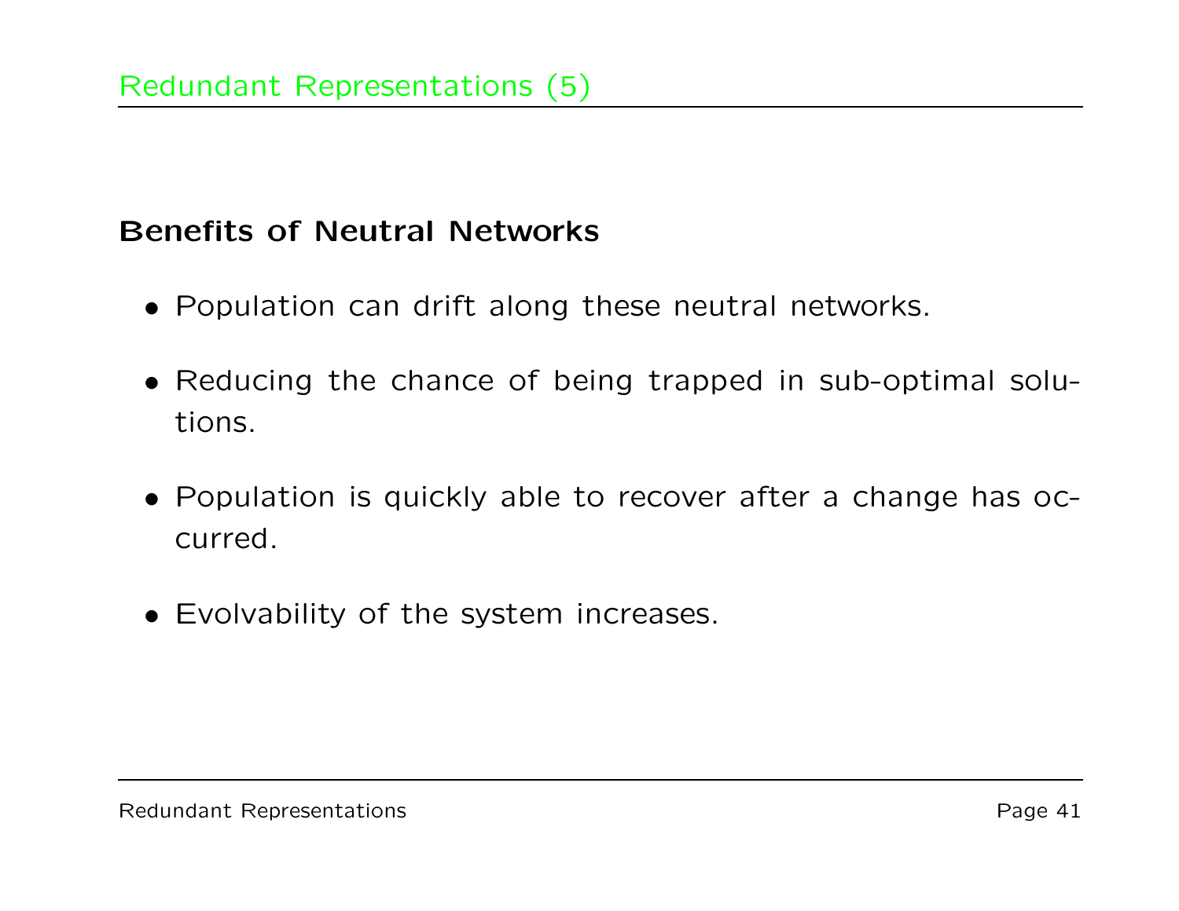# Redundant Representations (5)

**Benefits of Neutral Networks**

- Population can drift along these neutral networks.
- Reducing the chance of being trapped in sub-optimal solutions.
- Population is quickly able to recover after a change has occurred.
- Evolvability of the system increases.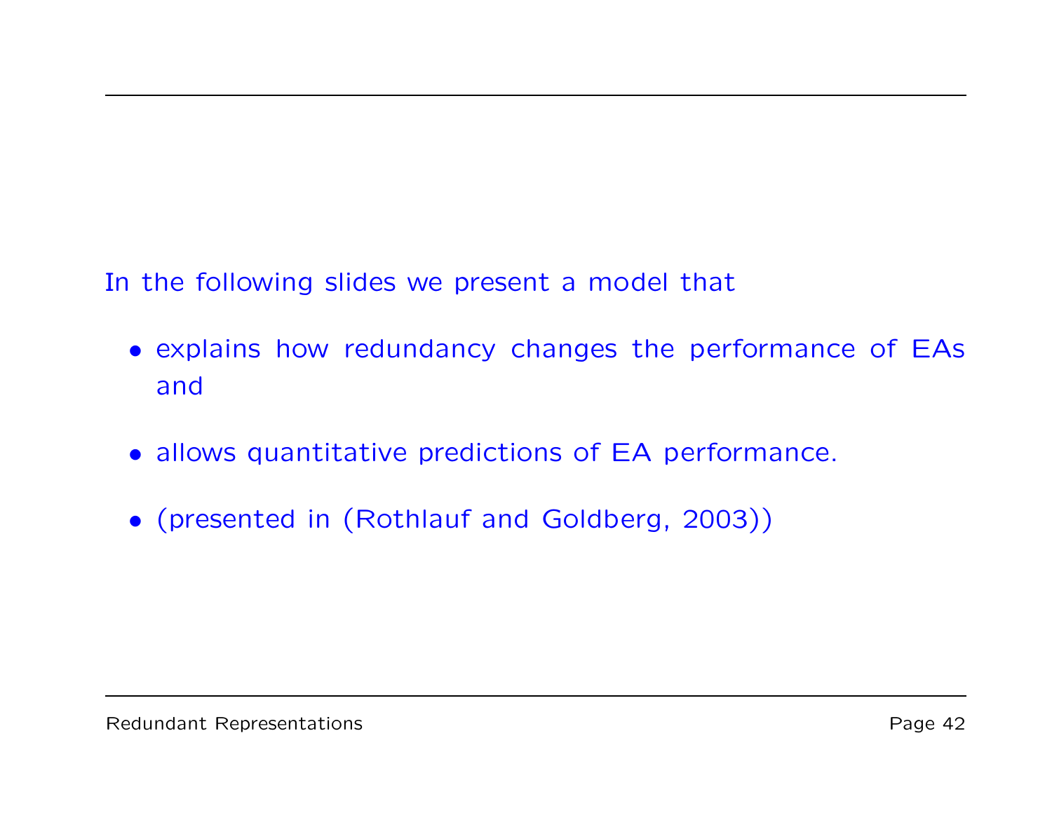In the following slides we present a model that

- explains how redundancy changes the performance of EAs and
- allows quantitative predictions of EA performance.
- (presented in (Rothlauf and Goldberg, 2003))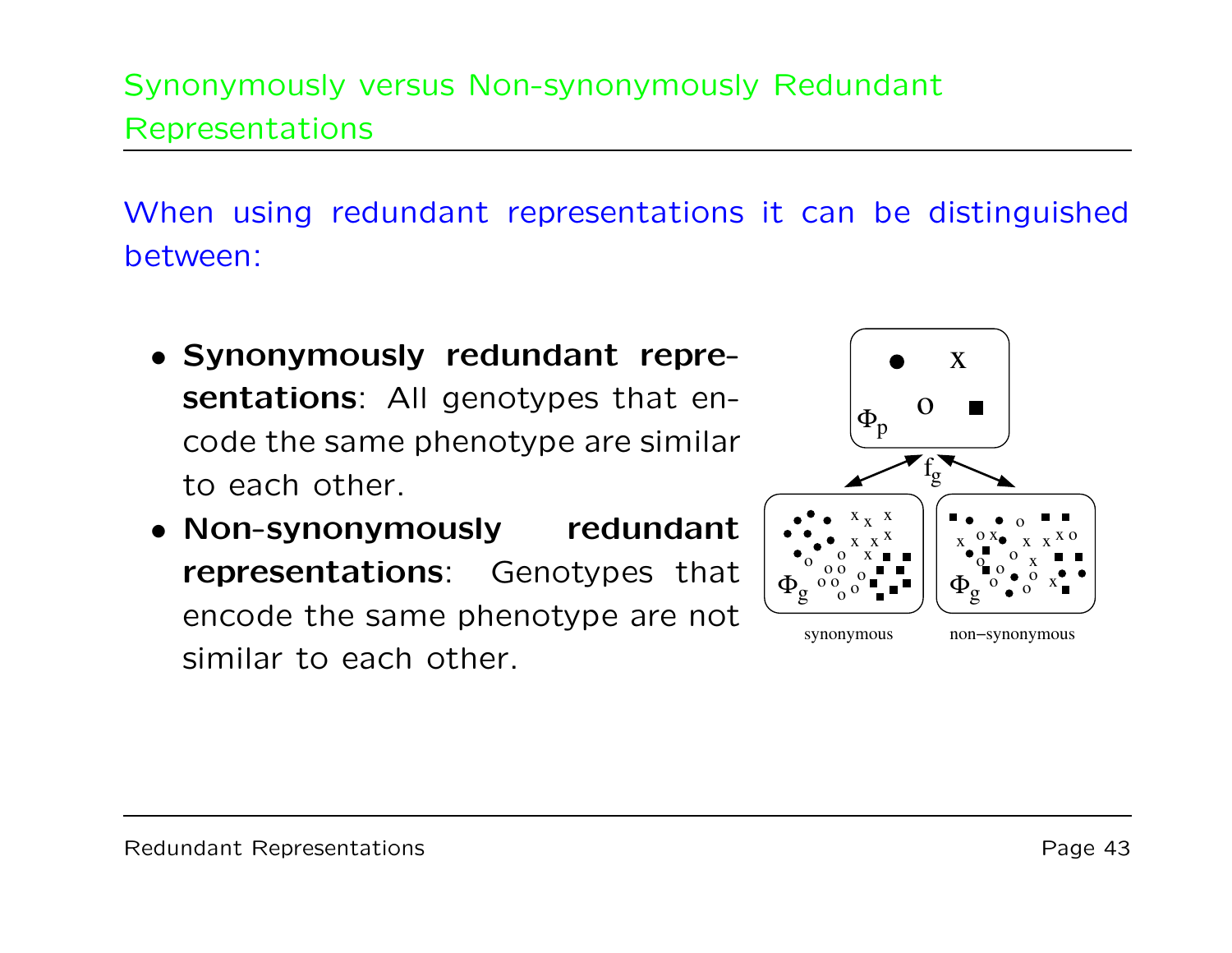## Synonymously versus Non-synonymously Redundant Representations

When using redundant representations it can be distinguished between:

- **Synonymously redundant representations**: All genotypes that encode the same phenotype are similar to each other.
- **Non-synonymously redundant representations**: Genotypes that encode the same phenotype are not similar to each other.

$\Phi_p$

$f_g$

$\Phi_g$ $\Phi_g$

synonymous non–synonymous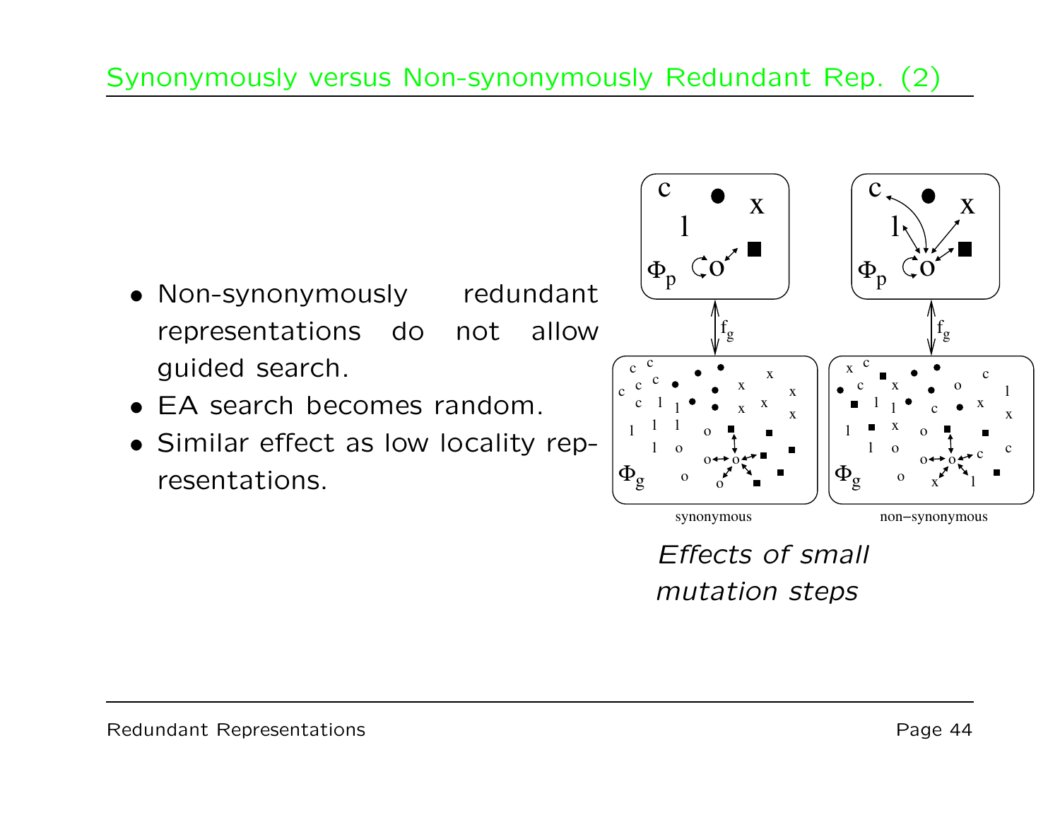## Synonymously versus Non-synonymously Redundant Rep. (2)

- Non-synonymously redundant representations do not allow guided search.
- EA search becomes random.
- Similar effect as low locality representations.

synonymous

non–synonymous

*Effects of small mutation steps*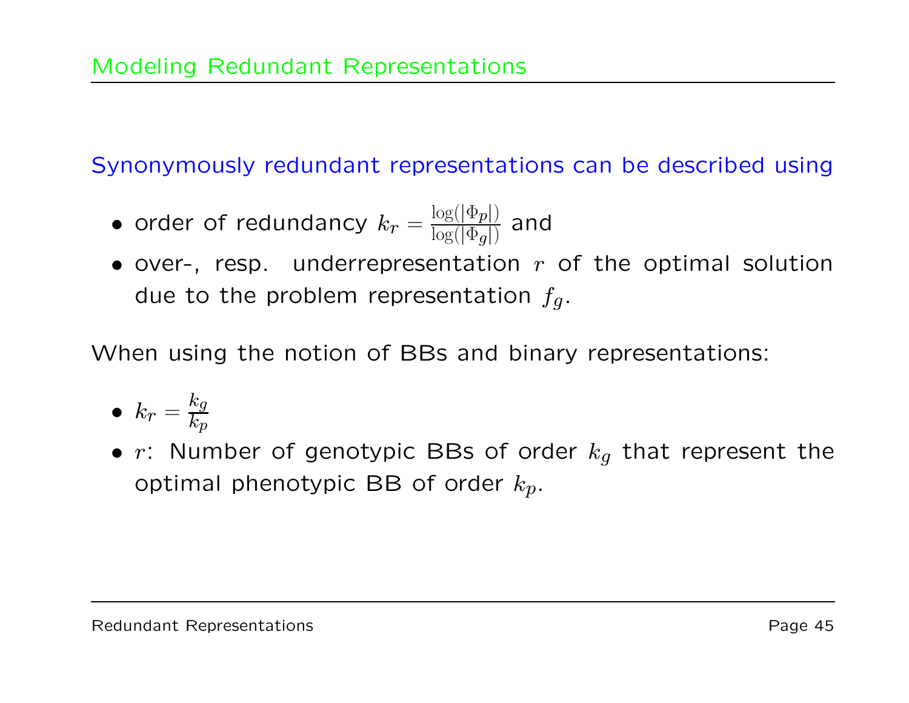## Modeling Redundant Representations

Synonymously redundant representations can be described using

- order of redundancy $k_r = \frac{\log(|\Phi_p|)}{\log(|\Phi_g|)}$ and
- over-, resp. underrepresentation $r$ of the optimal solution due to the problem representation $f_g$.

When using the notion of BBs and binary representations:

- $k_r = \frac{k_g}{k_p}$
- $r$: Number of genotypic BBs of order $k_g$ that represent the optimal phenotypic BB of order $k_p$.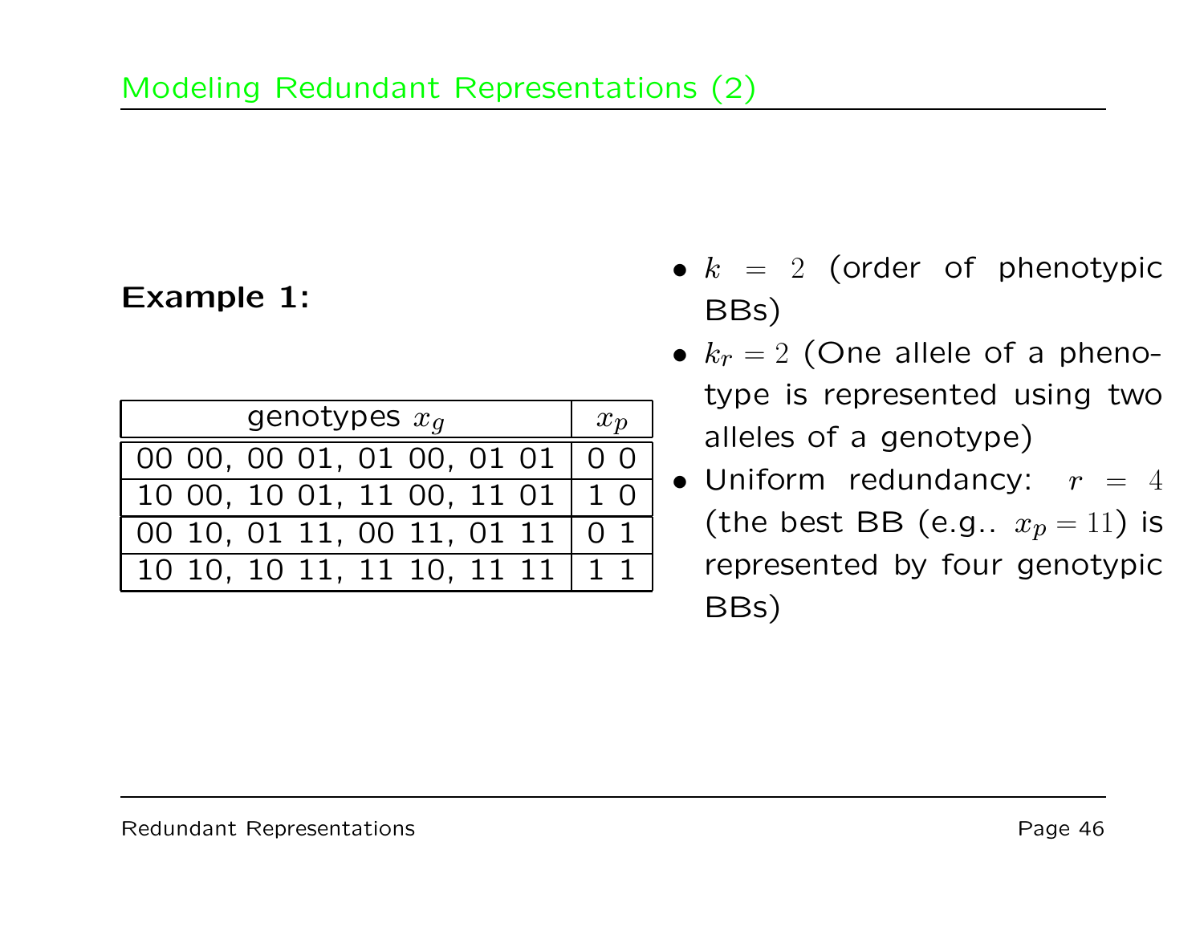# Modeling Redundant Representations (2)

**Example 1:**

| genotypes $x_g$ | $x_p$ |
|---|---|
| 00 00, 00 01, 01 00, 01 01 | 0 0 |
| 10 00, 10 01, 11 00, 11 01 | 1 0 |
| 00 10, 01 11, 00 11, 01 11 | 0 1 |
| 10 10, 10 11, 11 10, 11 11 | 1 1 |

- $k = 2$ (order of phenotypic BBs)
- $k_r = 2$ (One allele of a phenotype is represented using two alleles of a genotype)
- Uniform redundancy: $r = 4$ (the best BB (e.g.. $x_p = 11$) is represented by four genotypic BBs)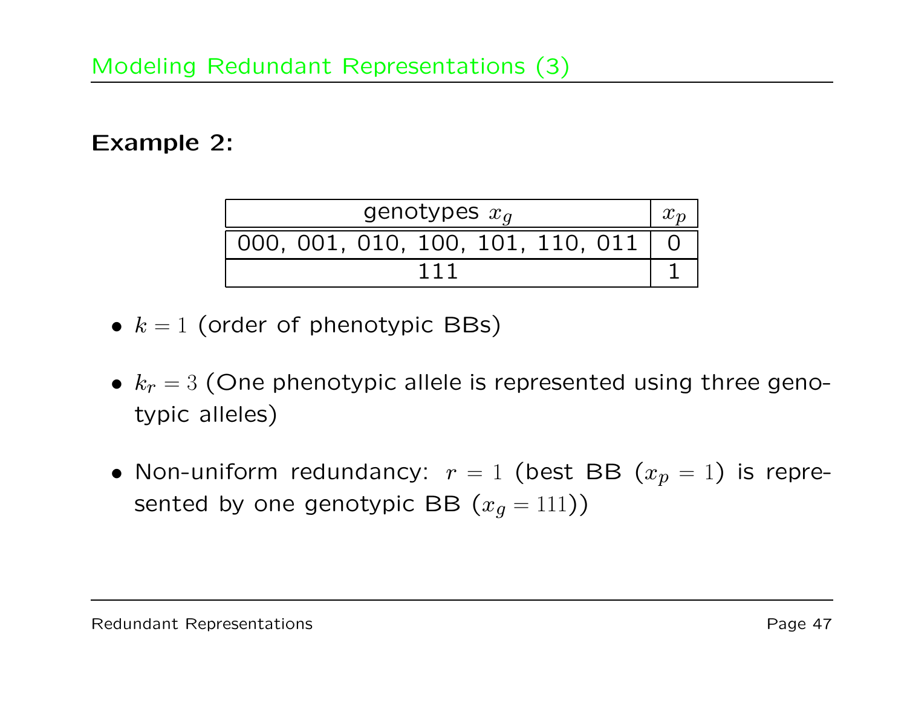## Modeling Redundant Representations (3)

**Example 2:**

| genotypes $x_g$ | $x_p$ |
|---|---|
| 000, 001, 010, 100, 101, 110, 011 | 0 |
| 111 | 1 |

- $k = 1$ (order of phenotypic BBs)
- $k_r = 3$ (One phenotypic allele is represented using three genotypic alleles)
- Non-uniform redundancy: $r = 1$ (best BB ($x_p = 1$) is represented by one genotypic BB ($x_g = 111$))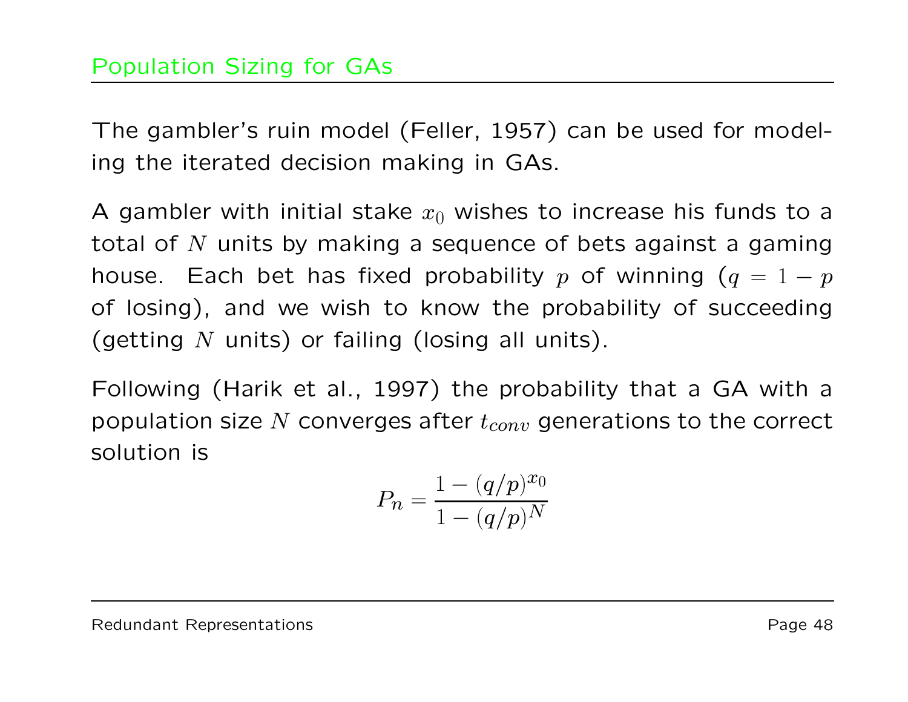## Population Sizing for GAs

The gambler's ruin model (Feller, 1957) can be used for modeling the iterated decision making in GAs.

A gambler with initial stake $x_0$ wishes to increase his funds to a total of $N$ units by making a sequence of bets against a gaming house. Each bet has fixed probability $p$ of winning ($q = 1 - p$ of losing), and we wish to know the probability of succeeding (getting $N$ units) or failing (losing all units).

Following (Harik et al., 1997) the probability that a GA with a population size $N$ converges after $t_{conv}$ generations to the correct solution is

$$P_n = \frac{1 - (q/p)^{x_0}}{1 - (q/p)^N}$$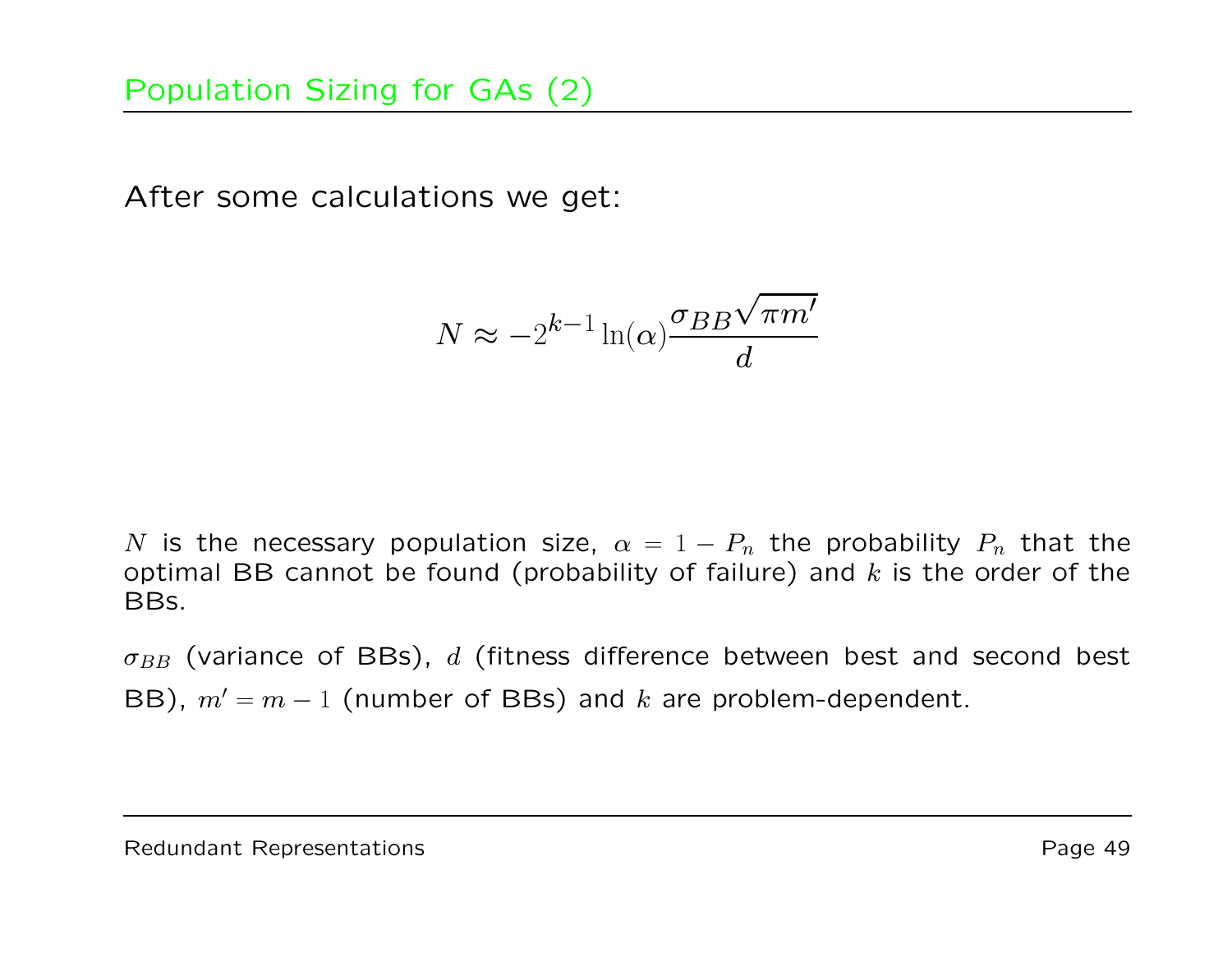# Population Sizing for GAs (2)

After some calculations we get:

$$N \approx -2^{k-1} \ln(\alpha) \frac{\sigma_{BB}\sqrt{\pi m'}}{d}$$

$N$ is the necessary population size, $\alpha = 1 - P_n$ the probability $P_n$ that the optimal BB cannot be found (probability of failure) and $k$ is the order of the BBs.

$\sigma_{BB}$ (variance of BBs), $d$ (fitness difference between best and second best BB), $m' = m - 1$ (number of BBs) and $k$ are problem-dependent.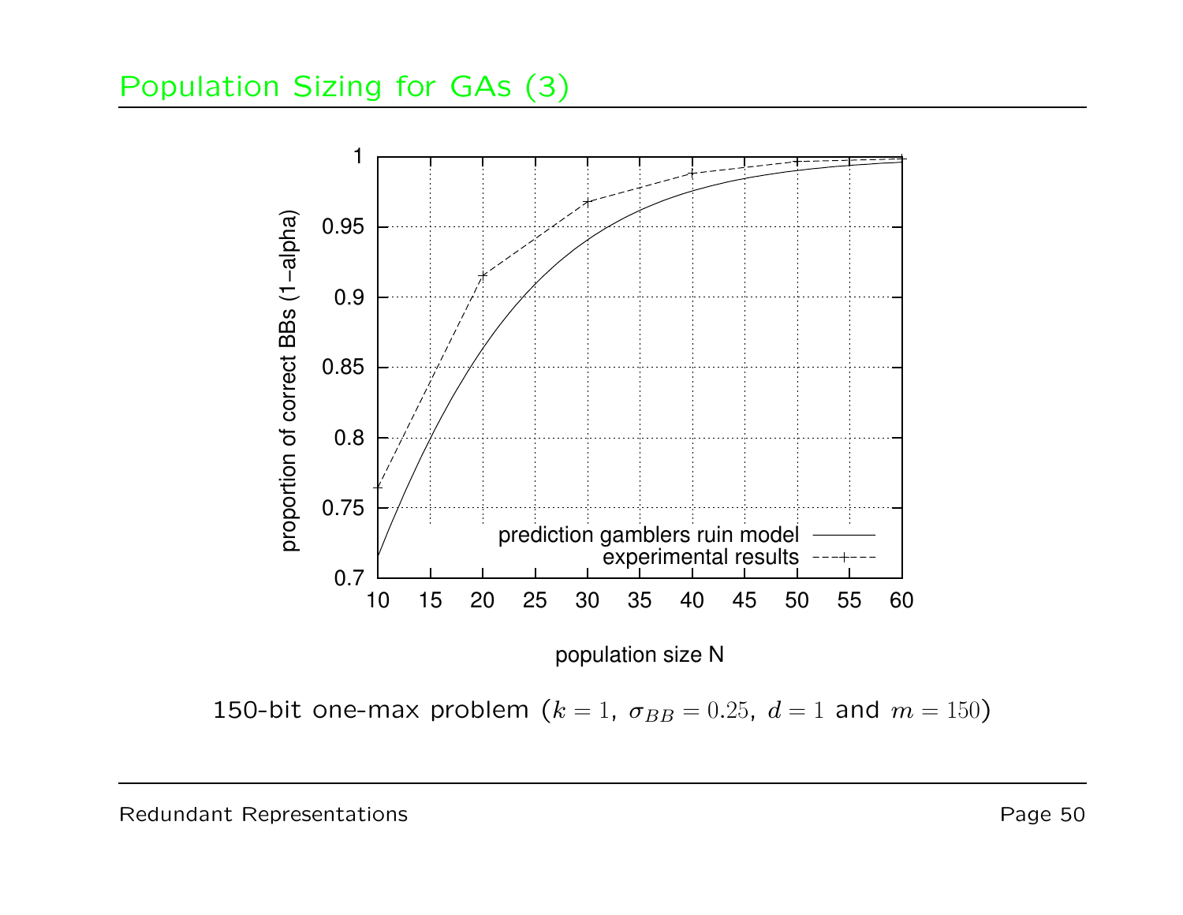# Population Sizing for GAs (3)

150-bit one-max problem ($k = 1$, $\sigma_{BB} = 0.25$, $d = 1$ and $m = 150$)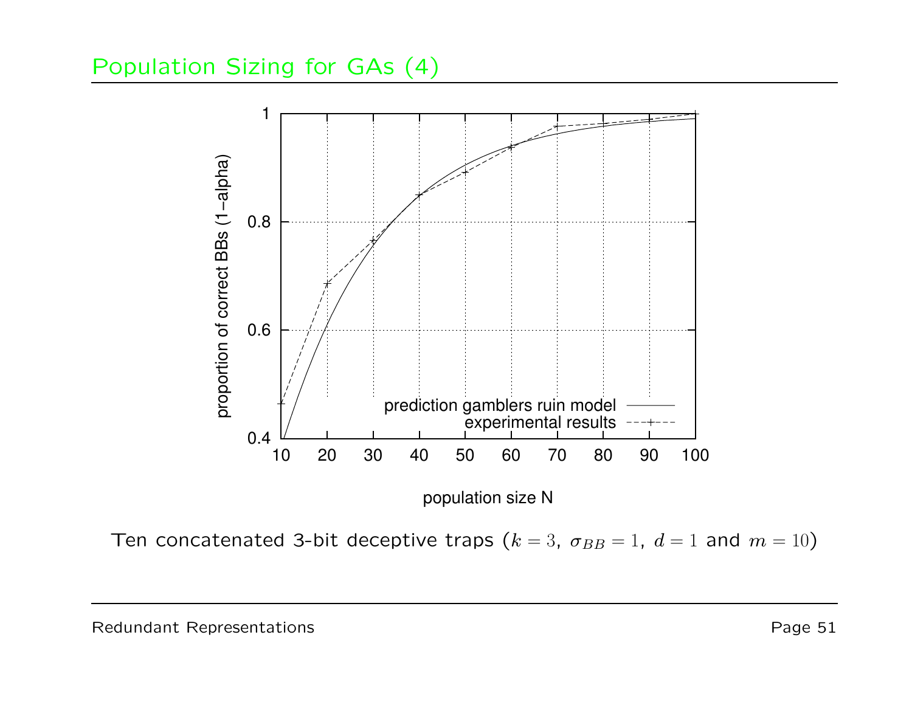## Population Sizing for GAs (4)

Ten concatenated 3-bit deceptive traps ($k = 3$, $\sigma_{BB} = 1$, $d = 1$ and $m = 10$)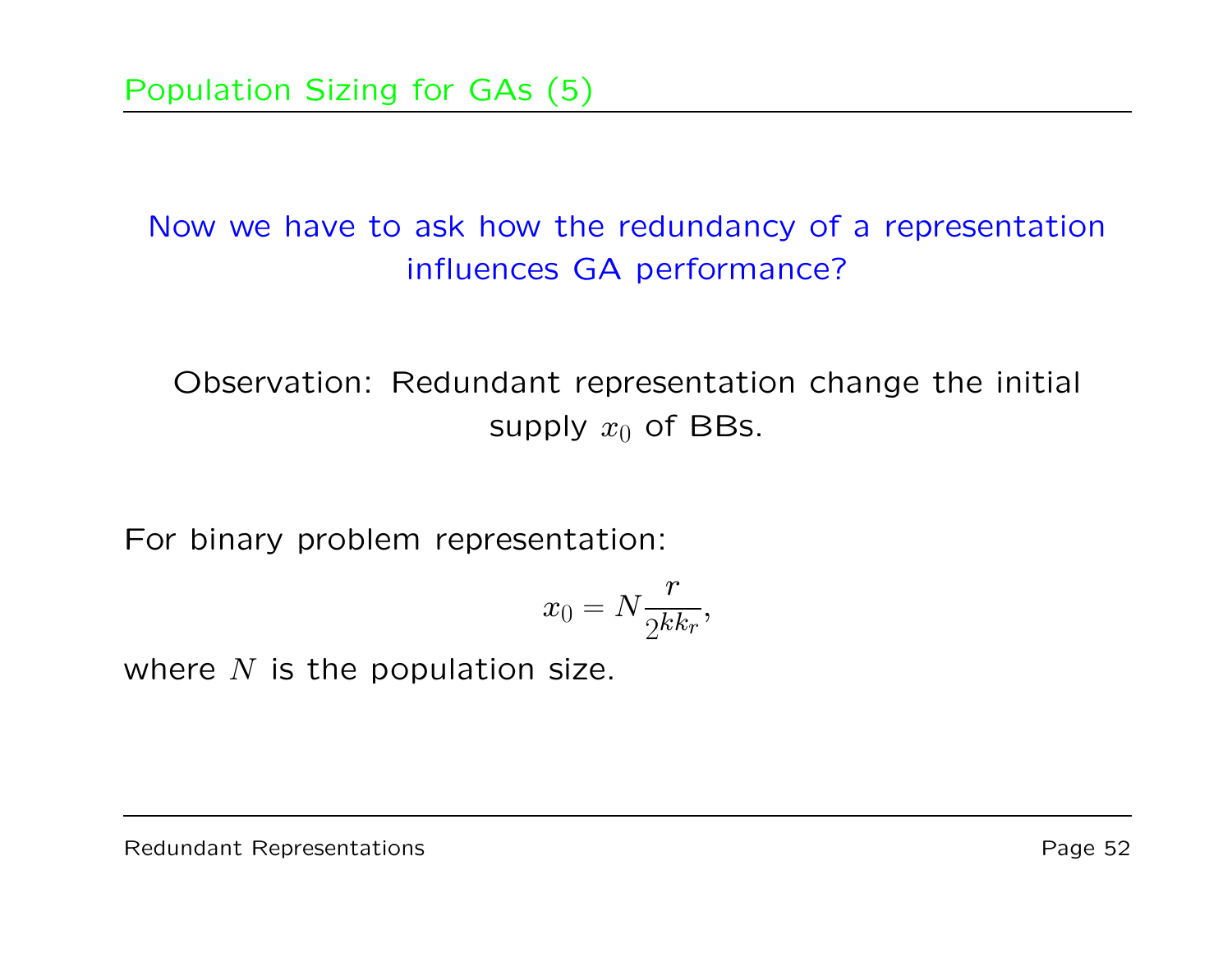## Population Sizing for GAs (5)

Now we have to ask how the redundancy of a representation influences GA performance?

Observation: Redundant representation change the initial supply $x_0$ of BBs.

For binary problem representation:

$$x_0 = N \frac{r}{2^{kk_r}},$$

where $N$ is the population size.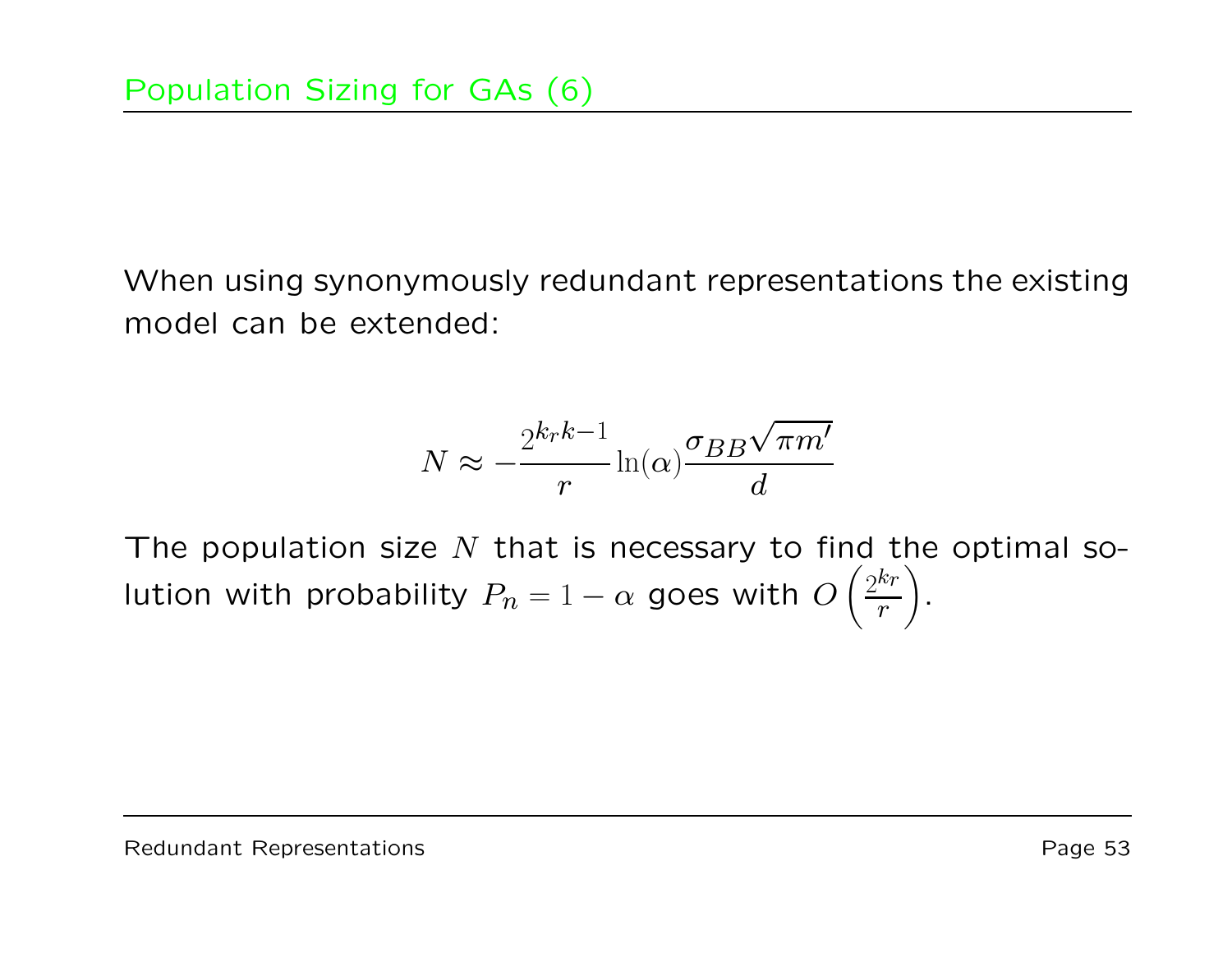# Population Sizing for GAs (6)

When using synonymously redundant representations the existing model can be extended:

$$N \approx -\frac{2^{k_r k-1}}{r} \ln(\alpha) \frac{\sigma_{BB}\sqrt{\pi m'}}{d}$$

The population size $N$ that is necessary to find the optimal solution with probability $P_n = 1 - \alpha$ goes with $O\left(\frac{2^{k_r}}{r}\right)$.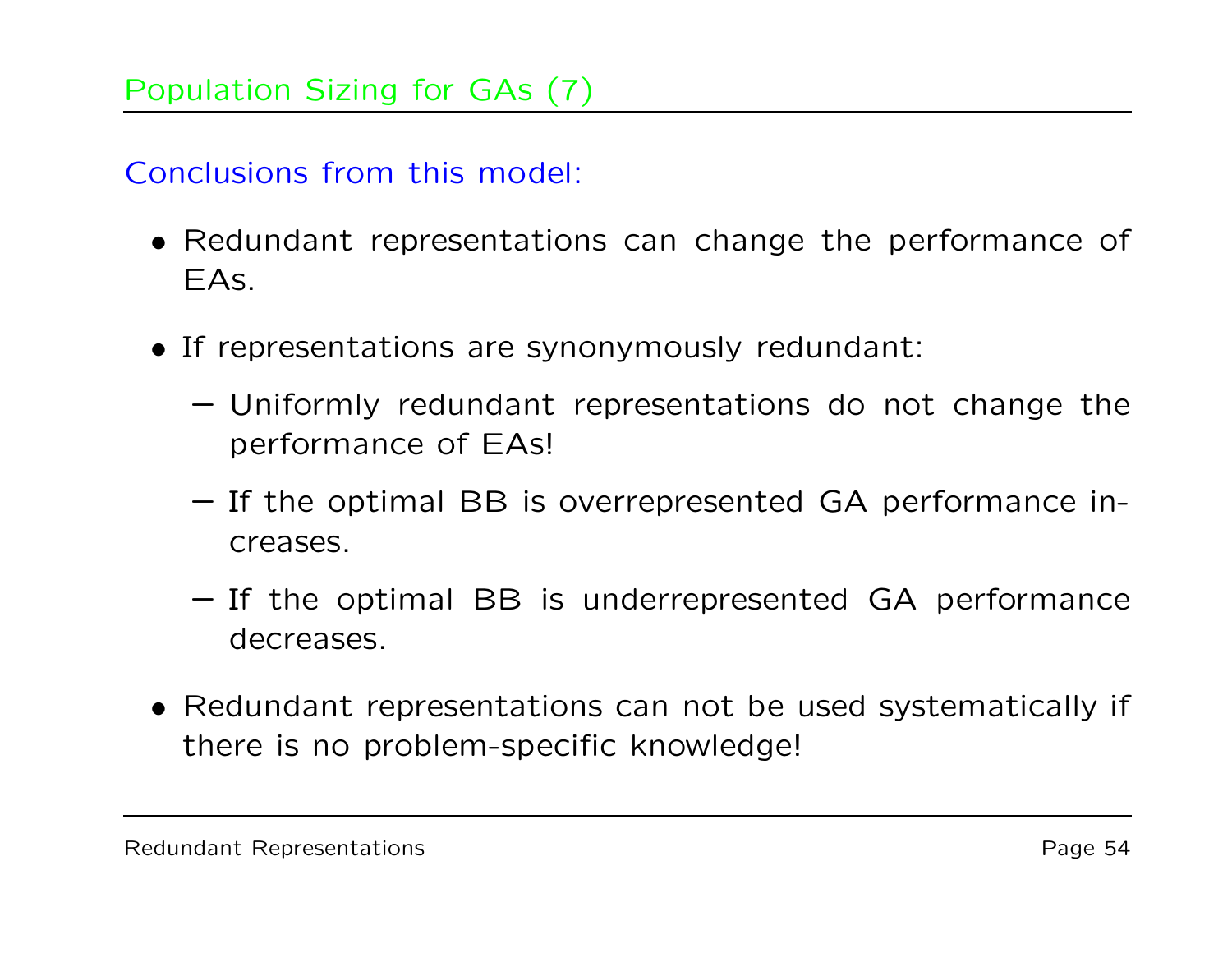## Population Sizing for GAs (7)

Conclusions from this model:

- Redundant representations can change the performance of EAs.
- If representations are synonymously redundant:
  - Uniformly redundant representations do not change the performance of EAs!
  - If the optimal BB is overrepresented GA performance increases.
  - If the optimal BB is underrepresented GA performance decreases.
- Redundant representations can not be used systematically if there is no problem-specific knowledge!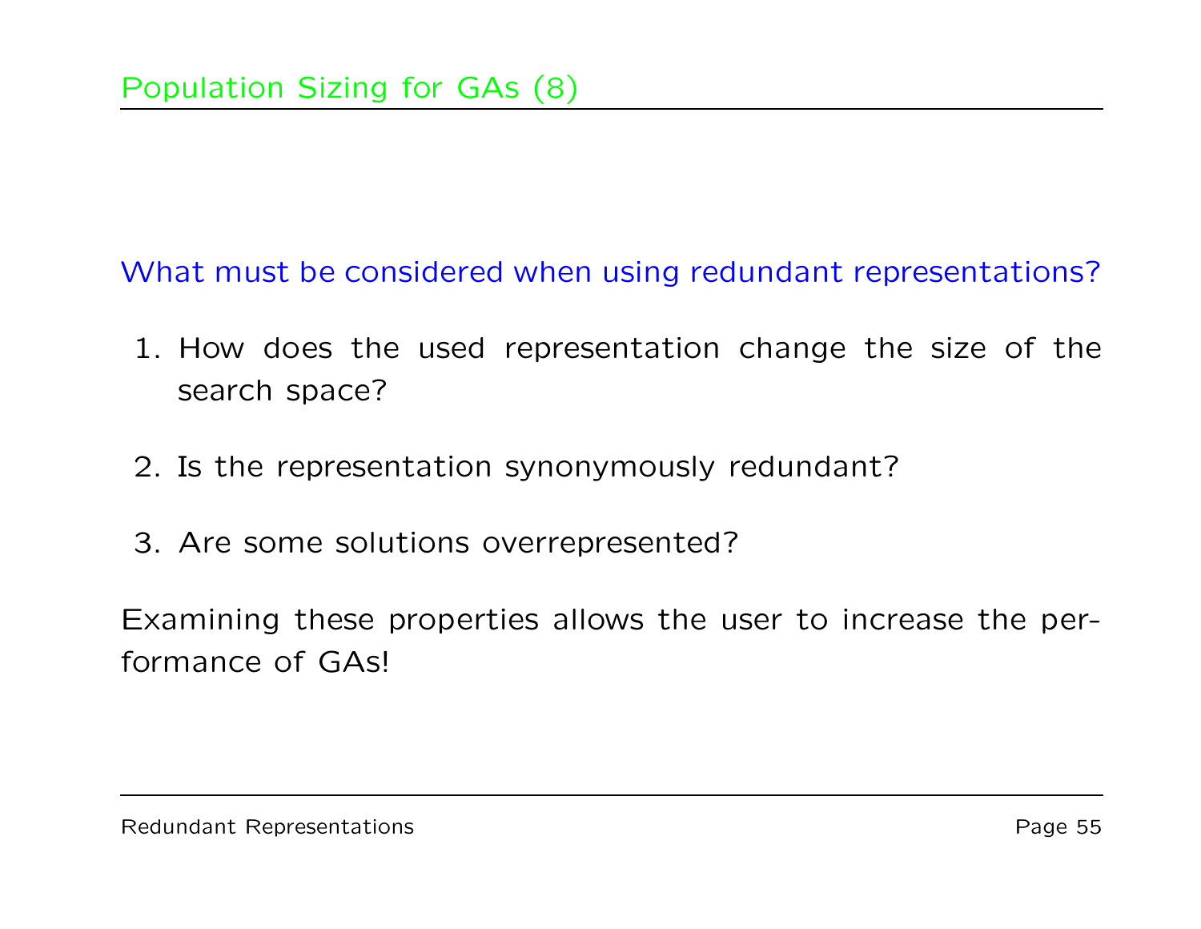## Population Sizing for GAs (8)

What must be considered when using redundant representations?

1. How does the used representation change the size of the search space?
2. Is the representation synonymously redundant?
3. Are some solutions overrepresented?

Examining these properties allows the user to increase the performance of GAs!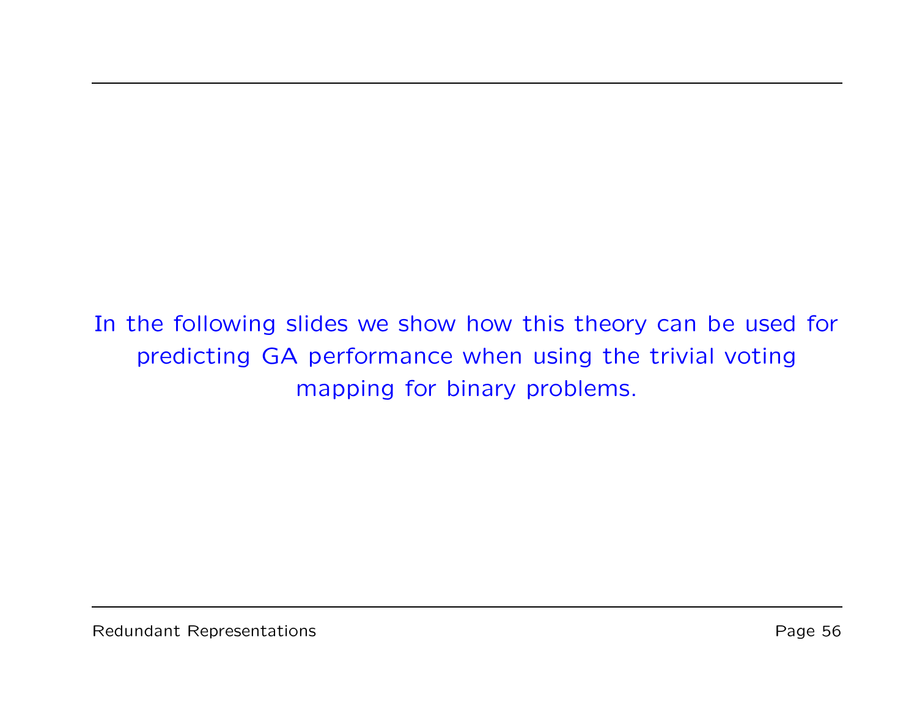In the following slides we show how this theory can be used for predicting GA performance when using the trivial voting mapping for binary problems.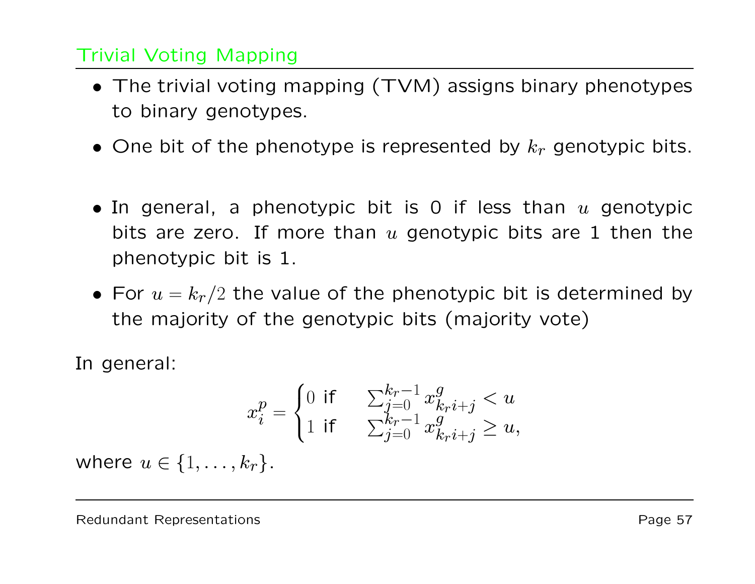## Trivial Voting Mapping

- The trivial voting mapping (TVM) assigns binary phenotypes to binary genotypes.
- One bit of the phenotype is represented by $k_r$ genotypic bits.
- In general, a phenotypic bit is 0 if less than $u$ genotypic bits are zero. If more than $u$ genotypic bits are 1 then the phenotypic bit is 1.
- For $u = k_r/2$ the value of the phenotypic bit is determined by the majority of the genotypic bits (majority vote)

In general:

$$x_i^p = \begin{cases} 0 \text{ if} & \sum_{j=0}^{k_r-1} x_{k_r i+j}^g < u \\ 1 \text{ if} & \sum_{j=0}^{k_r-1} x_{k_r i+j}^g \geq u, \end{cases}$$

where $u \in \{1, \ldots, k_r\}$.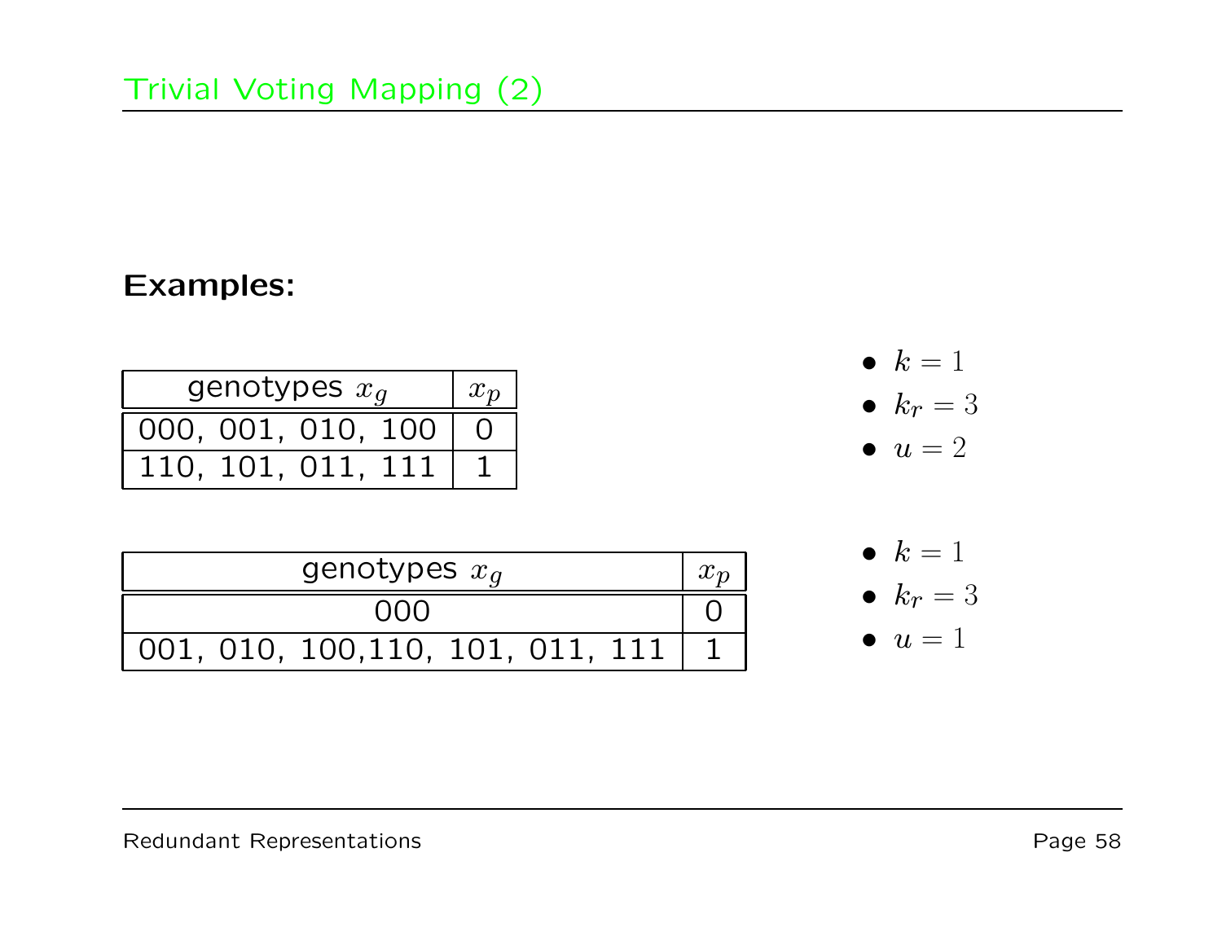## Trivial Voting Mapping (2)

**Examples:**

| genotypes $x_g$ | $x_p$ |
|---|---|
| 000, 001, 010, 100 | 0 |
| 110, 101, 011, 111 | 1 |

- $k = 1$
- $k_r = 3$
- $u = 2$

| genotypes $x_g$ | $x_p$ |
|---|---|
| 000 | 0 |
| 001, 010, 100,110, 101, 011, 111 | 1 |

- $k = 1$
- $k_r = 3$
- $u = 1$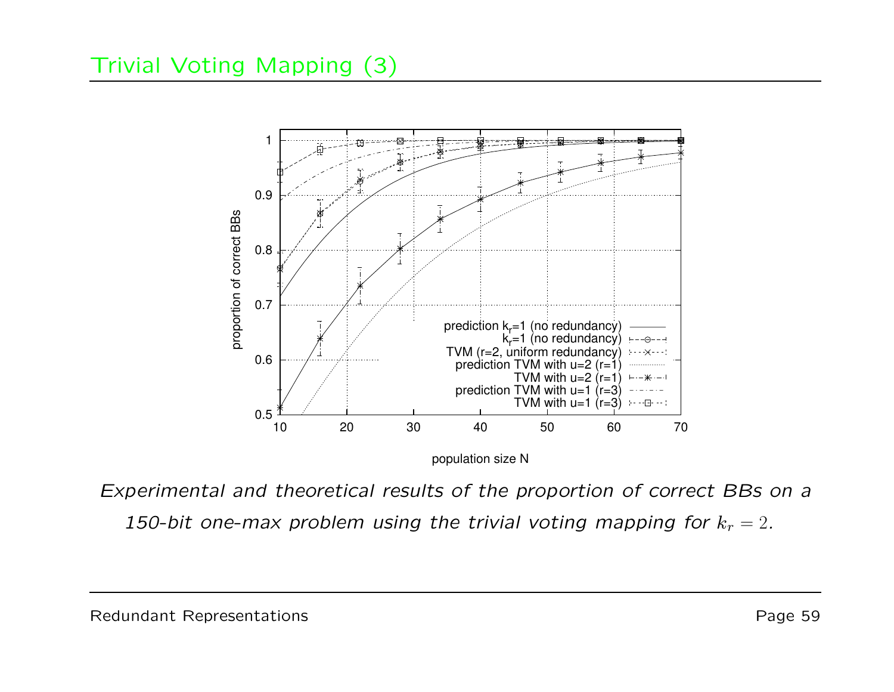# Trivial Voting Mapping (3)

*Experimental and theoretical results of the proportion of correct BBs on a 150-bit one-max problem using the trivial voting mapping for $k_r = 2$.*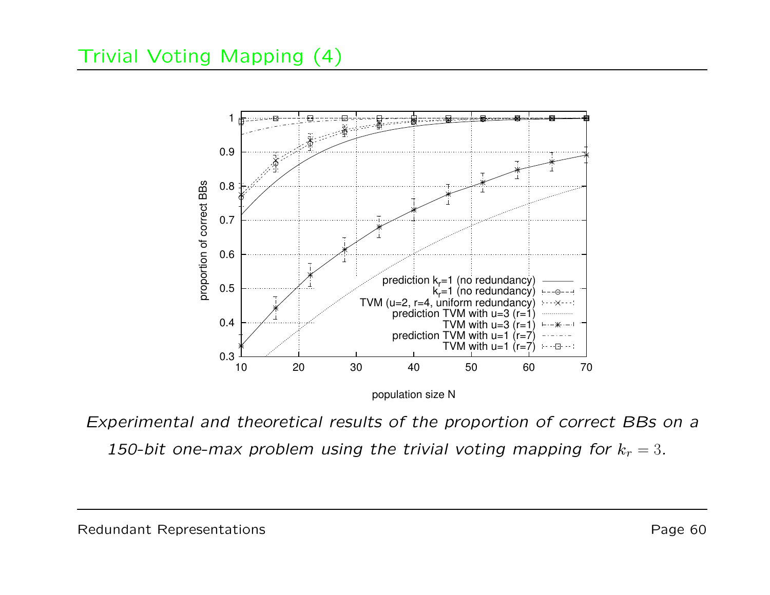# Trivial Voting Mapping (4)

*Experimental and theoretical results of the proportion of correct BBs on a 150-bit one-max problem using the trivial voting mapping for $k_r = 3$.*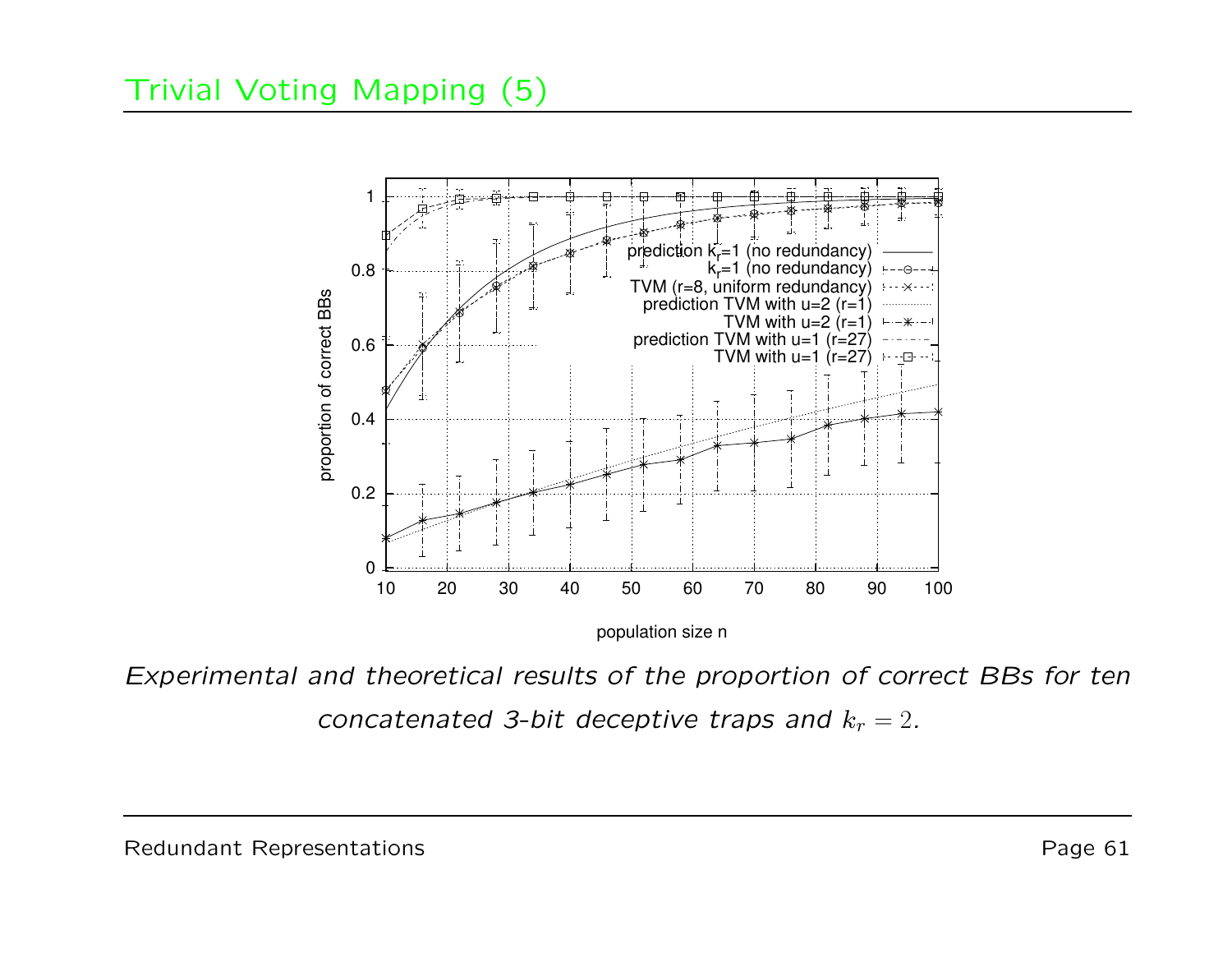# Trivial Voting Mapping (5)

*Experimental and theoretical results of the proportion of correct BBs for ten concatenated 3-bit deceptive traps and $k_r = 2$.*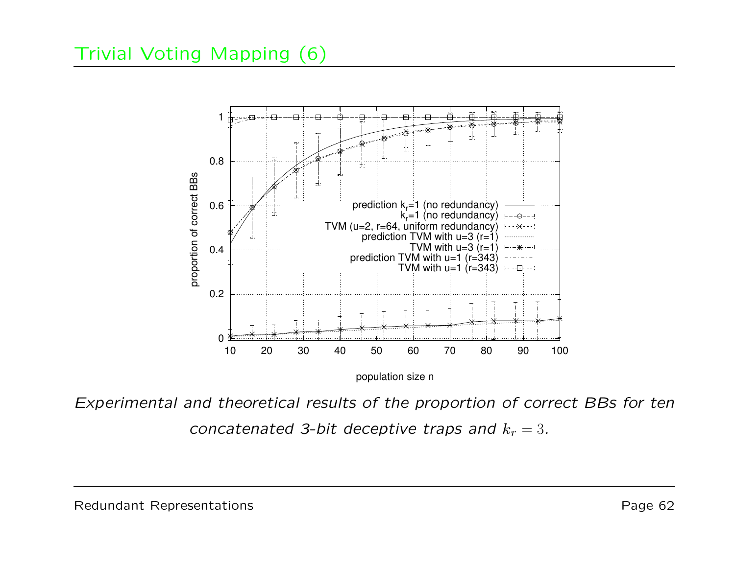# Trivial Voting Mapping (6)

*Experimental and theoretical results of the proportion of correct BBs for ten concatenated 3-bit deceptive traps and $k_r = 3$.*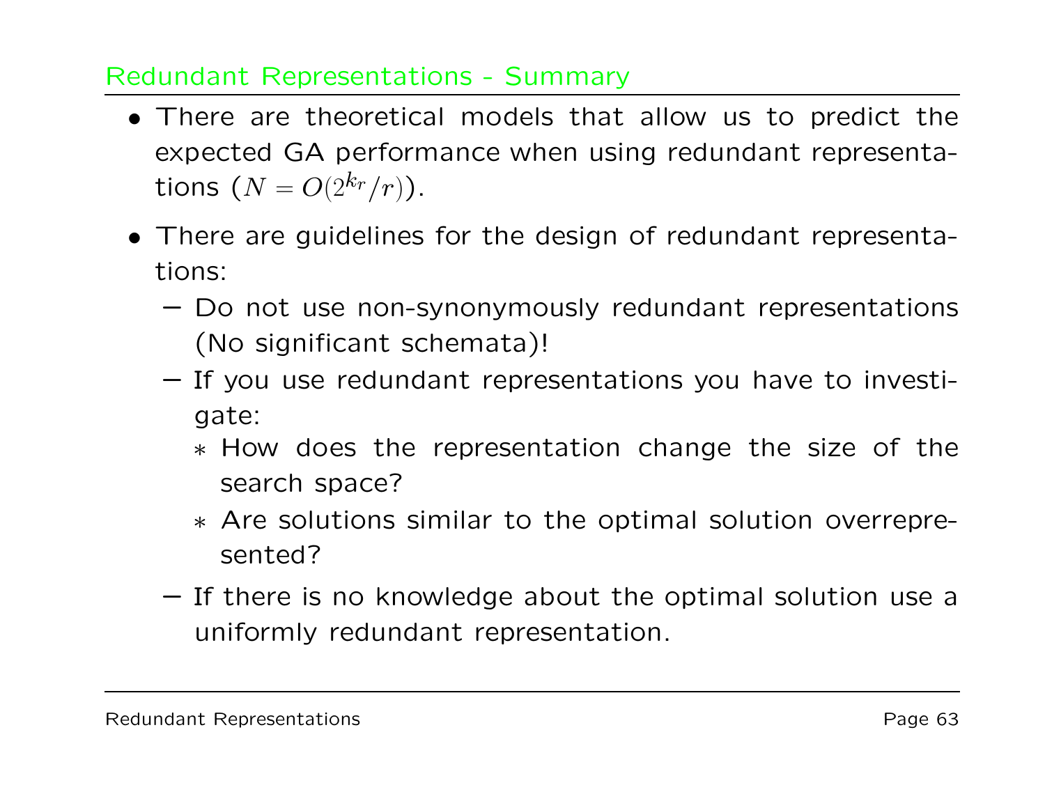## Redundant Representations - Summary

- There are theoretical models that allow us to predict the expected GA performance when using redundant representations ($N = O(2^{k_r}/r)$).
- There are guidelines for the design of redundant representations:
  - Do not use non-synonymously redundant representations (No significant schemata)!
  - If you use redundant representations you have to investigate:
    - How does the representation change the size of the search space?
    - Are solutions similar to the optimal solution overrepresented?
  - If there is no knowledge about the optimal solution use a uniformly redundant representation.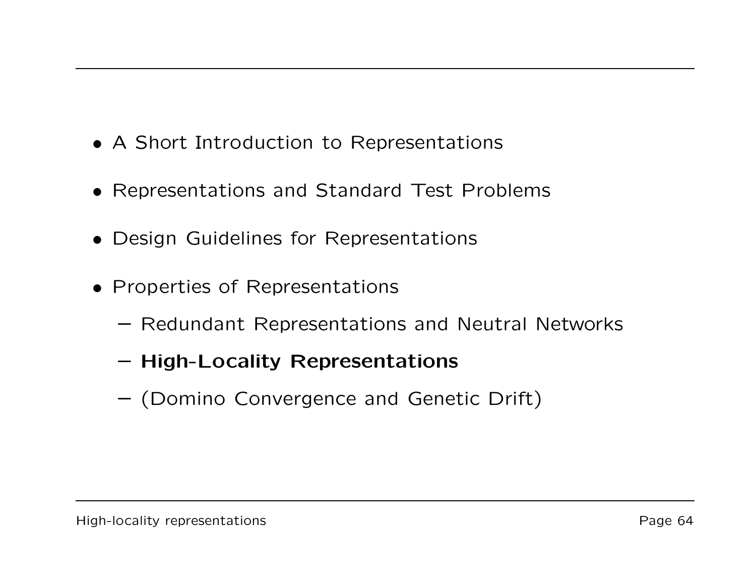- A Short Introduction to Representations
- Representations and Standard Test Problems
- Design Guidelines for Representations
- Properties of Representations
  - Redundant Representations and Neutral Networks
  - **High-Locality Representations**
  - (Domino Convergence and Genetic Drift)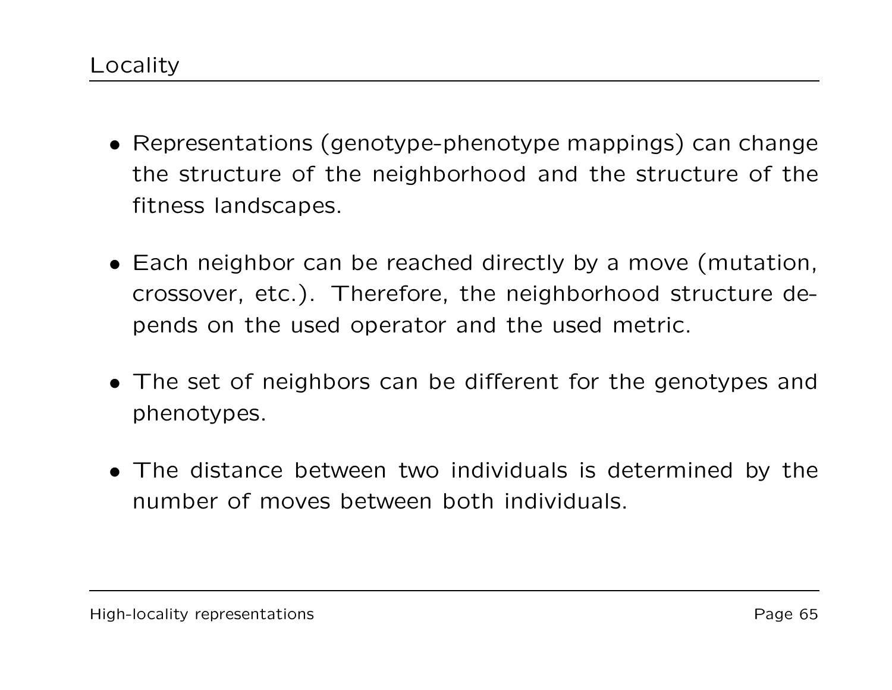## Locality

- Representations (genotype-phenotype mappings) can change the structure of the neighborhood and the structure of the fitness landscapes.
- Each neighbor can be reached directly by a move (mutation, crossover, etc.). Therefore, the neighborhood structure depends on the used operator and the used metric.
- The set of neighbors can be different for the genotypes and phenotypes.
- The distance between two individuals is determined by the number of moves between both individuals.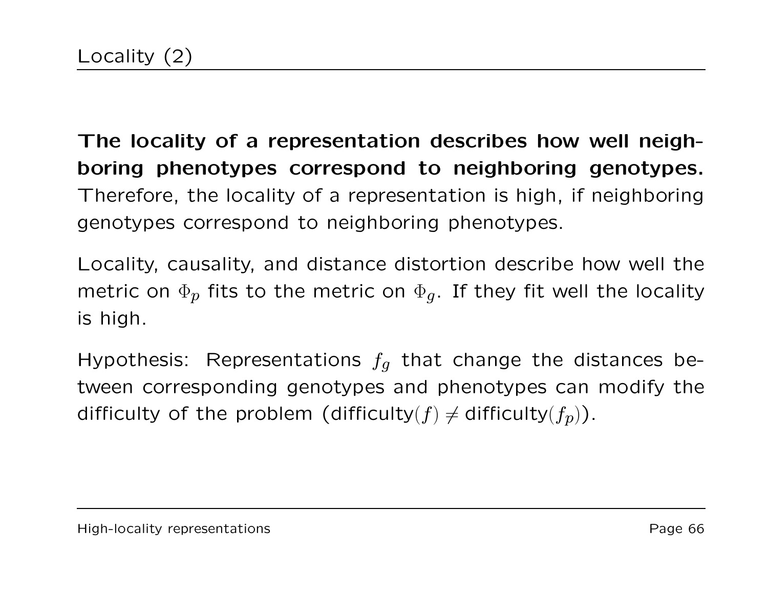# Locality (2)

**The locality of a representation describes how well neighboring phenotypes correspond to neighboring genotypes.** Therefore, the locality of a representation is high, if neighboring genotypes correspond to neighboring phenotypes.

Locality, causality, and distance distortion describe how well the metric on $\Phi_p$ fits to the metric on $\Phi_g$. If they fit well the locality is high.

Hypothesis: Representations $f_g$ that change the distances between corresponding genotypes and phenotypes can modify the difficulty of the problem (difficulty$(f) \neq$ difficulty$(f_p)$).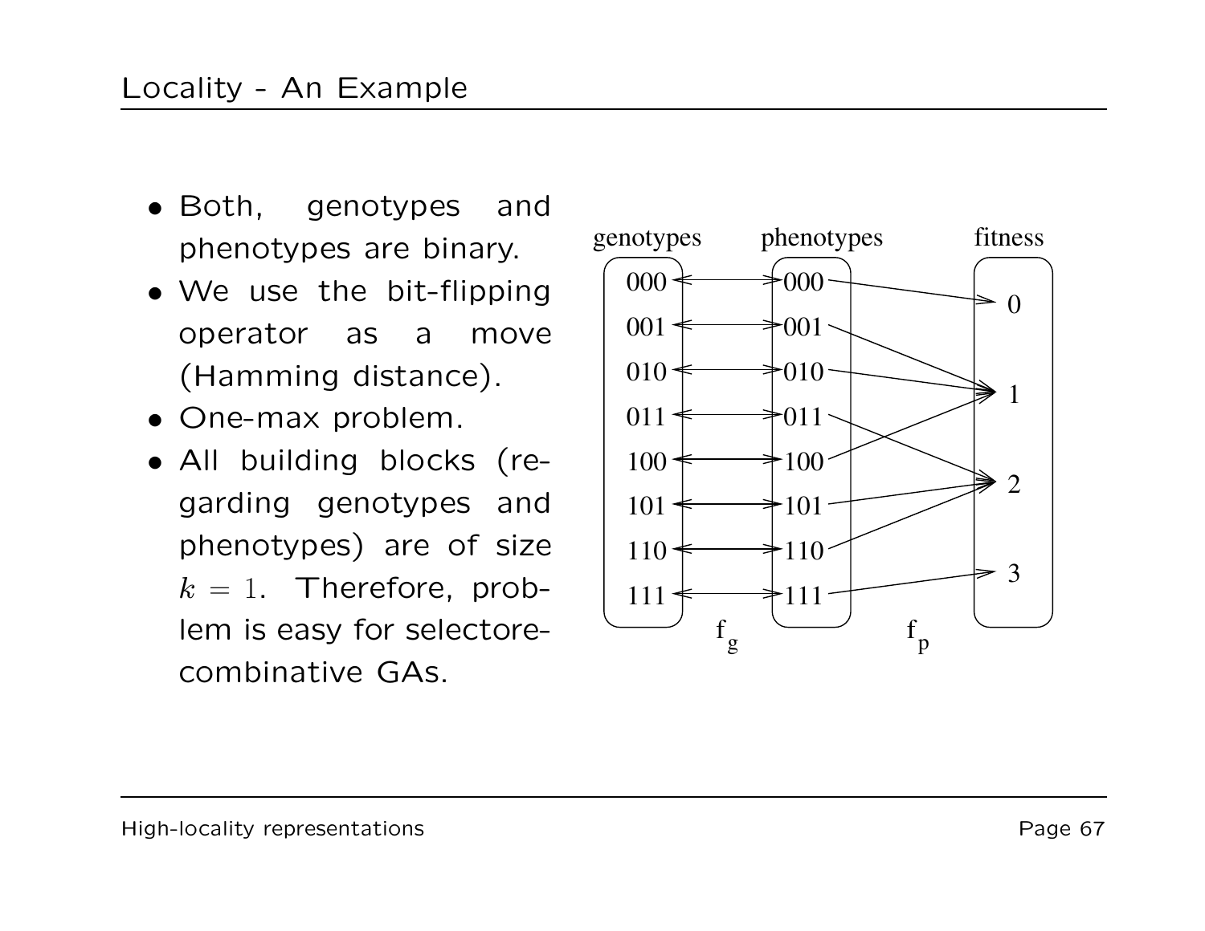# Locality - An Example

- Both, genotypes and phenotypes are binary.
- We use the bit-flipping operator as a move (Hamming distance).
- One-max problem.
- All building blocks (regarding genotypes and phenotypes) are of size $k = 1$. Therefore, problem is easy for selectorecombinative GAs.

| genotypes | | phenotypes | | fitness |
|---|---|---|---|---|
| 000 | ↔ | 000 | → | 0 |
| 001 | ↔ | 001 | → | 1 |
| 010 | ↔ | 010 | → | 1 |
| 011 | ↔ | 011 | → | 2 |
| 100 | ↔ | 100 | → | 1 |
| 101 | ↔ | 101 | → | 2 |
| 110 | ↔ | 110 | → | 2 |
| 111 | ↔ | 111 | → | 3 |
| | $f_g$ | | $f_p$ | |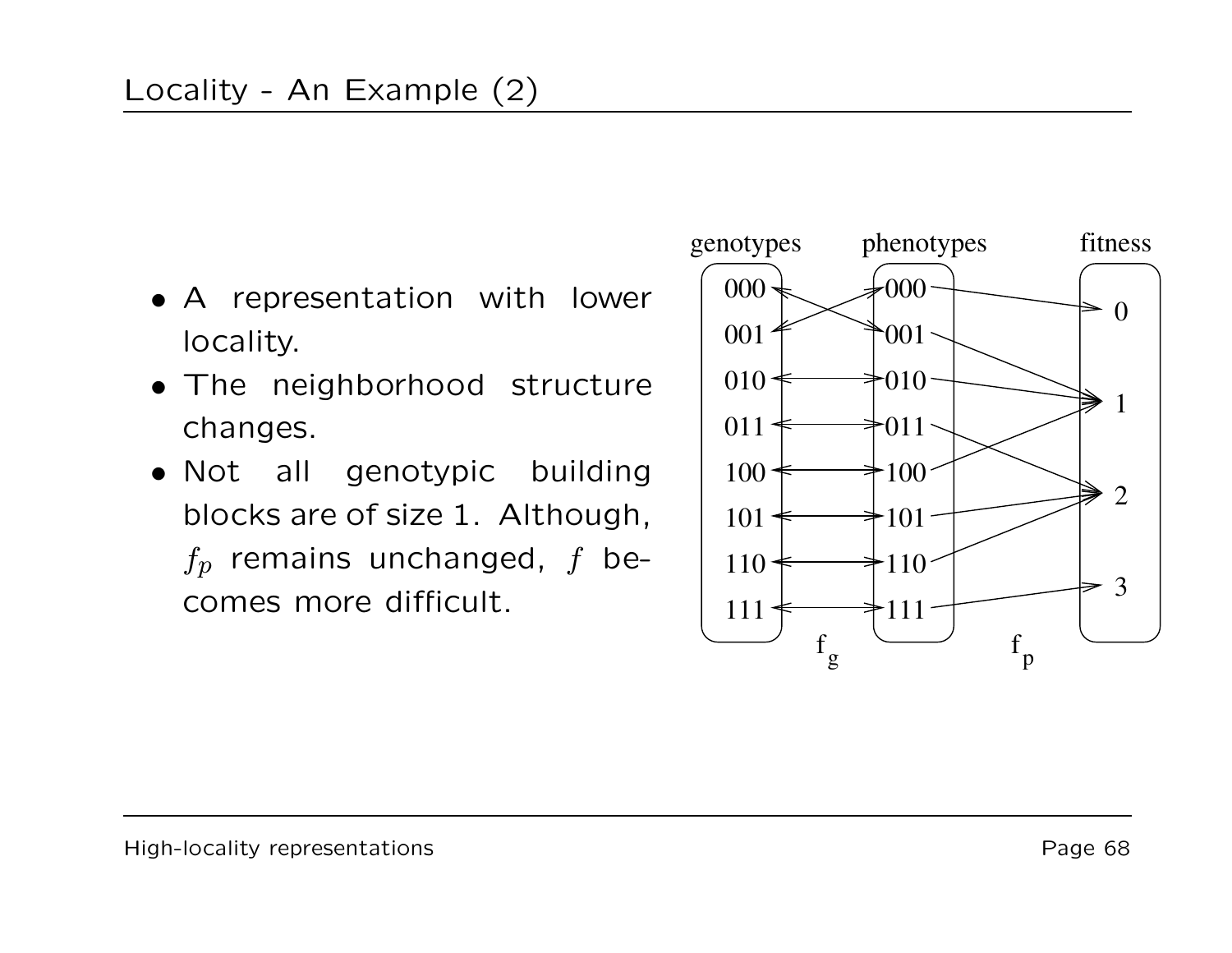# Locality - An Example (2)

- A representation with lower locality.
- The neighborhood structure changes.
- Not all genotypic building blocks are of size 1. Although, $f_p$ remains unchanged, $f$ becomes more difficult.

| genotypes | phenotypes | fitness |
|---|---|---|
| 000 | 001 | 1 |
| 001 | 000 | 0 |
| 010 | 010 | 1 |
| 011 | 011 | 2 |
| 100 | 100 | 1 |
| 101 | 101 | 2 |
| 110 | 110 | 2 |
| 111 | 111 | 3 |

$f_g$ maps genotypes to phenotypes; $f_p$ maps phenotypes to fitness.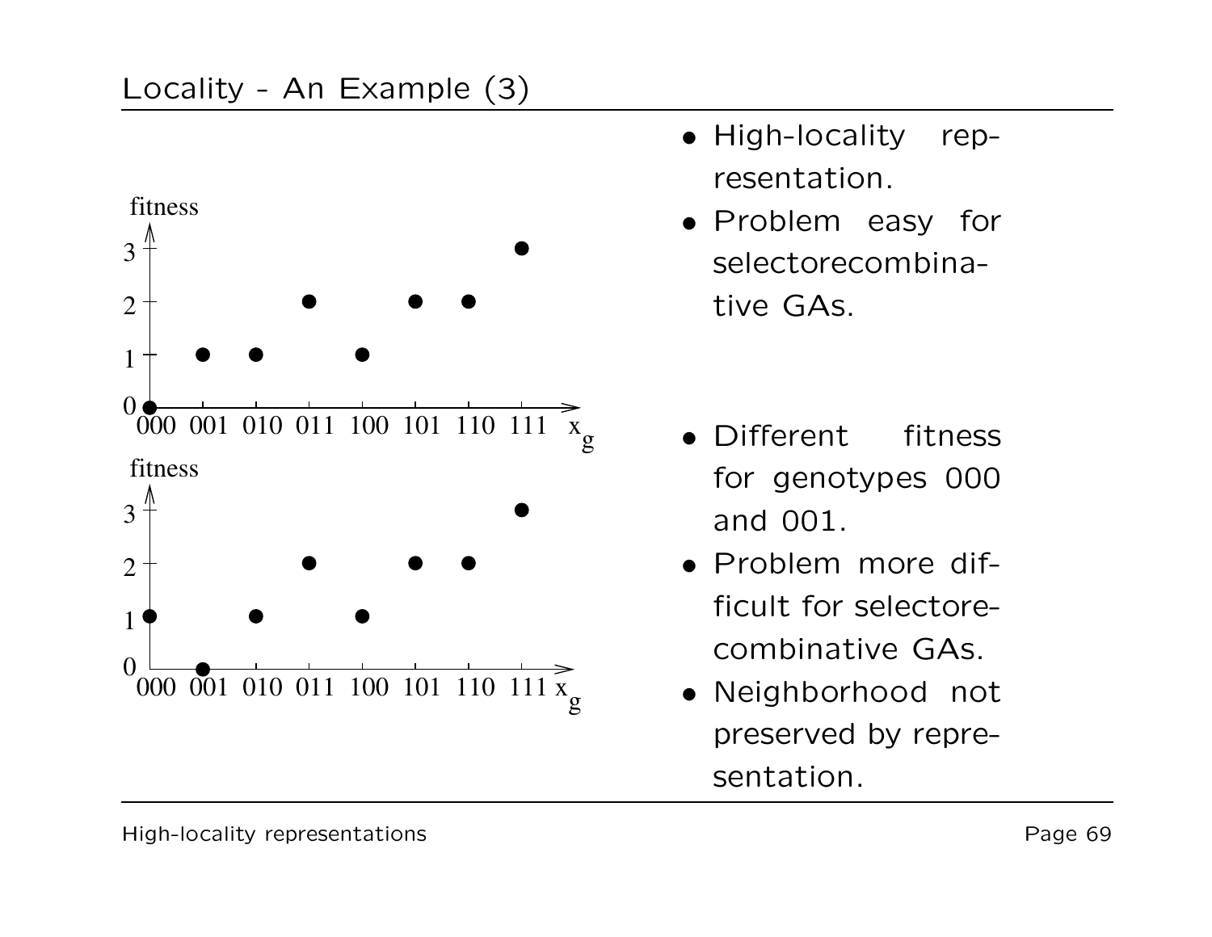# Locality - An Example (3)

- High-locality representation.
- Problem easy for selectorecombinative GAs.

- Different fitness for genotypes 000 and 001.
- Problem more difficult for selectorecombinative GAs.
- Neighborhood not preserved by representation.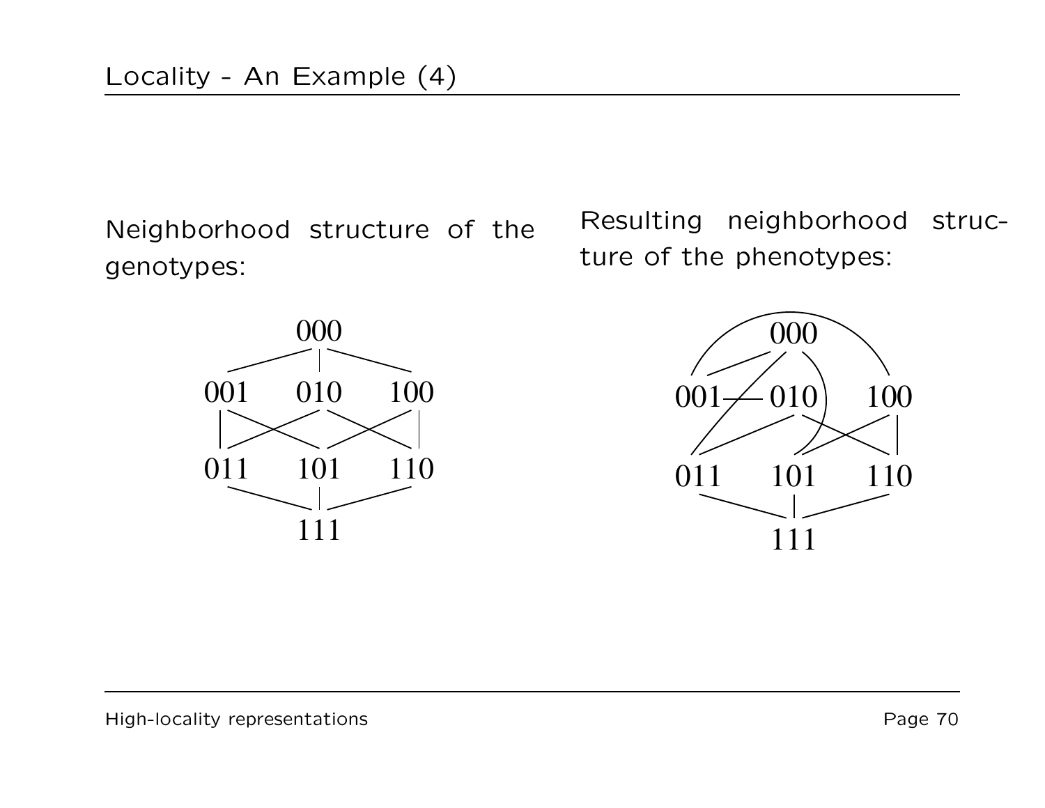# Locality - An Example (4)

Neighborhood structure of the genotypes:

Resulting neighborhood structure of the phenotypes: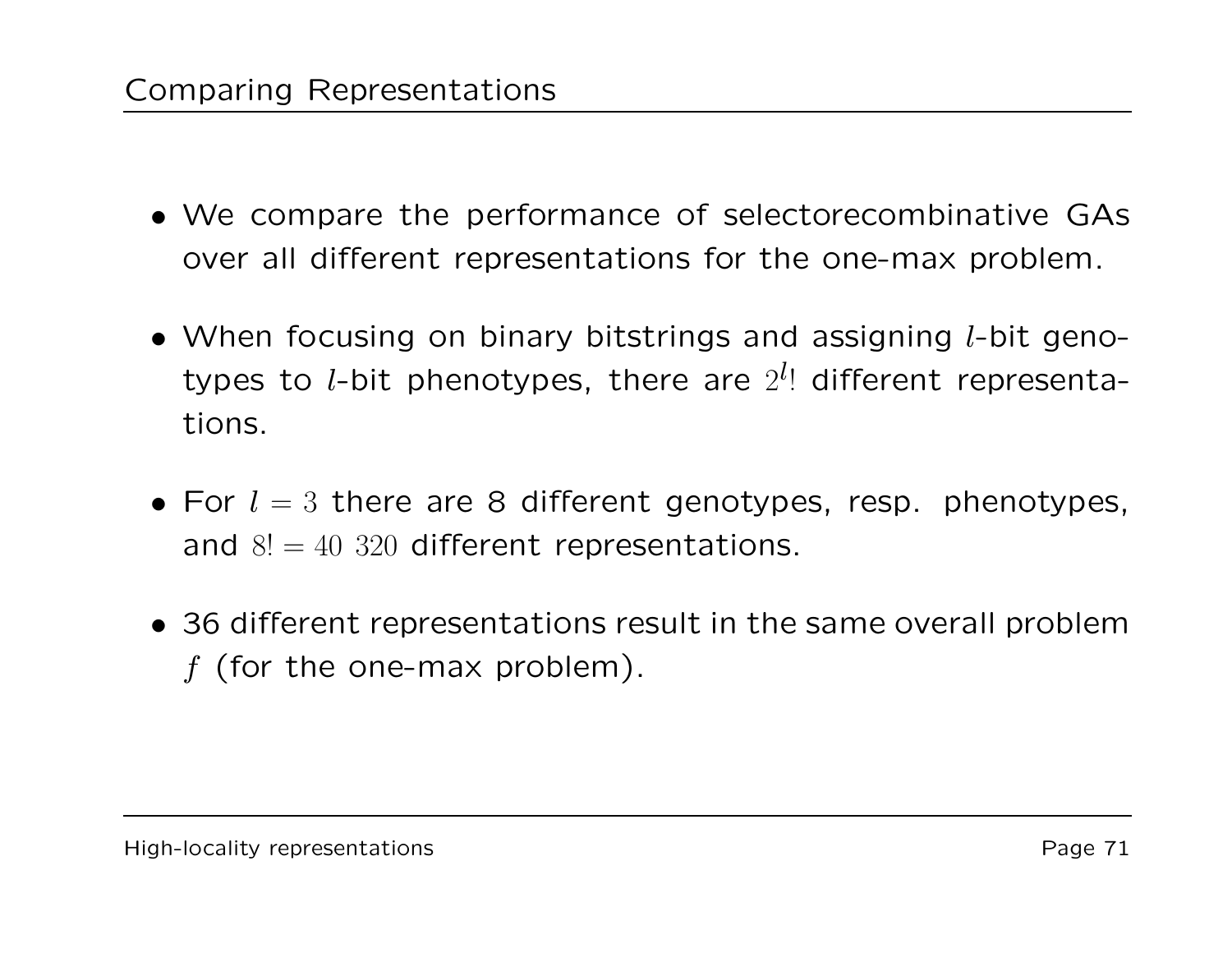## Comparing Representations

- We compare the performance of selectorecombinative GAs over all different representations for the one-max problem.
- When focusing on binary bitstrings and assigning $l$-bit genotypes to $l$-bit phenotypes, there are $2^l!$ different representations.
- For $l = 3$ there are 8 different genotypes, resp. phenotypes, and $8! = 40\ 320$ different representations.
- 36 different representations result in the same overall problem $f$ (for the one-max problem).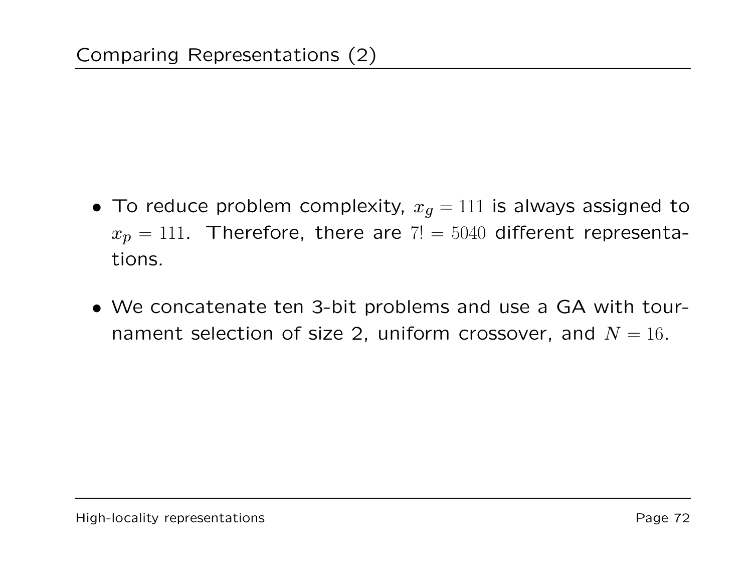## Comparing Representations (2)

- To reduce problem complexity, $x_g = 111$ is always assigned to $x_p = 111$. Therefore, there are $7! = 5040$ different representations.
- We concatenate ten 3-bit problems and use a GA with tournament selection of size 2, uniform crossover, and $N = 16$.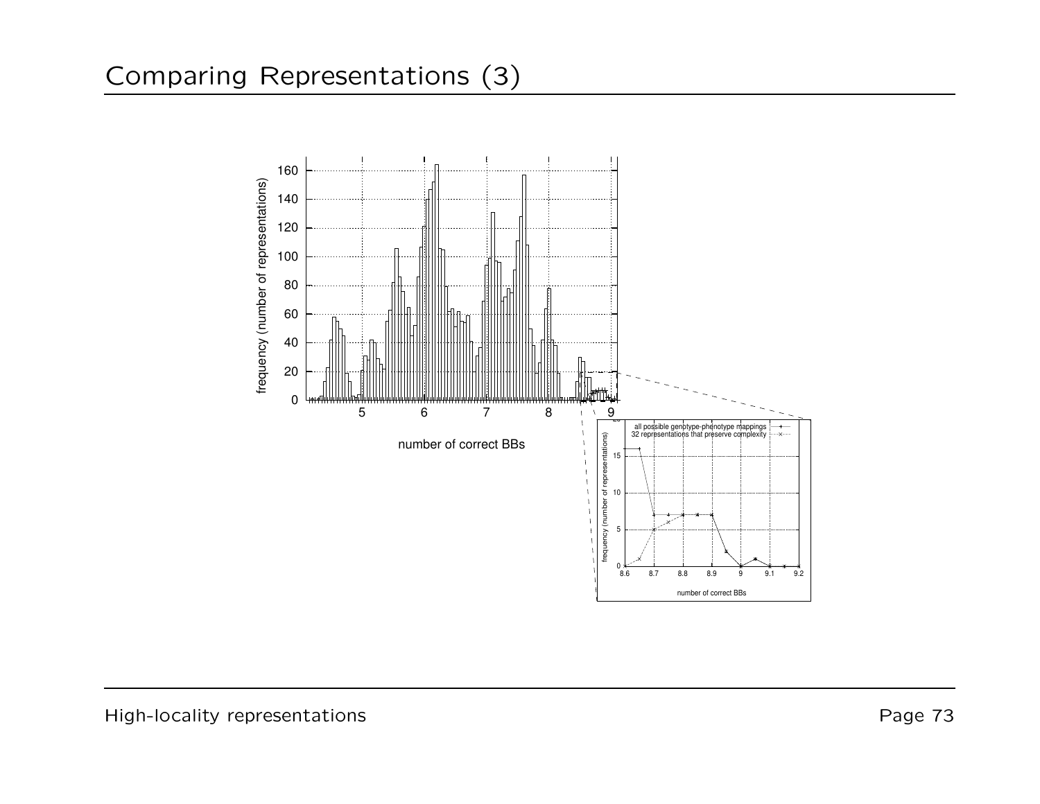# Comparing Representations (3)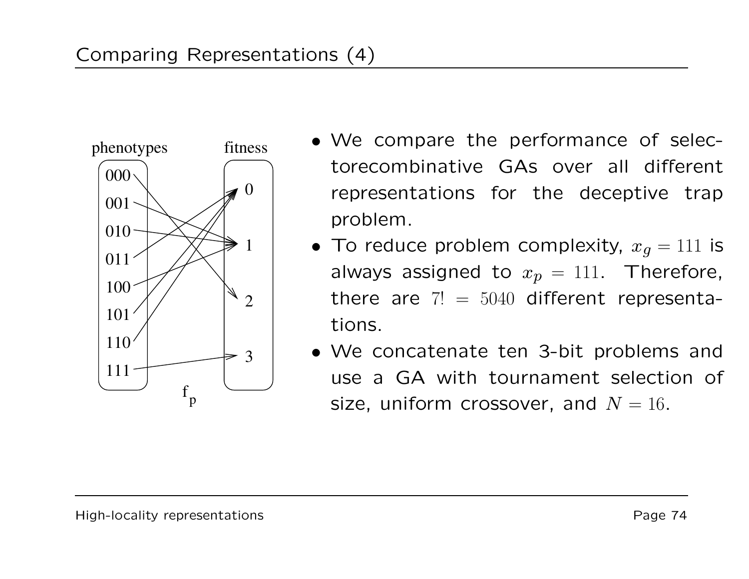# Comparing Representations (4)

- We compare the performance of selectorecombinative GAs over all different representations for the deceptive trap problem.
- To reduce problem complexity, $x_g = 111$ is always assigned to $x_p = 111$. Therefore, there are $7! = 5040$ different representations.
- We concatenate ten 3-bit problems and use a GA with tournament selection of size, uniform crossover, and $N = 16$.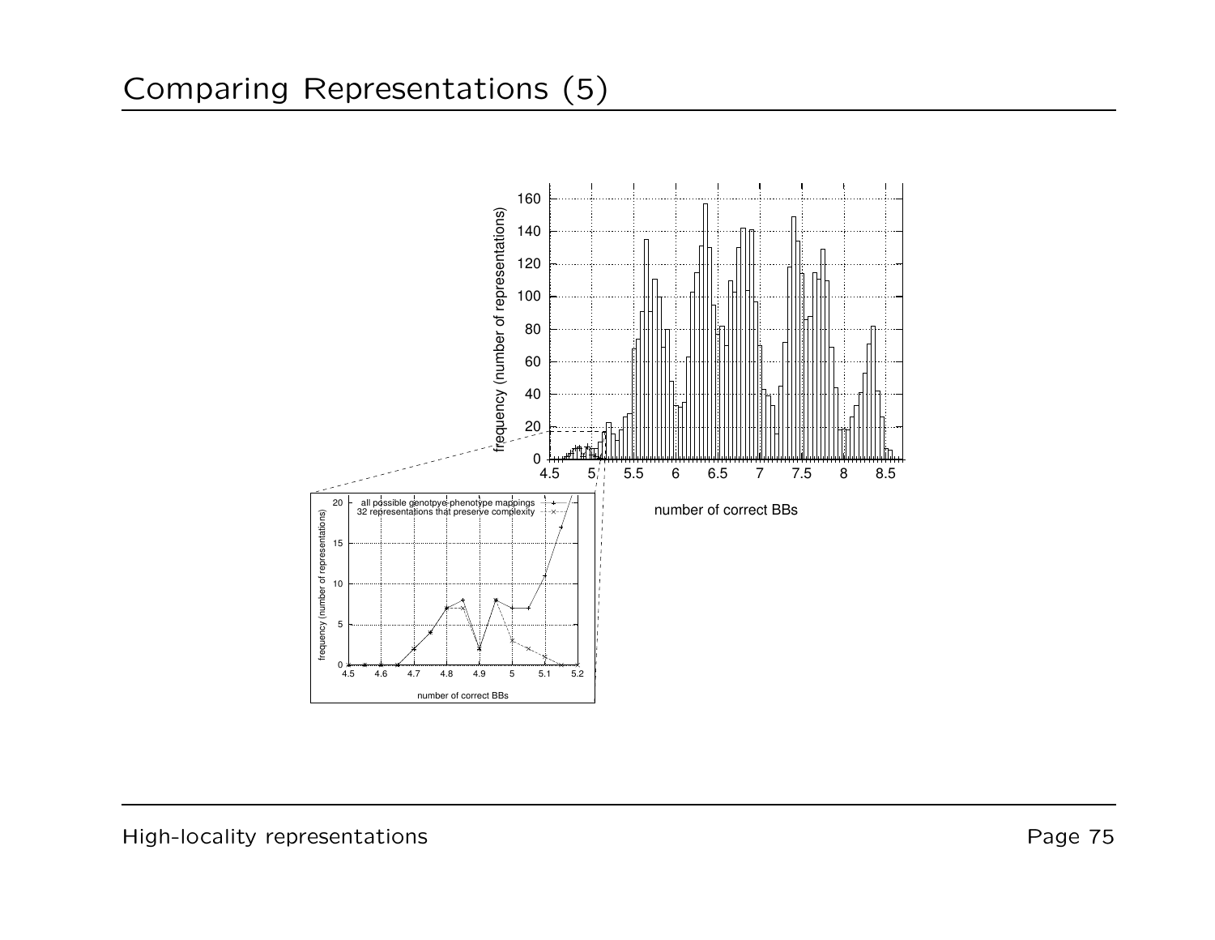# Comparing Representations (5)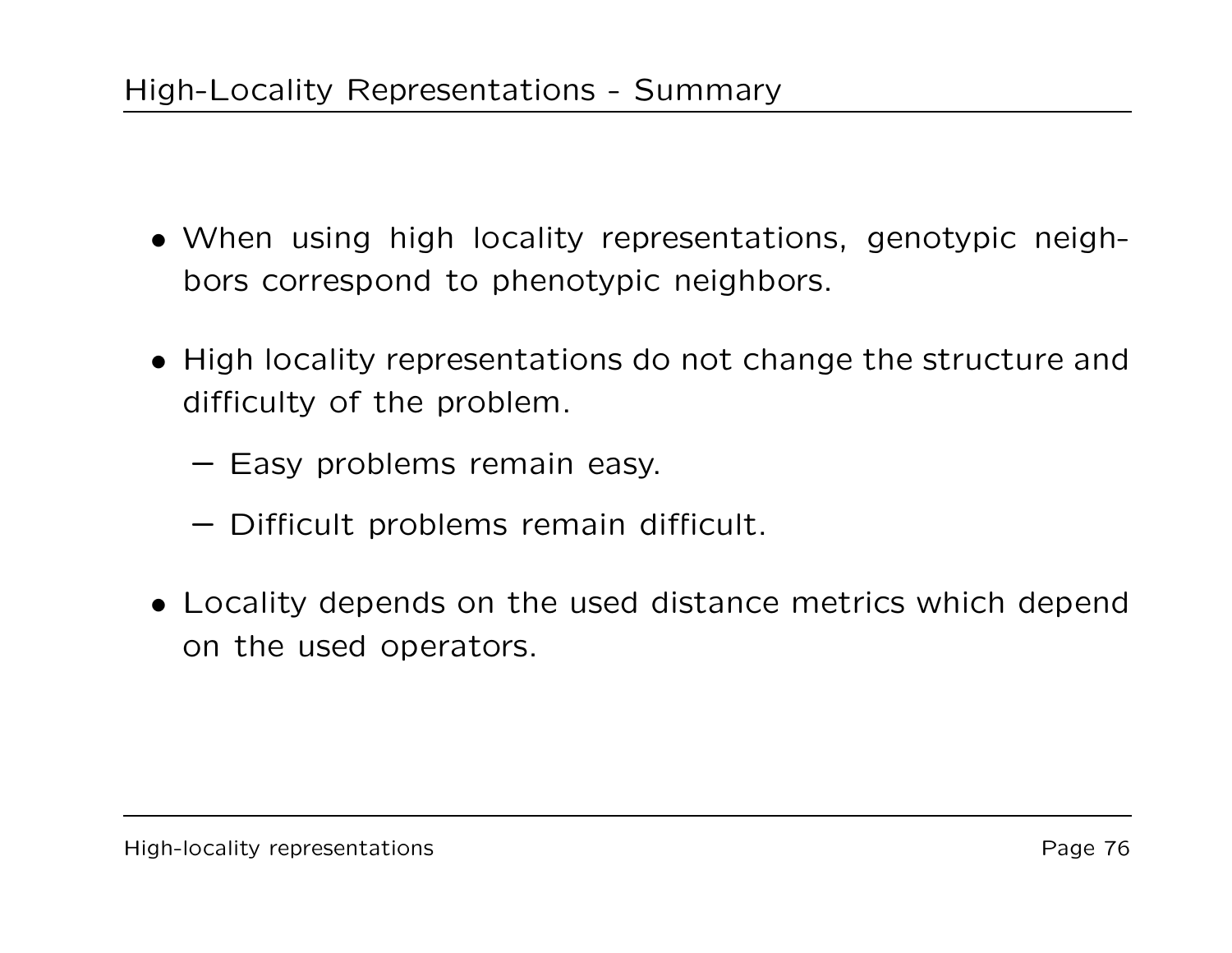## High-Locality Representations - Summary

- When using high locality representations, genotypic neighbors correspond to phenotypic neighbors.
- High locality representations do not change the structure and difficulty of the problem.
  - Easy problems remain easy.
  - Difficult problems remain difficult.
- Locality depends on the used distance metrics which depend on the used operators.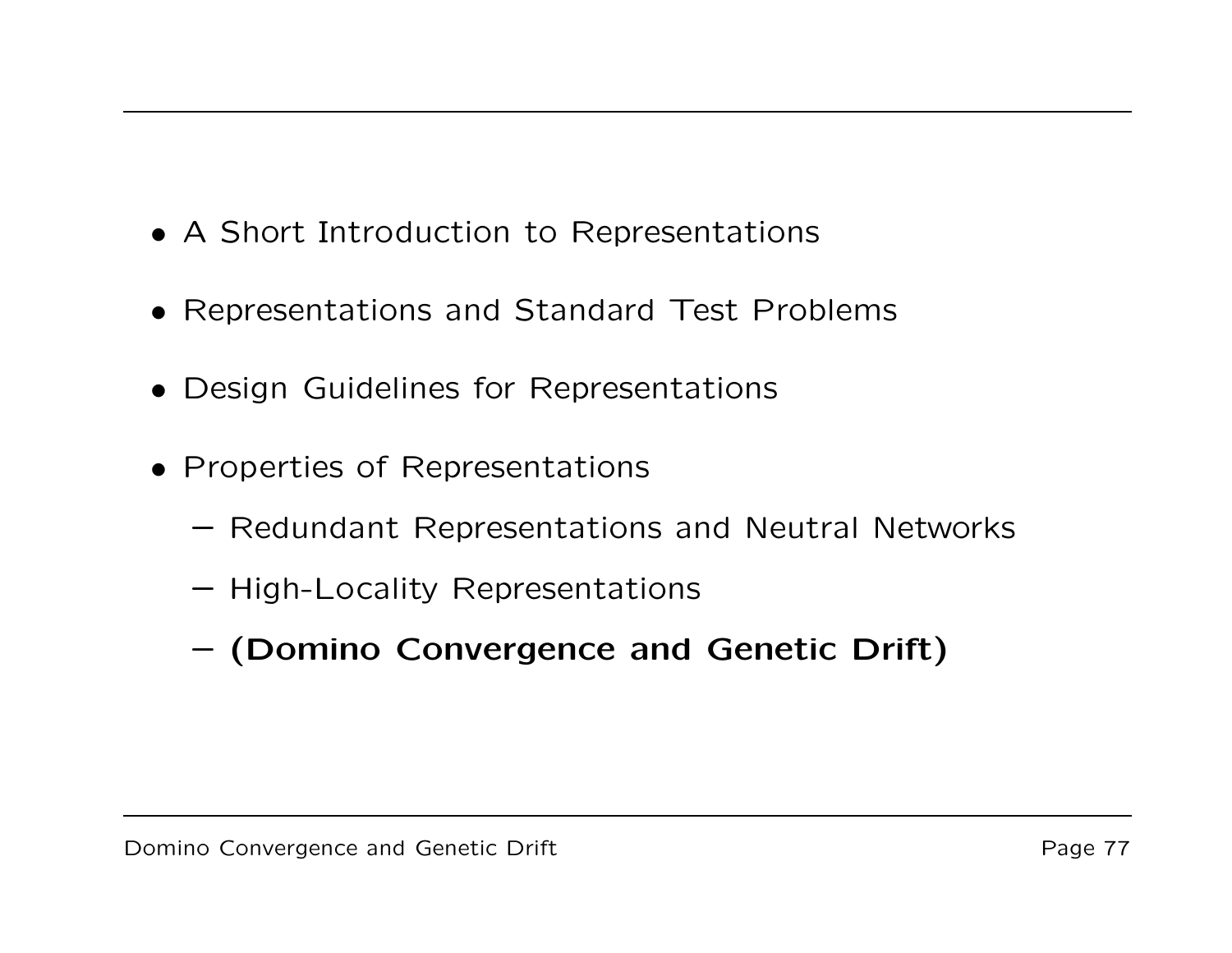- A Short Introduction to Representations
- Representations and Standard Test Problems
- Design Guidelines for Representations
- Properties of Representations
  - Redundant Representations and Neutral Networks
  - High-Locality Representations
  - **(Domino Convergence and Genetic Drift)**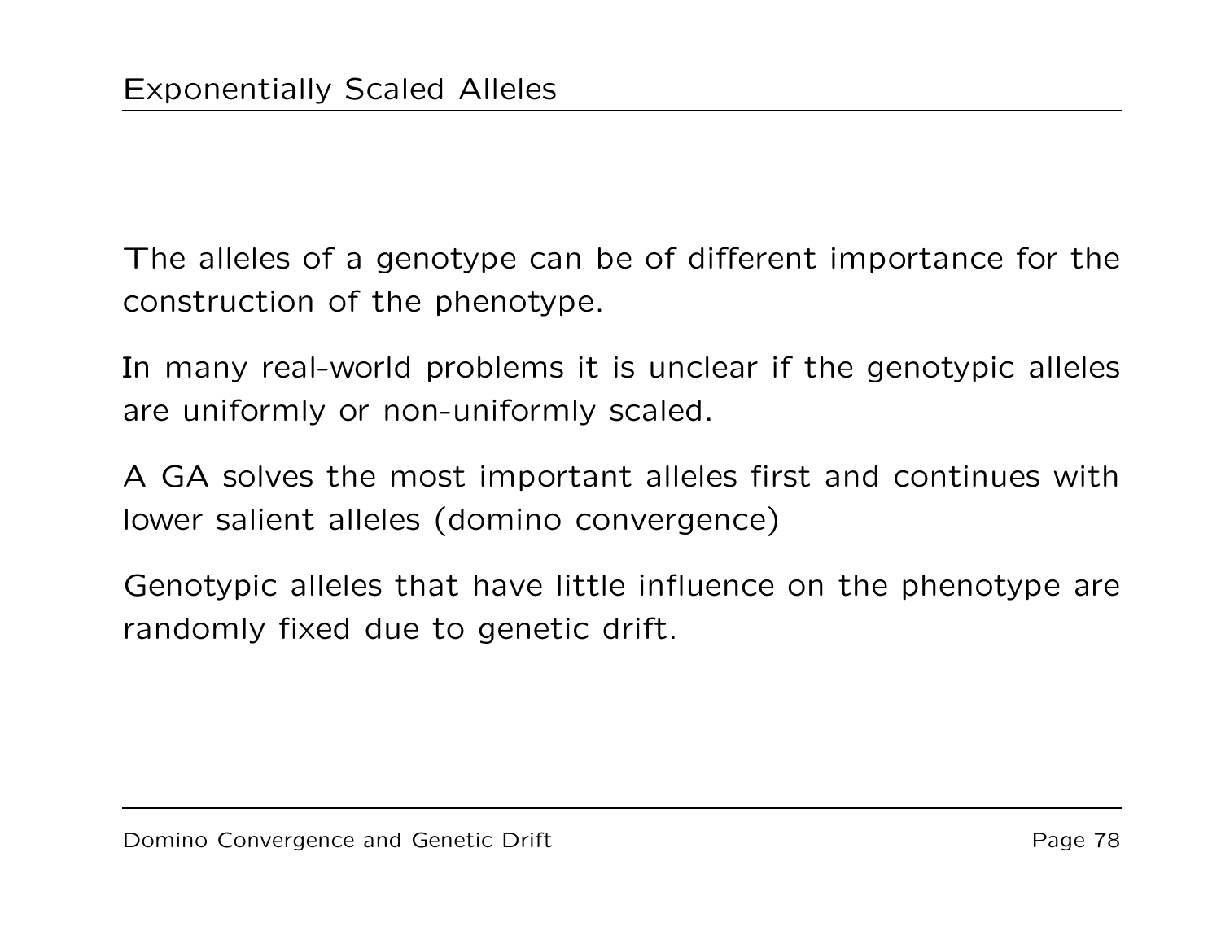# Exponentially Scaled Alleles

The alleles of a genotype can be of different importance for the construction of the phenotype.

In many real-world problems it is unclear if the genotypic alleles are uniformly or non-uniformly scaled.

A GA solves the most important alleles first and continues with lower salient alleles (domino convergence)

Genotypic alleles that have little influence on the phenotype are randomly fixed due to genetic drift.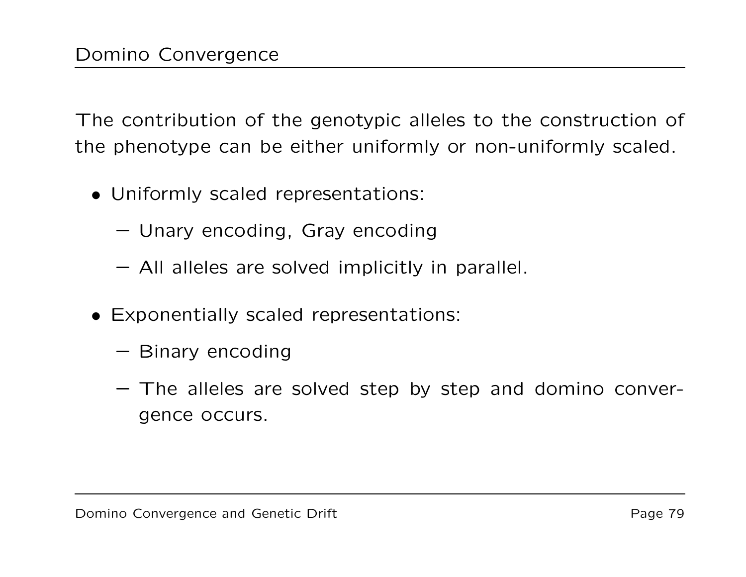## Domino Convergence

The contribution of the genotypic alleles to the construction of the phenotype can be either uniformly or non-uniformly scaled.

- Uniformly scaled representations:
  - Unary encoding, Gray encoding
  - All alleles are solved implicitly in parallel.
- Exponentially scaled representations:
  - Binary encoding
  - The alleles are solved step by step and domino convergence occurs.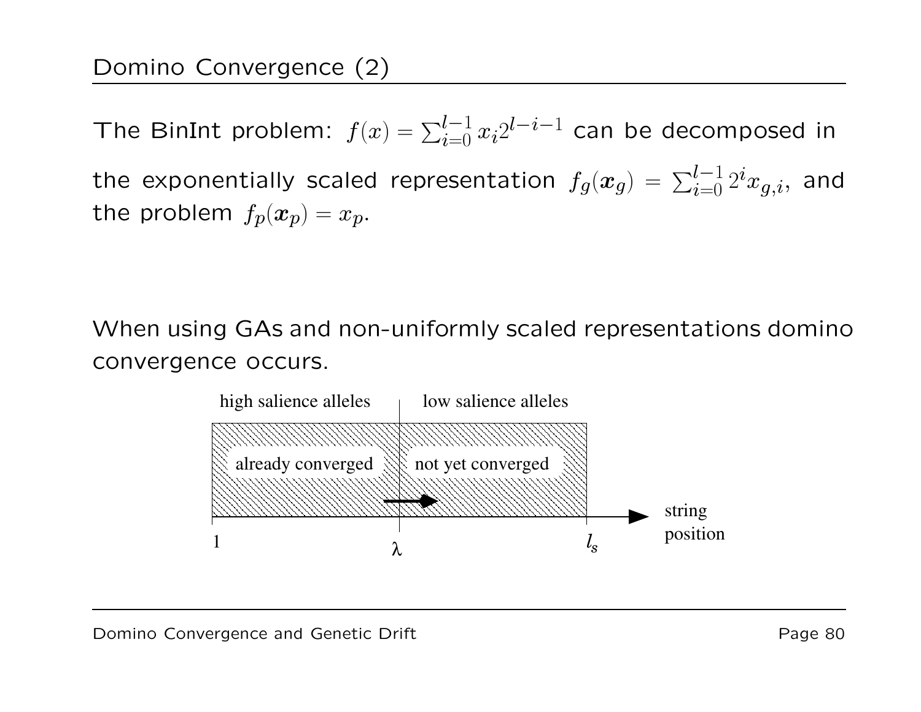## Domino Convergence (2)

The BinInt problem: $f(x) = \sum_{i=0}^{l-1} x_i 2^{l-i-1}$ can be decomposed in the exponentially scaled representation $f_g(\boldsymbol{x}_g) = \sum_{i=0}^{l-1} 2^i x_{g,i}$, and the problem $f_p(\boldsymbol{x}_p) = x_p$.

When using GAs and non-uniformly scaled representations domino convergence occurs.

high salience alleles | low salience alleles

already converged | not yet converged

1 — $\lambda$ — $l_s$ — string position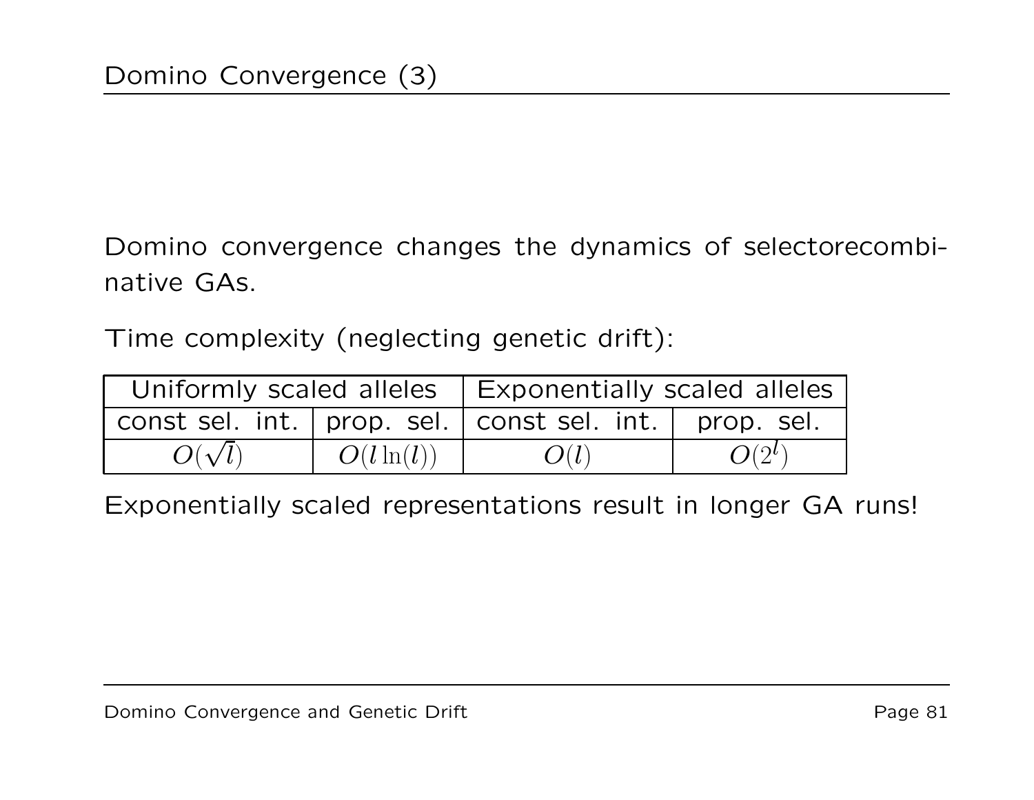# Domino Convergence (3)

Domino convergence changes the dynamics of selectorecombinative GAs.

Time complexity (neglecting genetic drift):

| Uniformly scaled alleles | | Exponentially scaled alleles | |
|---|---|---|---|
| const sel. int. | prop. sel. | const sel. int. | prop. sel. |
| $O(\sqrt{l})$ | $O(l \ln(l))$ | $O(l)$ | $O(2^l)$ |

Exponentially scaled representations result in longer GA runs!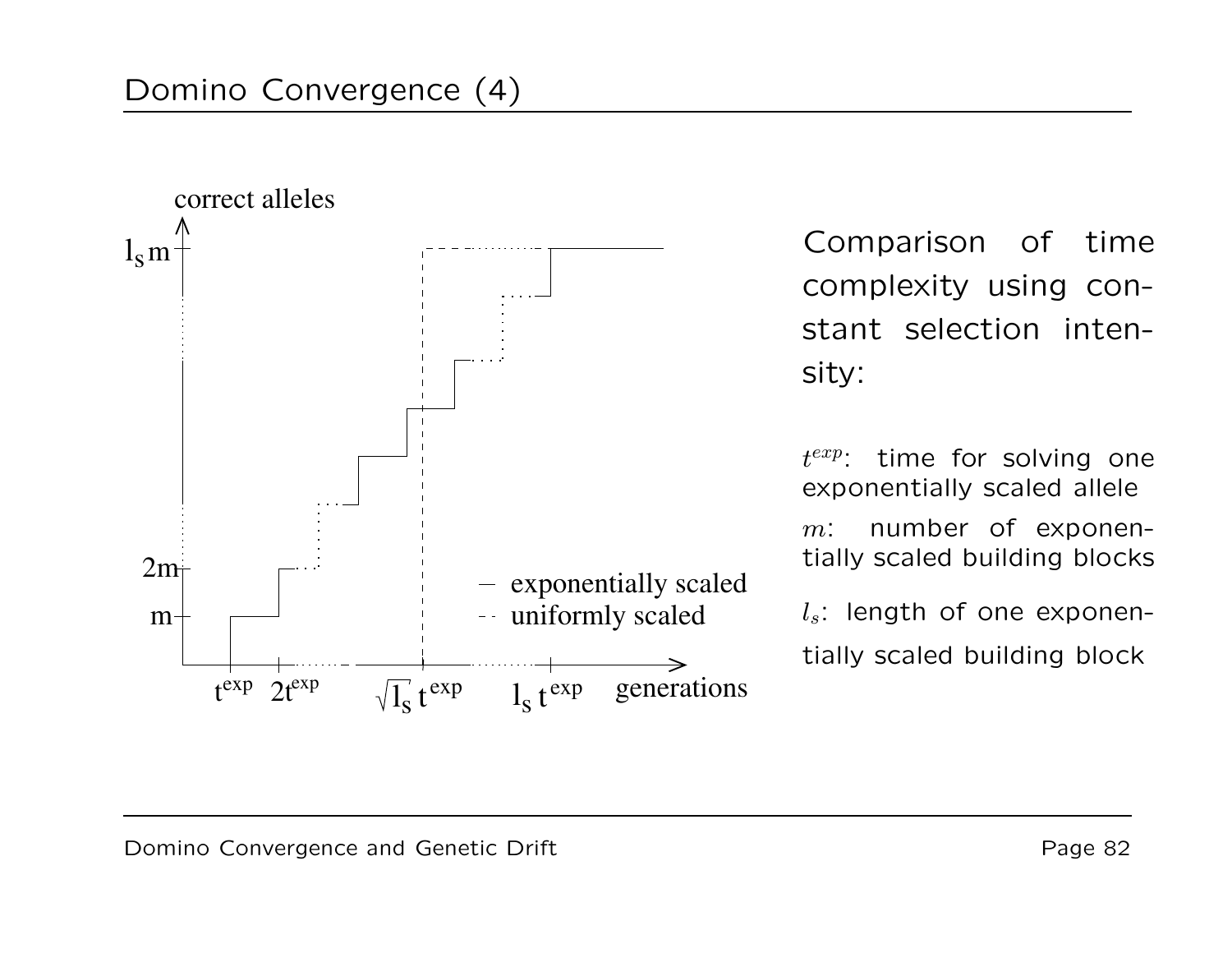# Domino Convergence (4)

correct alleles

$l_s m$

$2m$

$m$

$t^{exp}$ $2t^{exp}$ $\sqrt{l_s}\, t^{exp}$ $l_s\, t^{exp}$ generations

— exponentially scaled

- - uniformly scaled

Comparison of time complexity using constant selection intensity:

$t^{exp}$: time for solving one exponentially scaled allele

$m$: number of exponentially scaled building blocks

$l_s$: length of one exponentially scaled building block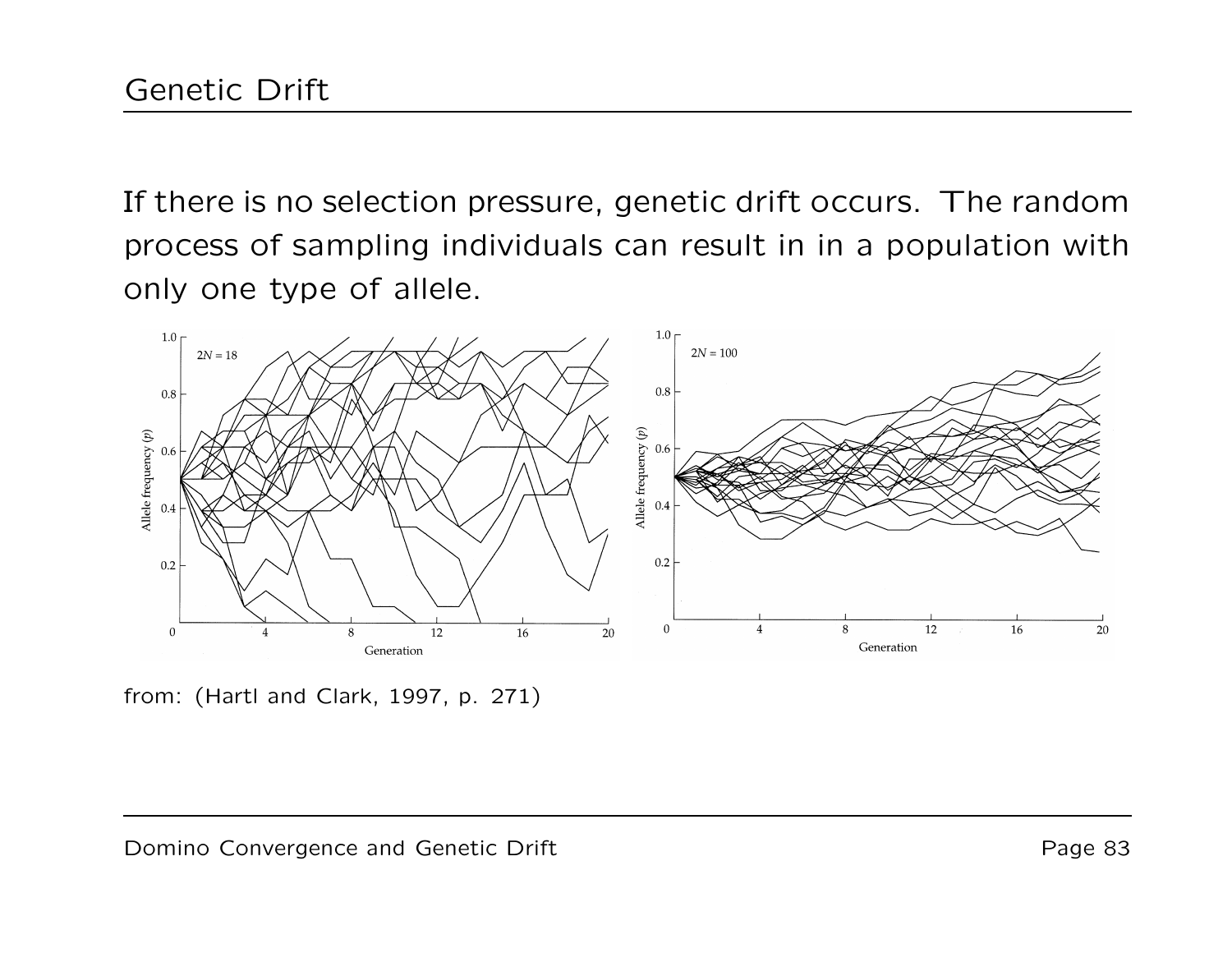# Genetic Drift

If there is no selection pressure, genetic drift occurs. The random process of sampling individuals can result in in a population with only one type of allele.

from: (Hartl and Clark, 1997, p. 271)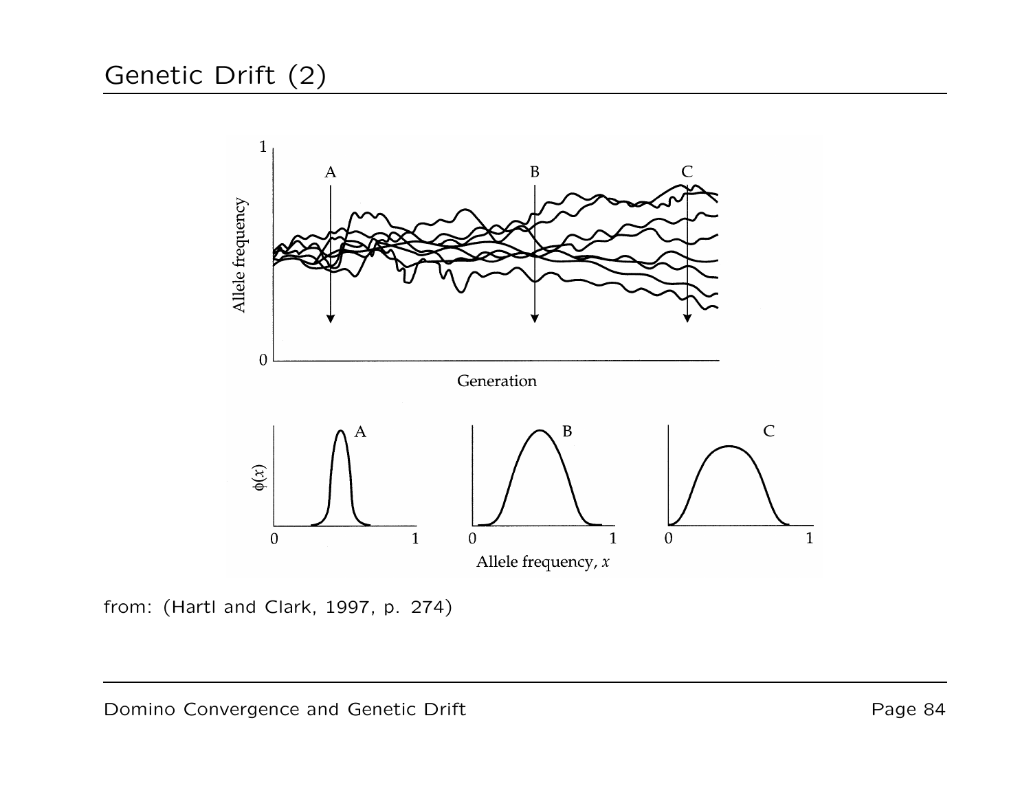# Genetic Drift (2)

from: (Hartl and Clark, 1997, p. 274)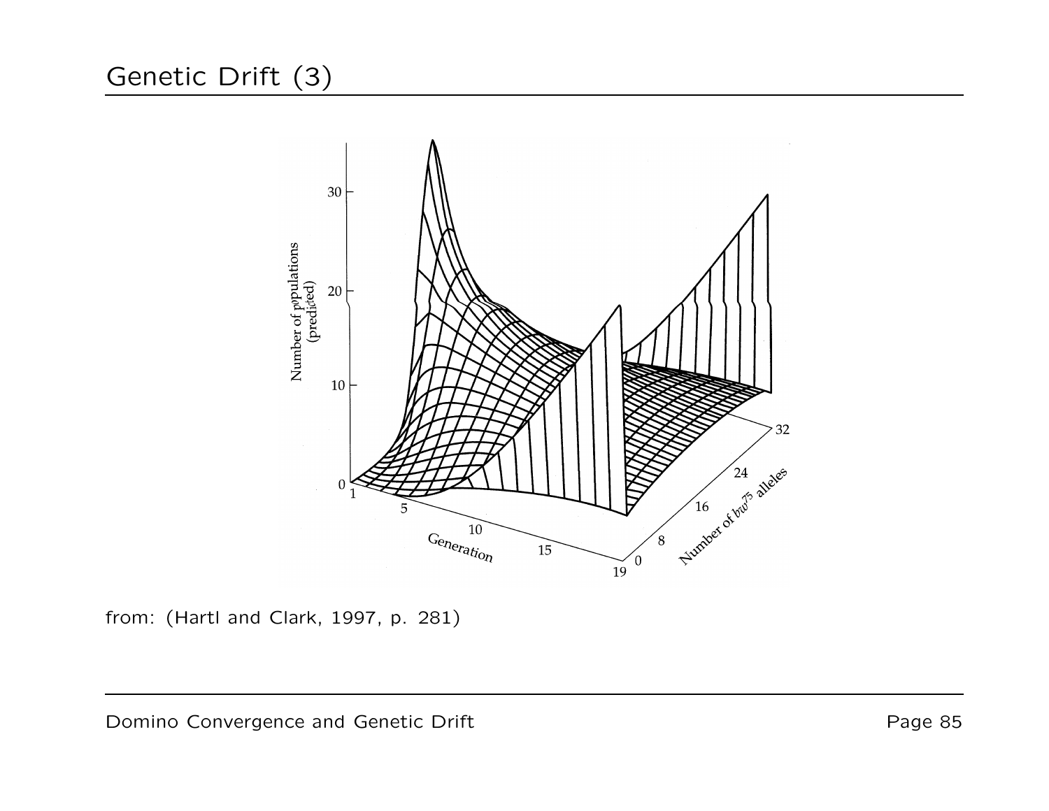# Genetic Drift (3)

from: (Hartl and Clark, 1997, p. 281)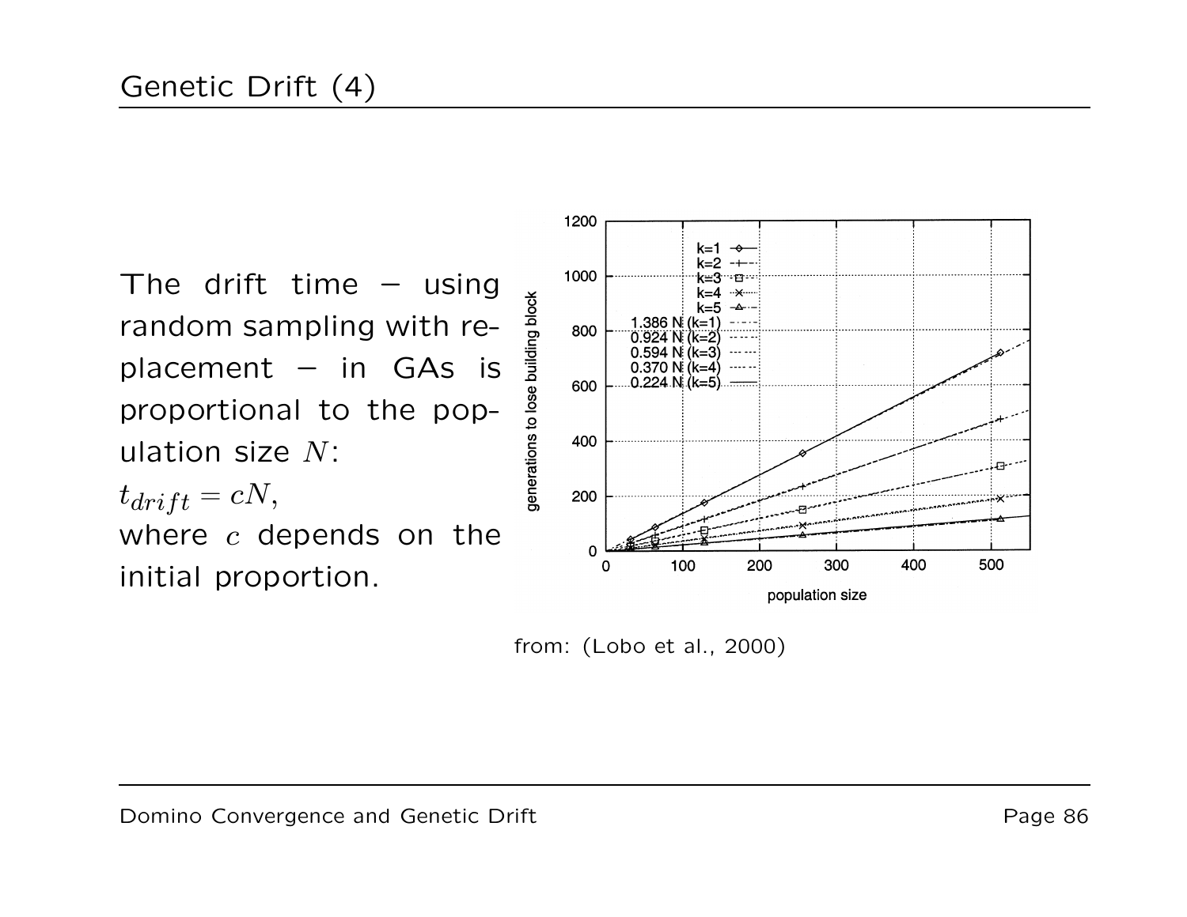# Genetic Drift (4)

The drift time – using random sampling with replacement – in GAs is proportional to the population size $N$:

$t_{drift} = cN$,

where $c$ depends on the initial proportion.

from: (Lobo et al., 2000)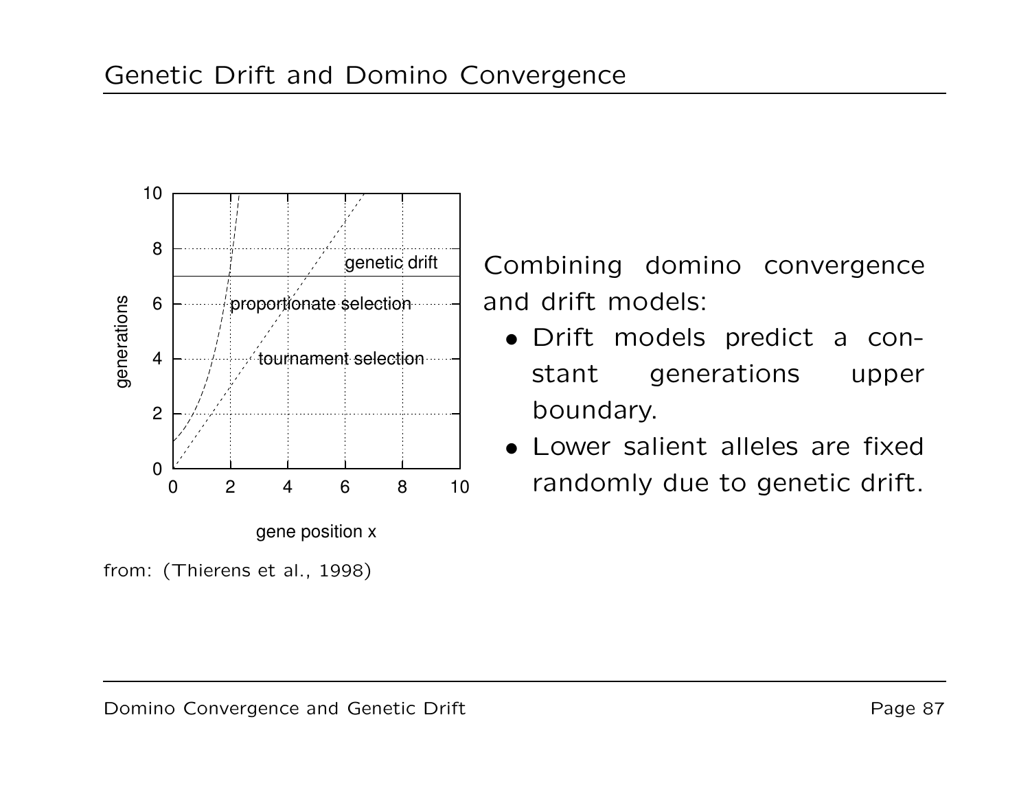# Genetic Drift and Domino Convergence

from: (Thierens et al., 1998)

Combining domino convergence and drift models:

- Drift models predict a constant generations upper boundary.
- Lower salient alleles are fixed randomly due to genetic drift.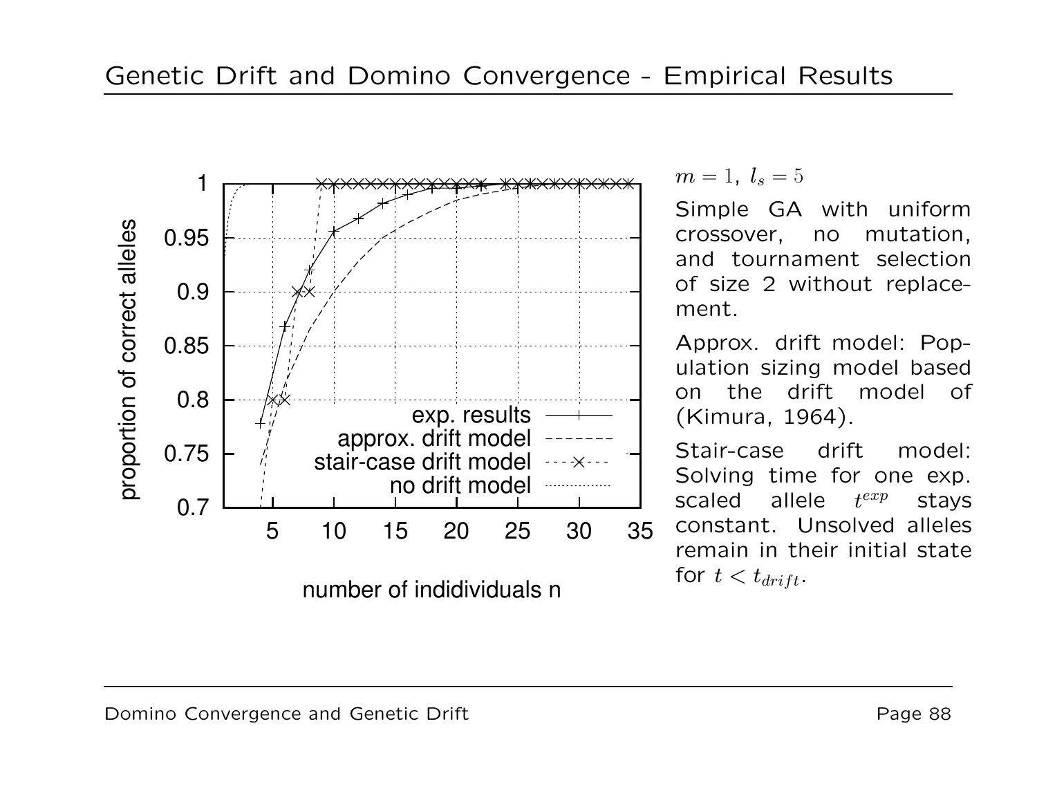# Genetic Drift and Domino Convergence - Empirical Results

$m = 1$, $l_s = 5$

Simple GA with uniform crossover, no mutation, and tournament selection of size 2 without replacement.

Approx. drift model: Population sizing model based on the drift model of (Kimura, 1964).

Stair-case drift model: Solving time for one exp. scaled allele $t^{exp}$ stays constant. Unsolved alleles remain in their initial state for $t < t_{drift}$.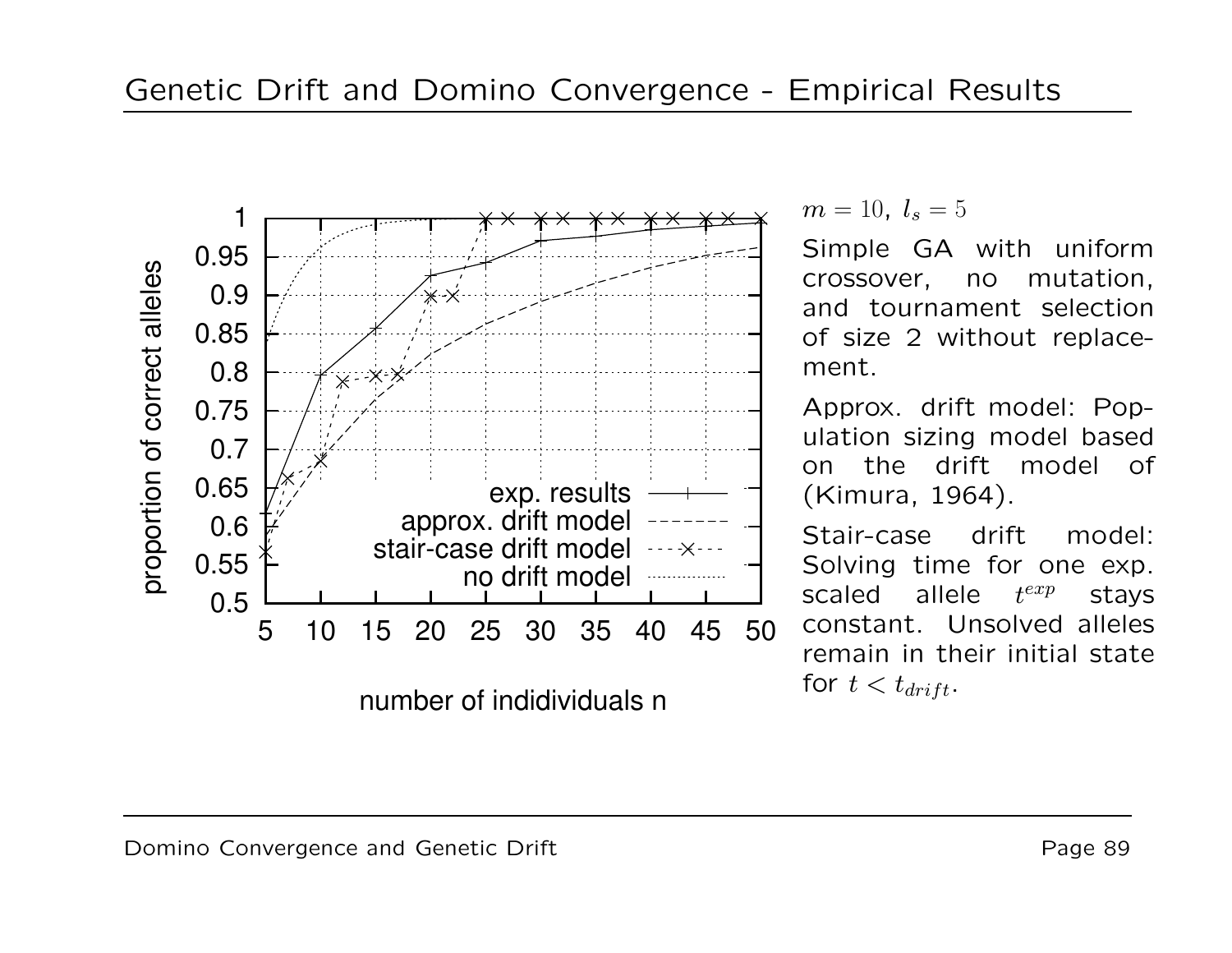# Genetic Drift and Domino Convergence - Empirical Results

$m = 10,\ l_s = 5$

Simple GA with uniform crossover, no mutation, and tournament selection of size 2 without replacement.

Approx. drift model: Population sizing model based on the drift model of (Kimura, 1964).

Stair-case drift model: Solving time for one exp. scaled allele $t^{exp}$ stays constant. Unsolved alleles remain in their initial state for $t < t_{drift}$.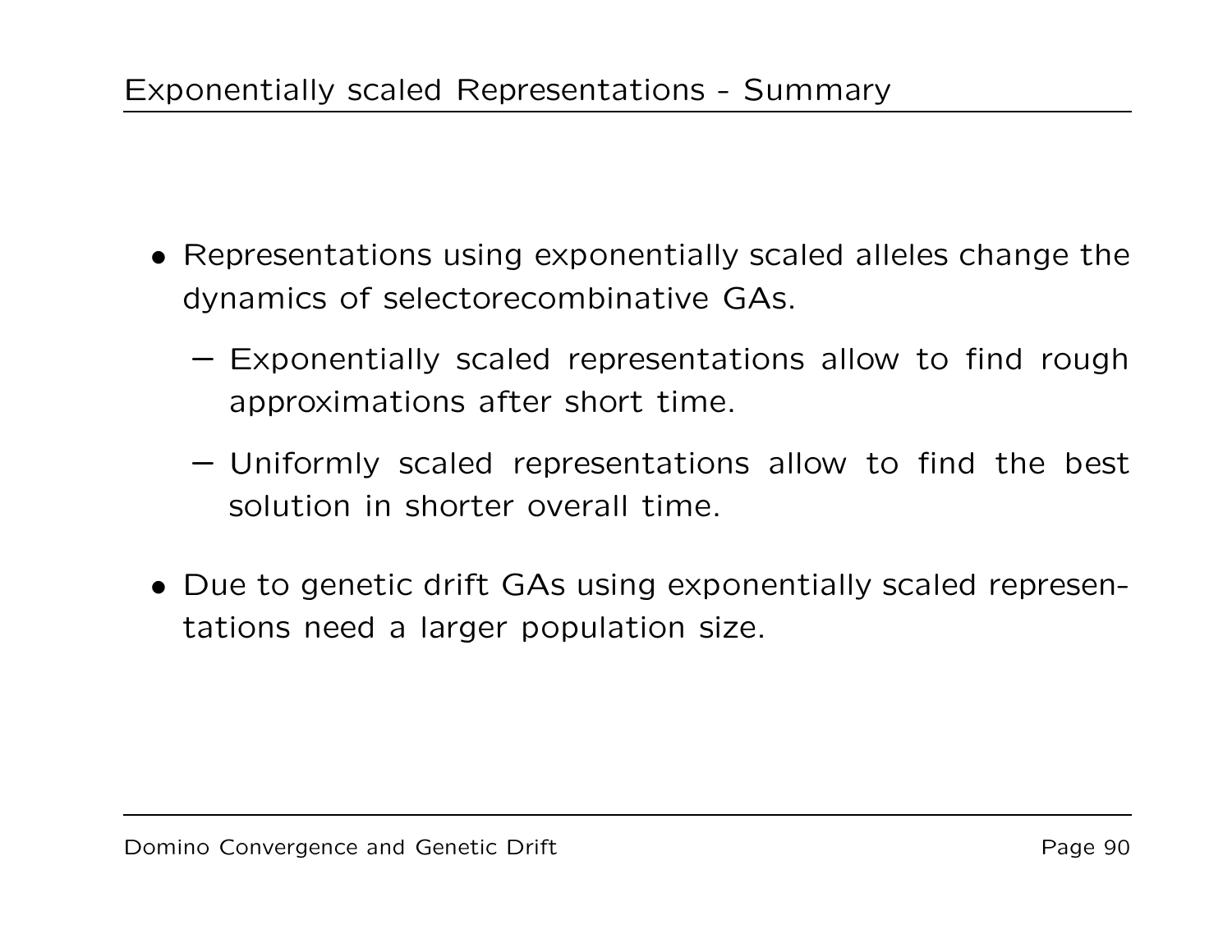# Exponentially scaled Representations - Summary

- Representations using exponentially scaled alleles change the dynamics of selectorecombinative GAs.
  - Exponentially scaled representations allow to find rough approximations after short time.
  - Uniformly scaled representations allow to find the best solution in shorter overall time.
- Due to genetic drift GAs using exponentially scaled representations need a larger population size.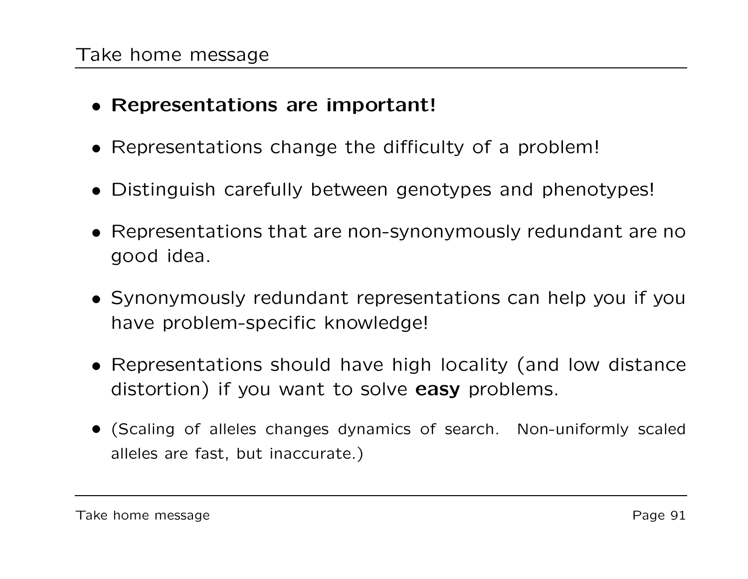# Take home message

- **Representations are important!**
- Representations change the difficulty of a problem!
- Distinguish carefully between genotypes and phenotypes!
- Representations that are non-synonymously redundant are no good idea.
- Synonymously redundant representations can help you if you have problem-specific knowledge!
- Representations should have high locality (and low distance distortion) if you want to solve **easy** problems.
- (Scaling of alleles changes dynamics of search. Non-uniformly scaled alleles are fast, but inaccurate.)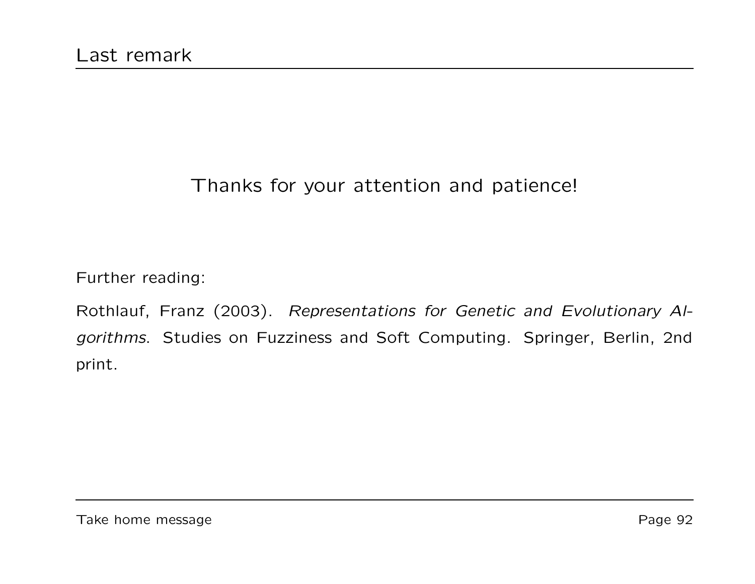## Last remark

Thanks for your attention and patience!

Further reading:

Rothlauf, Franz (2003). *Representations for Genetic and Evolutionary Algorithms*. Studies on Fuzziness and Soft Computing. Springer, Berlin, 2nd print.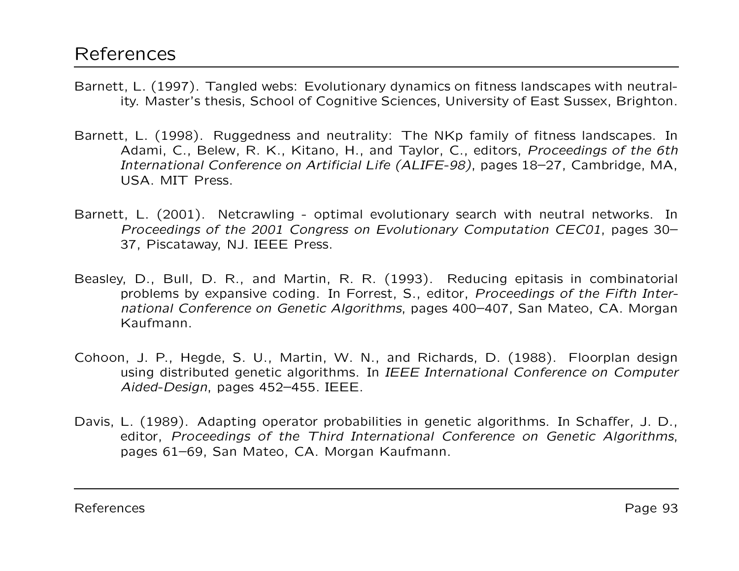# References

Barnett, L. (1997). Tangled webs: Evolutionary dynamics on fitness landscapes with neutrality. Master's thesis, School of Cognitive Sciences, University of East Sussex, Brighton.

Barnett, L. (1998). Ruggedness and neutrality: The NKp family of fitness landscapes. In Adami, C., Belew, R. K., Kitano, H., and Taylor, C., editors, *Proceedings of the 6th International Conference on Artificial Life (ALIFE-98)*, pages 18–27, Cambridge, MA, USA. MIT Press.

Barnett, L. (2001). Netcrawling - optimal evolutionary search with neutral networks. In *Proceedings of the 2001 Congress on Evolutionary Computation CEC01*, pages 30–37, Piscataway, NJ. IEEE Press.

Beasley, D., Bull, D. R., and Martin, R. R. (1993). Reducing epitasis in combinatorial problems by expansive coding. In Forrest, S., editor, *Proceedings of the Fifth International Conference on Genetic Algorithms*, pages 400–407, San Mateo, CA. Morgan Kaufmann.

Cohoon, J. P., Hegde, S. U., Martin, W. N., and Richards, D. (1988). Floorplan design using distributed genetic algorithms. In *IEEE International Conference on Computer Aided-Design*, pages 452–455. IEEE.

Davis, L. (1989). Adapting operator probabilities in genetic algorithms. In Schaffer, J. D., editor, *Proceedings of the Third International Conference on Genetic Algorithms*, pages 61–69, San Mateo, CA. Morgan Kaufmann.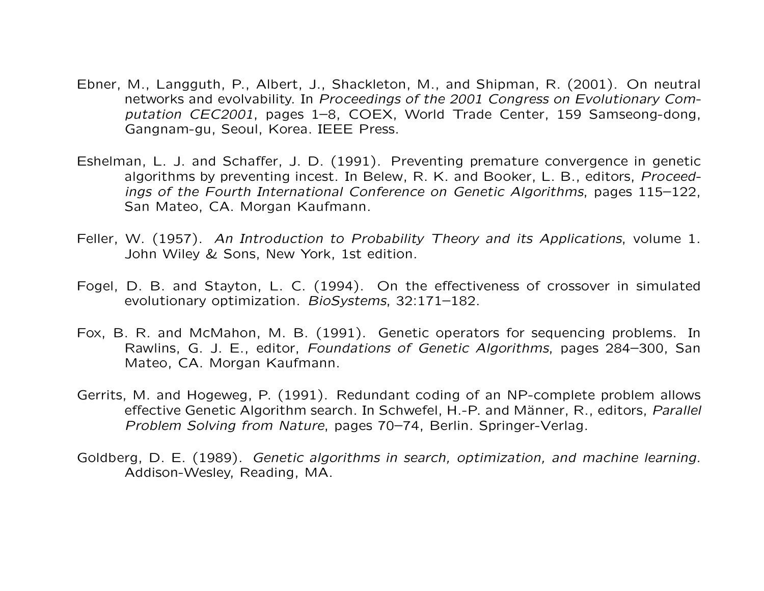Ebner, M., Langguth, P., Albert, J., Shackleton, M., and Shipman, R. (2001). On neutral networks and evolvability. In *Proceedings of the 2001 Congress on Evolutionary Computation CEC2001*, pages 1–8, COEX, World Trade Center, 159 Samseong-dong, Gangnam-gu, Seoul, Korea. IEEE Press.

Eshelman, L. J. and Schaffer, J. D. (1991). Preventing premature convergence in genetic algorithms by preventing incest. In Belew, R. K. and Booker, L. B., editors, *Proceedings of the Fourth International Conference on Genetic Algorithms*, pages 115–122, San Mateo, CA. Morgan Kaufmann.

Feller, W. (1957). *An Introduction to Probability Theory and its Applications*, volume 1. John Wiley & Sons, New York, 1st edition.

Fogel, D. B. and Stayton, L. C. (1994). On the effectiveness of crossover in simulated evolutionary optimization. *BioSystems*, 32:171–182.

Fox, B. R. and McMahon, M. B. (1991). Genetic operators for sequencing problems. In Rawlins, G. J. E., editor, *Foundations of Genetic Algorithms*, pages 284–300, San Mateo, CA. Morgan Kaufmann.

Gerrits, M. and Hogeweg, P. (1991). Redundant coding of an NP-complete problem allows effective Genetic Algorithm search. In Schwefel, H.-P. and Männer, R., editors, *Parallel Problem Solving from Nature*, pages 70–74, Berlin. Springer-Verlag.

Goldberg, D. E. (1989). *Genetic algorithms in search, optimization, and machine learning*. Addison-Wesley, Reading, MA.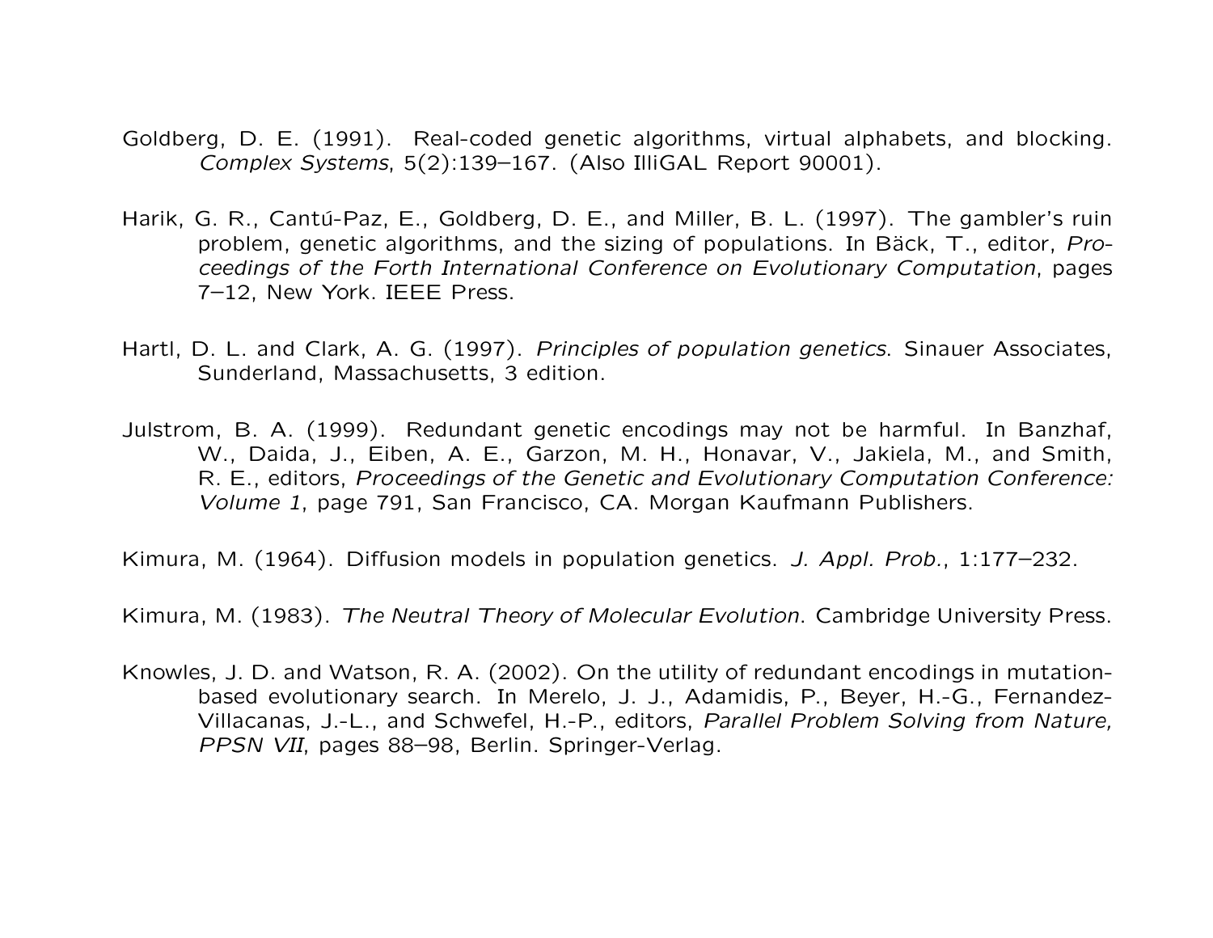Goldberg, D. E. (1991). Real-coded genetic algorithms, virtual alphabets, and blocking. *Complex Systems*, 5(2):139–167. (Also IlliGAL Report 90001).

Harik, G. R., Cantú-Paz, E., Goldberg, D. E., and Miller, B. L. (1997). The gambler's ruin problem, genetic algorithms, and the sizing of populations. In Bäck, T., editor, *Proceedings of the Forth International Conference on Evolutionary Computation*, pages 7–12, New York. IEEE Press.

Hartl, D. L. and Clark, A. G. (1997). *Principles of population genetics*. Sinauer Associates, Sunderland, Massachusetts, 3 edition.

Julstrom, B. A. (1999). Redundant genetic encodings may not be harmful. In Banzhaf, W., Daida, J., Eiben, A. E., Garzon, M. H., Honavar, V., Jakiela, M., and Smith, R. E., editors, *Proceedings of the Genetic and Evolutionary Computation Conference: Volume 1*, page 791, San Francisco, CA. Morgan Kaufmann Publishers.

Kimura, M. (1964). Diffusion models in population genetics. *J. Appl. Prob.*, 1:177–232.

Kimura, M. (1983). *The Neutral Theory of Molecular Evolution*. Cambridge University Press.

Knowles, J. D. and Watson, R. A. (2002). On the utility of redundant encodings in mutation-based evolutionary search. In Merelo, J. J., Adamidis, P., Beyer, H.-G., Fernandez-Villacanas, J.-L., and Schwefel, H.-P., editors, *Parallel Problem Solving from Nature, PPSN VII*, pages 88–98, Berlin. Springer-Verlag.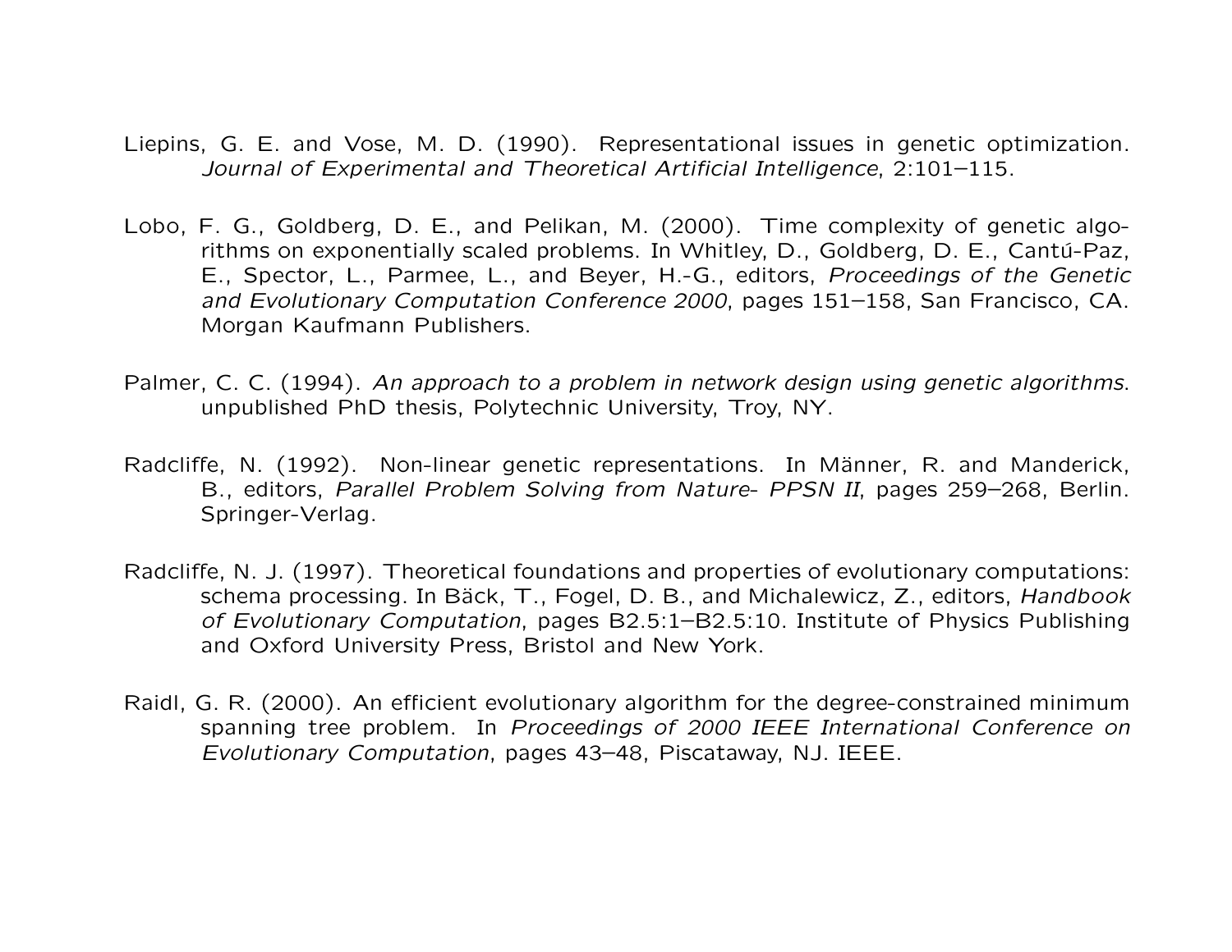Liepins, G. E. and Vose, M. D. (1990). Representational issues in genetic optimization. *Journal of Experimental and Theoretical Artificial Intelligence*, 2:101–115.

Lobo, F. G., Goldberg, D. E., and Pelikan, M. (2000). Time complexity of genetic algorithms on exponentially scaled problems. In Whitley, D., Goldberg, D. E., Cantú-Paz, E., Spector, L., Parmee, L., and Beyer, H.-G., editors, *Proceedings of the Genetic and Evolutionary Computation Conference 2000*, pages 151–158, San Francisco, CA. Morgan Kaufmann Publishers.

Palmer, C. C. (1994). *An approach to a problem in network design using genetic algorithms*. unpublished PhD thesis, Polytechnic University, Troy, NY.

Radcliffe, N. (1992). Non-linear genetic representations. In Männer, R. and Manderick, B., editors, *Parallel Problem Solving from Nature- PPSN II*, pages 259–268, Berlin. Springer-Verlag.

Radcliffe, N. J. (1997). Theoretical foundations and properties of evolutionary computations: schema processing. In Bäck, T., Fogel, D. B., and Michalewicz, Z., editors, *Handbook of Evolutionary Computation*, pages B2.5:1–B2.5:10. Institute of Physics Publishing and Oxford University Press, Bristol and New York.

Raidl, G. R. (2000). An efficient evolutionary algorithm for the degree-constrained minimum spanning tree problem. In *Proceedings of 2000 IEEE International Conference on Evolutionary Computation*, pages 43–48, Piscataway, NJ. IEEE.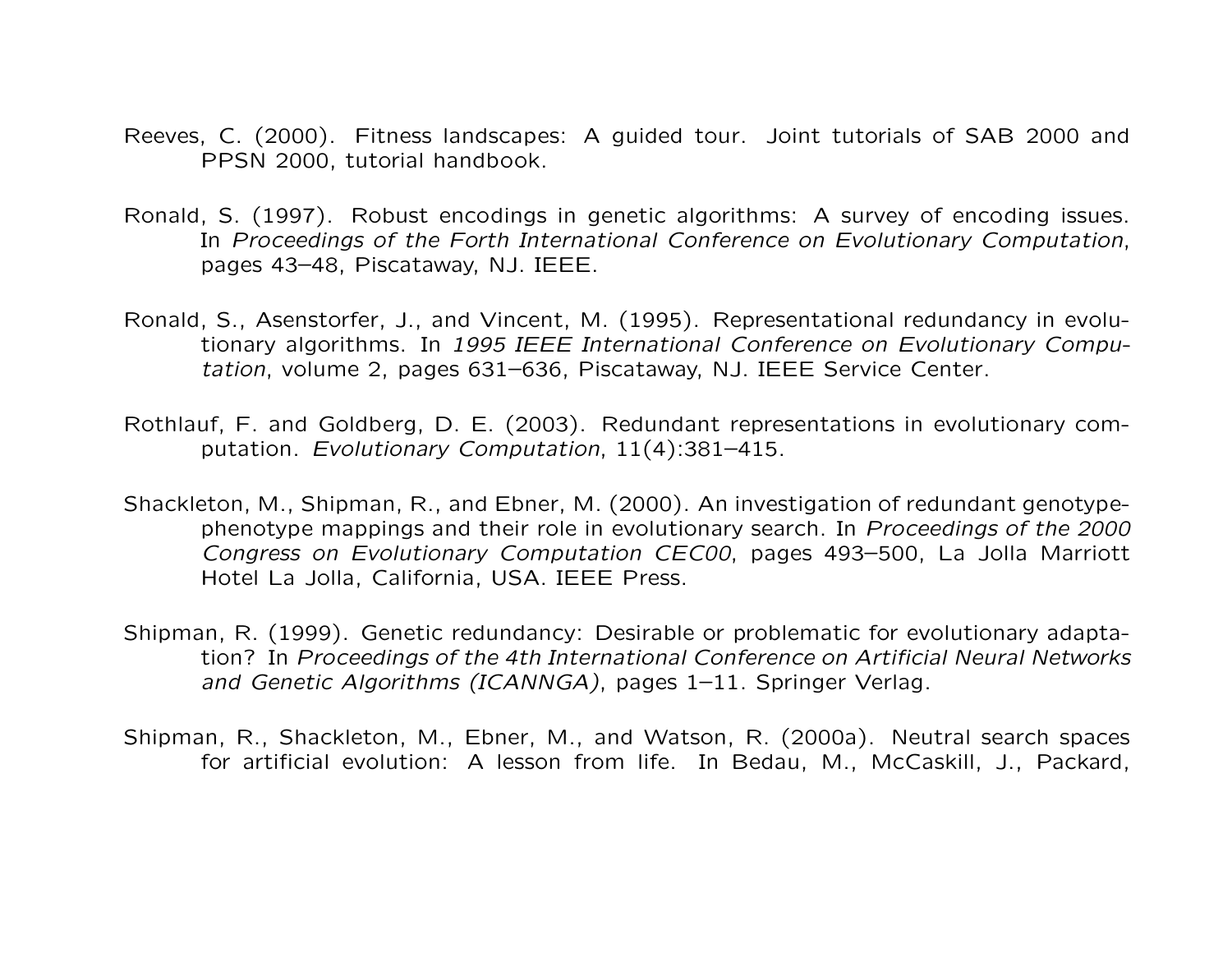Reeves, C. (2000). Fitness landscapes: A guided tour. Joint tutorials of SAB 2000 and PPSN 2000, tutorial handbook.

Ronald, S. (1997). Robust encodings in genetic algorithms: A survey of encoding issues. In *Proceedings of the Forth International Conference on Evolutionary Computation*, pages 43–48, Piscataway, NJ. IEEE.

Ronald, S., Asenstorfer, J., and Vincent, M. (1995). Representational redundancy in evolutionary algorithms. In *1995 IEEE International Conference on Evolutionary Computation*, volume 2, pages 631–636, Piscataway, NJ. IEEE Service Center.

Rothlauf, F. and Goldberg, D. E. (2003). Redundant representations in evolutionary computation. *Evolutionary Computation*, 11(4):381–415.

Shackleton, M., Shipman, R., and Ebner, M. (2000). An investigation of redundant genotype-phenotype mappings and their role in evolutionary search. In *Proceedings of the 2000 Congress on Evolutionary Computation CEC00*, pages 493–500, La Jolla Marriott Hotel La Jolla, California, USA. IEEE Press.

Shipman, R. (1999). Genetic redundancy: Desirable or problematic for evolutionary adaptation? In *Proceedings of the 4th International Conference on Artificial Neural Networks and Genetic Algorithms (ICANNGA)*, pages 1–11. Springer Verlag.

Shipman, R., Shackleton, M., Ebner, M., and Watson, R. (2000a). Neutral search spaces for artificial evolution: A lesson from life. In Bedau, M., McCaskill, J., Packard,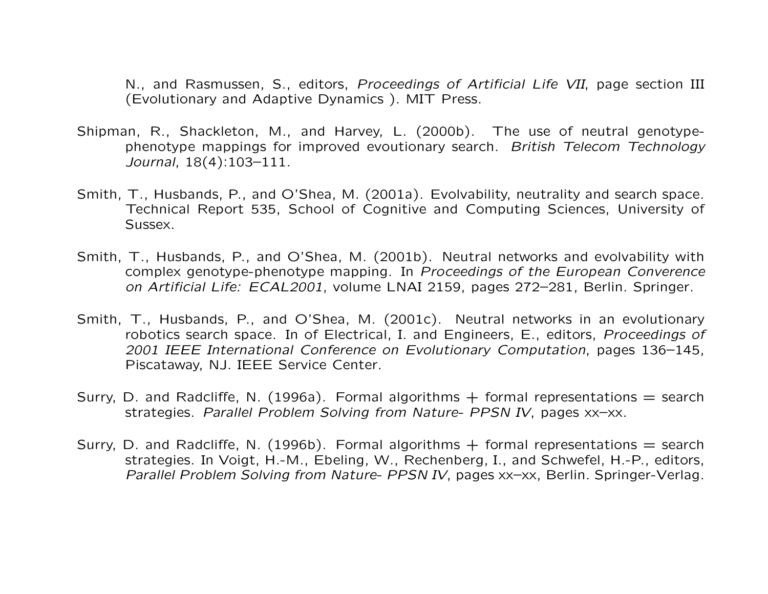N., and Rasmussen, S., editors, *Proceedings of Artificial Life VII*, page section III (Evolutionary and Adaptive Dynamics ). MIT Press.

Shipman, R., Shackleton, M., and Harvey, L. (2000b). The use of neutral genotype-phenotype mappings for improved evoutionary search. *British Telecom Technology Journal*, 18(4):103–111.

Smith, T., Husbands, P., and O'Shea, M. (2001a). Evolvability, neutrality and search space. Technical Report 535, School of Cognitive and Computing Sciences, University of Sussex.

Smith, T., Husbands, P., and O'Shea, M. (2001b). Neutral networks and evolvability with complex genotype-phenotype mapping. In *Proceedings of the European Converence on Artificial Life: ECAL2001*, volume LNAI 2159, pages 272–281, Berlin. Springer.

Smith, T., Husbands, P., and O'Shea, M. (2001c). Neutral networks in an evolutionary robotics search space. In of Electrical, I. and Engineers, E., editors, *Proceedings of 2001 IEEE International Conference on Evolutionary Computation*, pages 136–145, Piscataway, NJ. IEEE Service Center.

Surry, D. and Radcliffe, N. (1996a). Formal algorithms + formal representations = search strategies. *Parallel Problem Solving from Nature- PPSN IV*, pages xx–xx.

Surry, D. and Radcliffe, N. (1996b). Formal algorithms + formal representations = search strategies. In Voigt, H.-M., Ebeling, W., Rechenberg, I., and Schwefel, H.-P., editors, *Parallel Problem Solving from Nature- PPSN IV*, pages xx–xx, Berlin. Springer-Verlag.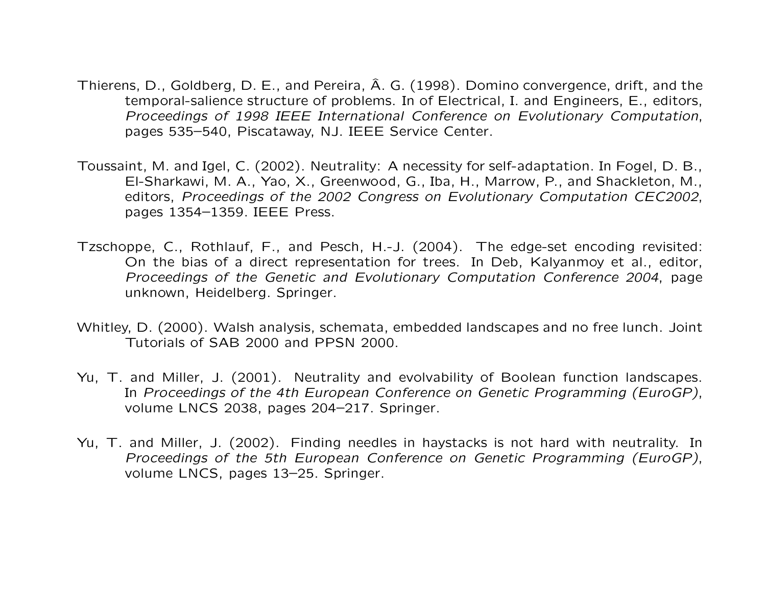Thierens, D., Goldberg, D. E., and Pereira, Â. G. (1998). Domino convergence, drift, and the temporal-salience structure of problems. In of Electrical, I. and Engineers, E., editors, *Proceedings of 1998 IEEE International Conference on Evolutionary Computation*, pages 535–540, Piscataway, NJ. IEEE Service Center.

Toussaint, M. and Igel, C. (2002). Neutrality: A necessity for self-adaptation. In Fogel, D. B., El-Sharkawi, M. A., Yao, X., Greenwood, G., Iba, H., Marrow, P., and Shackleton, M., editors, *Proceedings of the 2002 Congress on Evolutionary Computation CEC2002*, pages 1354–1359. IEEE Press.

Tzschoppe, C., Rothlauf, F., and Pesch, H.-J. (2004). The edge-set encoding revisited: On the bias of a direct representation for trees. In Deb, Kalyanmoy et al., editor, *Proceedings of the Genetic and Evolutionary Computation Conference 2004*, page unknown, Heidelberg. Springer.

Whitley, D. (2000). Walsh analysis, schemata, embedded landscapes and no free lunch. Joint Tutorials of SAB 2000 and PPSN 2000.

Yu, T. and Miller, J. (2001). Neutrality and evolvability of Boolean function landscapes. In *Proceedings of the 4th European Conference on Genetic Programming (EuroGP)*, volume LNCS 2038, pages 204–217. Springer.

Yu, T. and Miller, J. (2002). Finding needles in haystacks is not hard with neutrality. In *Proceedings of the 5th European Conference on Genetic Programming (EuroGP)*, volume LNCS, pages 13–25. Springer.